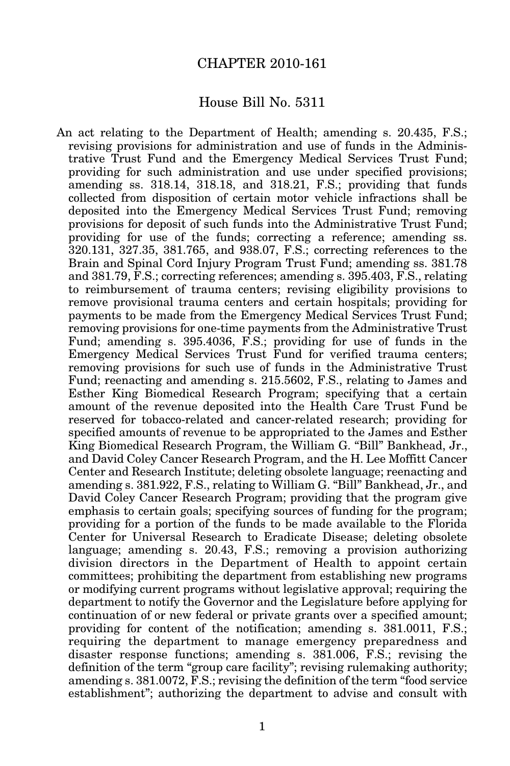# CHAPTER 2010-161

## House Bill No. 5311

An act relating to the Department of Health; amending s. 20.435, F.S.; revising provisions for administration and use of funds in the Administrative Trust Fund and the Emergency Medical Services Trust Fund; providing for such administration and use under specified provisions; amending ss. 318.14, 318.18, and 318.21, F.S.; providing that funds collected from disposition of certain motor vehicle infractions shall be deposited into the Emergency Medical Services Trust Fund; removing provisions for deposit of such funds into the Administrative Trust Fund; providing for use of the funds; correcting a reference; amending ss. 320.131, 327.35, 381.765, and 938.07, F.S.; correcting references to the Brain and Spinal Cord Injury Program Trust Fund; amending ss. 381.78 and 381.79, F.S.; correcting references; amending s. 395.403, F.S., relating to reimbursement of trauma centers; revising eligibility provisions to remove provisional trauma centers and certain hospitals; providing for payments to be made from the Emergency Medical Services Trust Fund; removing provisions for one-time payments from the Administrative Trust Fund; amending s. 395.4036, F.S.; providing for use of funds in the Emergency Medical Services Trust Fund for verified trauma centers; removing provisions for such use of funds in the Administrative Trust Fund; reenacting and amending s. 215.5602, F.S., relating to James and Esther King Biomedical Research Program; specifying that a certain amount of the revenue deposited into the Health Care Trust Fund be reserved for tobacco-related and cancer-related research; providing for specified amounts of revenue to be appropriated to the James and Esther King Biomedical Research Program, the William G. "Bill" Bankhead, Jr., and David Coley Cancer Research Program, and the H. Lee Moffitt Cancer Center and Research Institute; deleting obsolete language; reenacting and amending s. 381.922, F.S., relating to William G. "Bill" Bankhead, Jr., and David Coley Cancer Research Program; providing that the program give emphasis to certain goals; specifying sources of funding for the program; providing for a portion of the funds to be made available to the Florida Center for Universal Research to Eradicate Disease; deleting obsolete language; amending s. 20.43, F.S.; removing a provision authorizing division directors in the Department of Health to appoint certain committees; prohibiting the department from establishing new programs or modifying current programs without legislative approval; requiring the department to notify the Governor and the Legislature before applying for continuation of or new federal or private grants over a specified amount; providing for content of the notification; amending s. 381.0011, F.S.; requiring the department to manage emergency preparedness and disaster response functions; amending s. 381.006, F.S.; revising the definition of the term "group care facility"; revising rulemaking authority; amending s. 381.0072, F.S.; revising the definition of the term "food service establishment"; authorizing the department to advise and consult with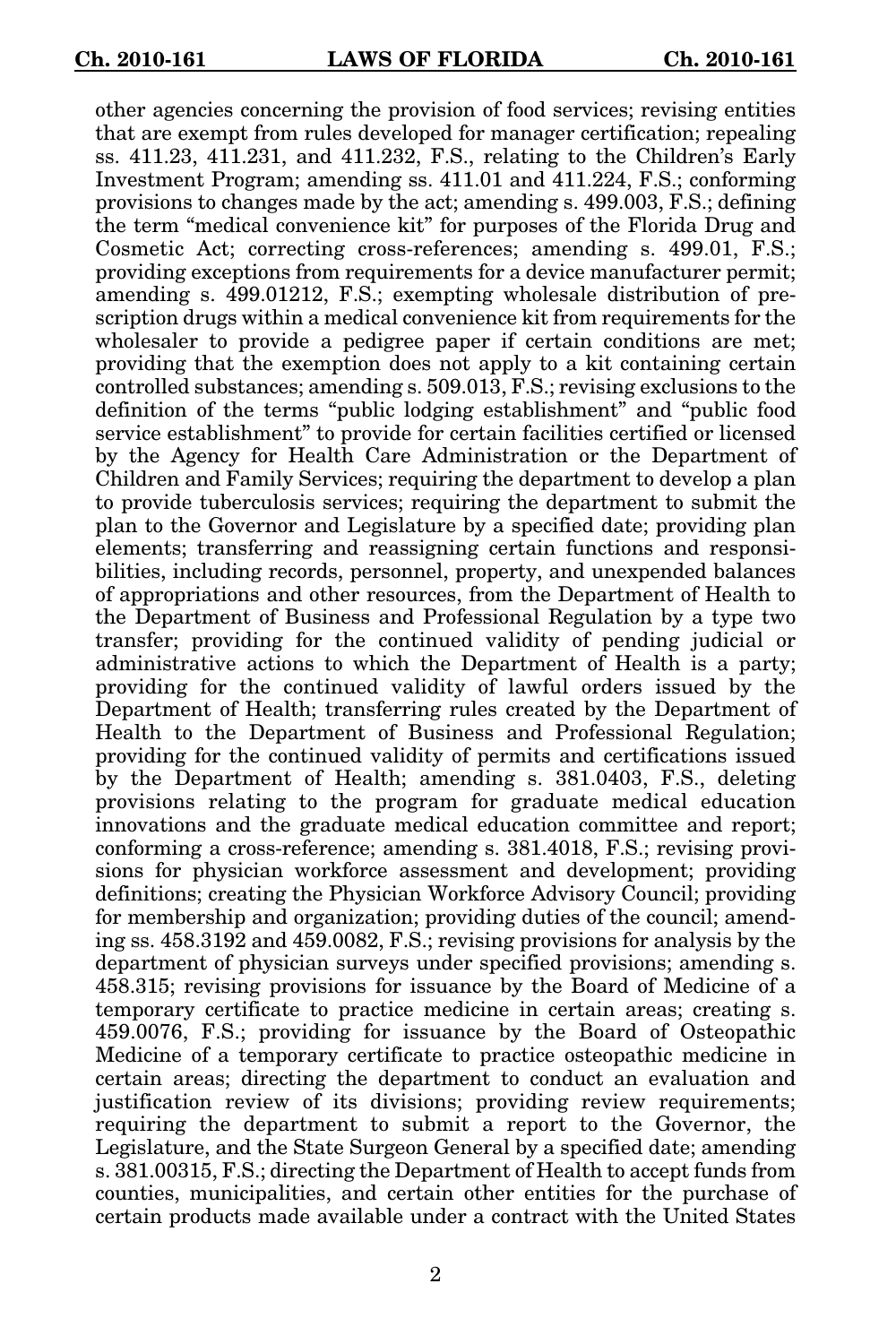other agencies concerning the provision of food services; revising entities that are exempt from rules developed for manager certification; repealing ss. 411.23, 411.231, and 411.232, F.S., relating to the Children's Early Investment Program; amending ss. 411.01 and 411.224, F.S.; conforming provisions to changes made by the act; amending s. 499.003, F.S.; defining the term "medical convenience kit" for purposes of the Florida Drug and Cosmetic Act; correcting cross-references; amending s. 499.01, F.S.; providing exceptions from requirements for a device manufacturer permit; amending s. 499.01212, F.S.; exempting wholesale distribution of prescription drugs within a medical convenience kit from requirements for the wholesaler to provide a pedigree paper if certain conditions are met; providing that the exemption does not apply to a kit containing certain controlled substances; amending s. 509.013, F.S.; revising exclusions to the definition of the terms "public lodging establishment" and "public food service establishment" to provide for certain facilities certified or licensed by the Agency for Health Care Administration or the Department of Children and Family Services; requiring the department to develop a plan to provide tuberculosis services; requiring the department to submit the plan to the Governor and Legislature by a specified date; providing plan elements; transferring and reassigning certain functions and responsibilities, including records, personnel, property, and unexpended balances of appropriations and other resources, from the Department of Health to the Department of Business and Professional Regulation by a type two transfer; providing for the continued validity of pending judicial or administrative actions to which the Department of Health is a party; providing for the continued validity of lawful orders issued by the Department of Health; transferring rules created by the Department of Health to the Department of Business and Professional Regulation; providing for the continued validity of permits and certifications issued by the Department of Health; amending s. 381.0403, F.S., deleting provisions relating to the program for graduate medical education innovations and the graduate medical education committee and report; conforming a cross-reference; amending s. 381.4018, F.S.; revising provisions for physician workforce assessment and development; providing definitions; creating the Physician Workforce Advisory Council; providing for membership and organization; providing duties of the council; amending ss. 458.3192 and 459.0082, F.S.; revising provisions for analysis by the department of physician surveys under specified provisions; amending s. 458.315; revising provisions for issuance by the Board of Medicine of a temporary certificate to practice medicine in certain areas; creating s. 459.0076, F.S.; providing for issuance by the Board of Osteopathic Medicine of a temporary certificate to practice osteopathic medicine in certain areas; directing the department to conduct an evaluation and justification review of its divisions; providing review requirements; requiring the department to submit a report to the Governor, the Legislature, and the State Surgeon General by a specified date; amending s. 381.00315, F.S.; directing the Department of Health to accept funds from counties, municipalities, and certain other entities for the purchase of certain products made available under a contract with the United States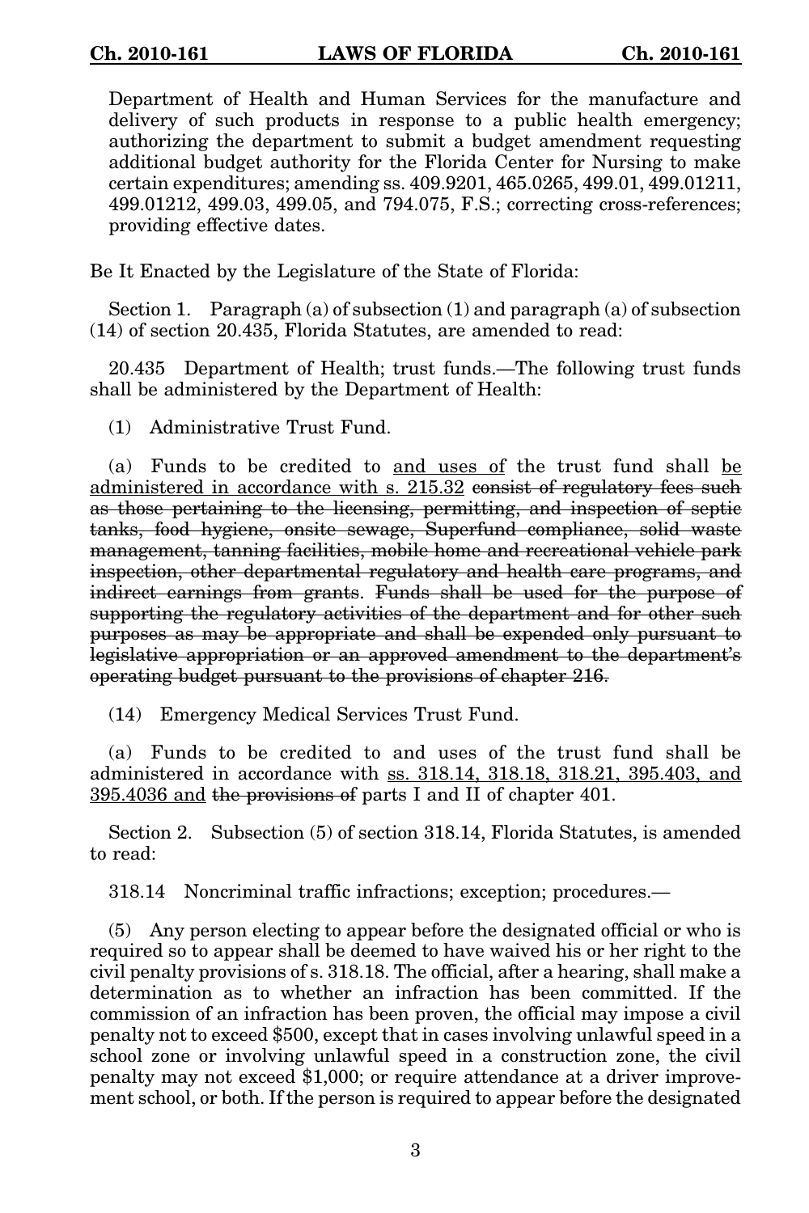Department of Health and Human Services for the manufacture and delivery of such products in response to a public health emergency; authorizing the department to submit a budget amendment requesting additional budget authority for the Florida Center for Nursing to make certain expenditures; amending ss. 409.9201, 465.0265, 499.01, 499.01211, 499.01212, 499.03, 499.05, and 794.075, F.S.; correcting cross-references; providing effective dates.

Be It Enacted by the Legislature of the State of Florida:

Section 1. Paragraph (a) of subsection (1) and paragraph (a) of subsection (14) of section 20.435, Florida Statutes, are amended to read:

20.435 Department of Health; trust funds.—The following trust funds shall be administered by the Department of Health:

(1) Administrative Trust Fund.

(a) Funds to be credited to <u>and uses of</u> the trust fund shall <u>be administered in accordance with s. 215.32</u> ~~consist of regulatory fees such as those pertaining to the licensing, permitting, and inspection of septic tanks, food hygiene, onsite sewage, Superfund compliance, solid waste management, tanning facilities, mobile home and recreational vehicle park inspection, other departmental regulatory and health care programs, and indirect earnings from grants~~. ~~Funds shall be used for the purpose of supporting the regulatory activities of the department and for other such purposes as may be appropriate and shall be expended only pursuant to legislative appropriation or an approved amendment to the department's operating budget pursuant to the provisions of chapter 216.~~

(14) Emergency Medical Services Trust Fund.

(a) Funds to be credited to and uses of the trust fund shall be administered in accordance with <u>ss. 318.14, 318.18, 318.21, 395.403, and 395.4036 and</u> ~~the provisions of~~ parts I and II of chapter 401.

Section 2. Subsection (5) of section 318.14, Florida Statutes, is amended to read:

318.14 Noncriminal traffic infractions; exception; procedures.—

(5) Any person electing to appear before the designated official or who is required so to appear shall be deemed to have waived his or her right to the civil penalty provisions of s. 318.18. The official, after a hearing, shall make a determination as to whether an infraction has been committed. If the commission of an infraction has been proven, the official may impose a civil penalty not to exceed $500, except that in cases involving unlawful speed in a school zone or involving unlawful speed in a construction zone, the civil penalty may not exceed $1,000; or require attendance at a driver improvement school, or both. If the person is required to appear before the designated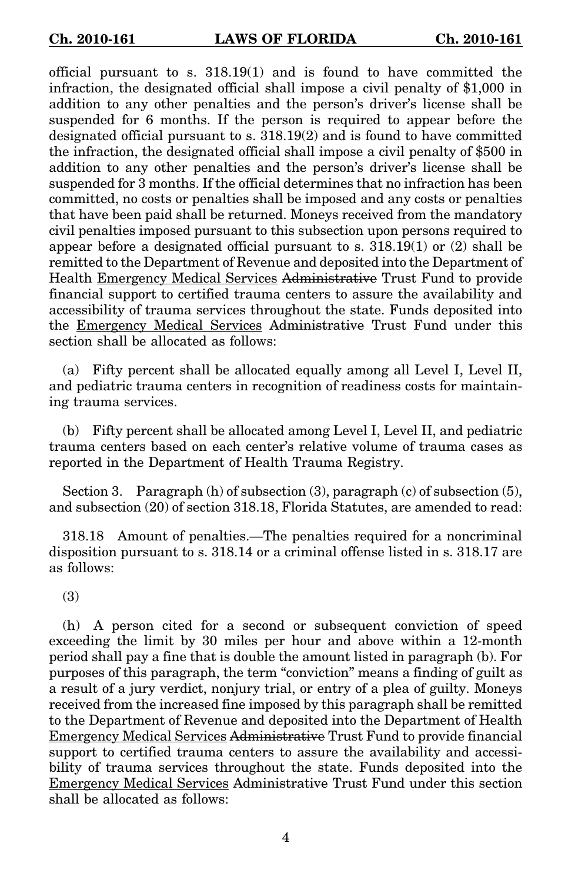official pursuant to s. 318.19(1) and is found to have committed the infraction, the designated official shall impose a civil penalty of $1,000 in addition to any other penalties and the person's driver's license shall be suspended for 6 months. If the person is required to appear before the designated official pursuant to s. 318.19(2) and is found to have committed the infraction, the designated official shall impose a civil penalty of $500 in addition to any other penalties and the person's driver's license shall be suspended for 3 months. If the official determines that no infraction has been committed, no costs or penalties shall be imposed and any costs or penalties that have been paid shall be returned. Moneys received from the mandatory civil penalties imposed pursuant to this subsection upon persons required to appear before a designated official pursuant to s. 318.19(1) or (2) shall be remitted to the Department of Revenue and deposited into the Department of Health <u>Emergency Medical Services</u> ~~Administrative~~ Trust Fund to provide financial support to certified trauma centers to assure the availability and accessibility of trauma services throughout the state. Funds deposited into the <u>Emergency Medical Services</u> ~~Administrative~~ Trust Fund under this section shall be allocated as follows:

(a) Fifty percent shall be allocated equally among all Level I, Level II, and pediatric trauma centers in recognition of readiness costs for maintaining trauma services.

(b) Fifty percent shall be allocated among Level I, Level II, and pediatric trauma centers based on each center's relative volume of trauma cases as reported in the Department of Health Trauma Registry.

Section 3. Paragraph (h) of subsection (3), paragraph (c) of subsection (5), and subsection (20) of section 318.18, Florida Statutes, are amended to read:

318.18 Amount of penalties.—The penalties required for a noncriminal disposition pursuant to s. 318.14 or a criminal offense listed in s. 318.17 are as follows:

(3)

(h) A person cited for a second or subsequent conviction of speed exceeding the limit by 30 miles per hour and above within a 12-month period shall pay a fine that is double the amount listed in paragraph (b). For purposes of this paragraph, the term "conviction" means a finding of guilt as a result of a jury verdict, nonjury trial, or entry of a plea of guilty. Moneys received from the increased fine imposed by this paragraph shall be remitted to the Department of Revenue and deposited into the Department of Health <u>Emergency Medical Services</u> ~~Administrative~~ Trust Fund to provide financial support to certified trauma centers to assure the availability and accessibility of trauma services throughout the state. Funds deposited into the <u>Emergency Medical Services</u> ~~Administrative~~ Trust Fund under this section shall be allocated as follows: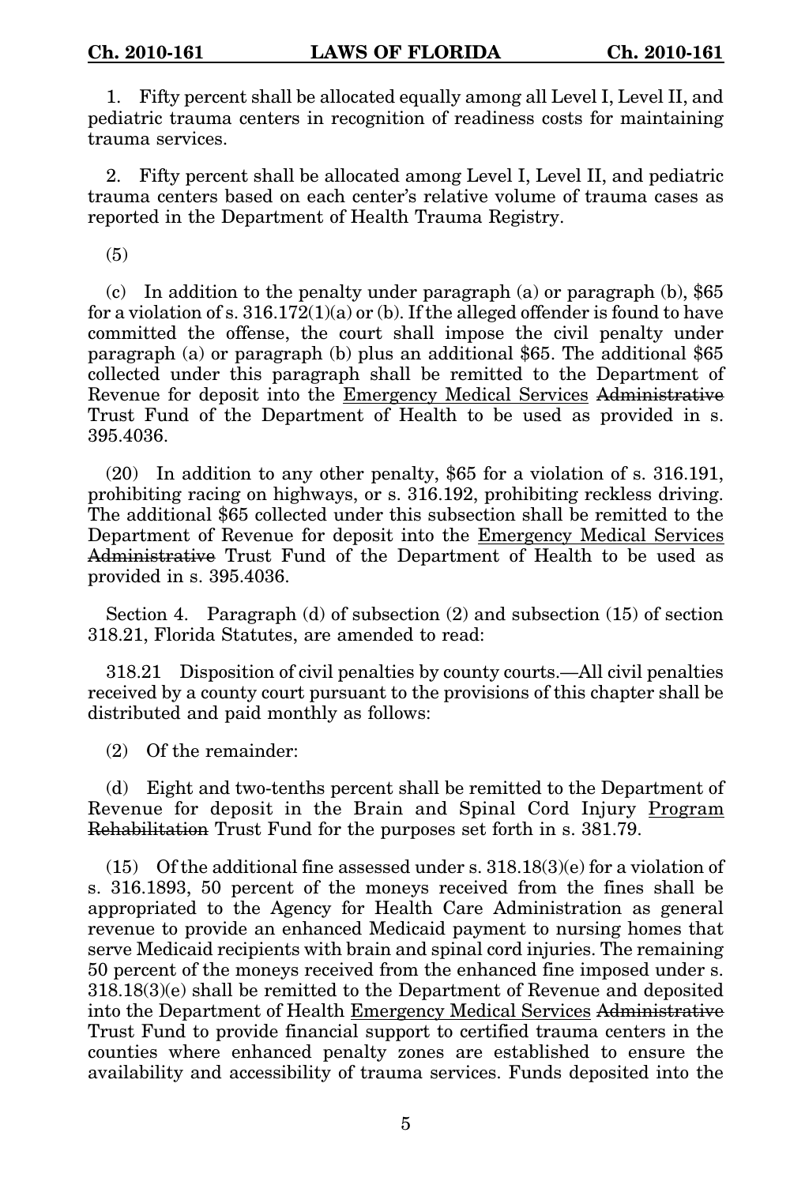1. Fifty percent shall be allocated equally among all Level I, Level II, and pediatric trauma centers in recognition of readiness costs for maintaining trauma services.

2. Fifty percent shall be allocated among Level I, Level II, and pediatric trauma centers based on each center's relative volume of trauma cases as reported in the Department of Health Trauma Registry.

(5)

(c) In addition to the penalty under paragraph (a) or paragraph (b), $65 for a violation of s. 316.172(1)(a) or (b). If the alleged offender is found to have committed the offense, the court shall impose the civil penalty under paragraph (a) or paragraph (b) plus an additional $65. The additional $65 collected under this paragraph shall be remitted to the Department of Revenue for deposit into the <u>Emergency Medical Services</u> ~~Administrative~~ Trust Fund of the Department of Health to be used as provided in s. 395.4036.

(20) In addition to any other penalty, $65 for a violation of s. 316.191, prohibiting racing on highways, or s. 316.192, prohibiting reckless driving. The additional $65 collected under this subsection shall be remitted to the Department of Revenue for deposit into the <u>Emergency Medical Services</u> ~~Administrative~~ Trust Fund of the Department of Health to be used as provided in s. 395.4036.

Section 4. Paragraph (d) of subsection (2) and subsection (15) of section 318.21, Florida Statutes, are amended to read:

318.21 Disposition of civil penalties by county courts.—All civil penalties received by a county court pursuant to the provisions of this chapter shall be distributed and paid monthly as follows:

(2) Of the remainder:

(d) Eight and two-tenths percent shall be remitted to the Department of Revenue for deposit in the Brain and Spinal Cord Injury <u>Program</u> ~~Rehabilitation~~ Trust Fund for the purposes set forth in s. 381.79.

(15) Of the additional fine assessed under s. 318.18(3)(e) for a violation of s. 316.1893, 50 percent of the moneys received from the fines shall be appropriated to the Agency for Health Care Administration as general revenue to provide an enhanced Medicaid payment to nursing homes that serve Medicaid recipients with brain and spinal cord injuries. The remaining 50 percent of the moneys received from the enhanced fine imposed under s. 318.18(3)(e) shall be remitted to the Department of Revenue and deposited into the Department of Health <u>Emergency Medical Services</u> ~~Administrative~~ Trust Fund to provide financial support to certified trauma centers in the counties where enhanced penalty zones are established to ensure the availability and accessibility of trauma services. Funds deposited into the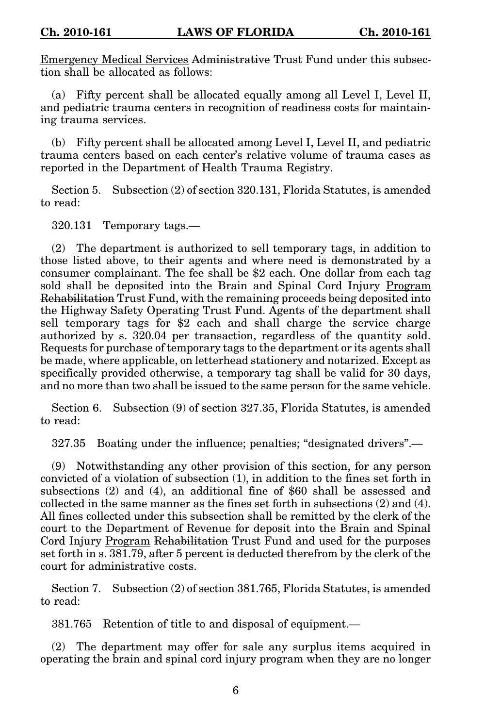Emergency Medical Services ~~Administrative~~ Trust Fund under this subsection shall be allocated as follows:

(a) Fifty percent shall be allocated equally among all Level I, Level II, and pediatric trauma centers in recognition of readiness costs for maintaining trauma services.

(b) Fifty percent shall be allocated among Level I, Level II, and pediatric trauma centers based on each center's relative volume of trauma cases as reported in the Department of Health Trauma Registry.

Section 5. Subsection (2) of section 320.131, Florida Statutes, is amended to read:

320.131 Temporary tags.—

(2) The department is authorized to sell temporary tags, in addition to those listed above, to their agents and where need is demonstrated by a consumer complainant. The fee shall be $2 each. One dollar from each tag sold shall be deposited into the Brain and Spinal Cord Injury <u>Program</u> ~~Rehabilitation~~ Trust Fund, with the remaining proceeds being deposited into the Highway Safety Operating Trust Fund. Agents of the department shall sell temporary tags for $2 each and shall charge the service charge authorized by s. 320.04 per transaction, regardless of the quantity sold. Requests for purchase of temporary tags to the department or its agents shall be made, where applicable, on letterhead stationery and notarized. Except as specifically provided otherwise, a temporary tag shall be valid for 30 days, and no more than two shall be issued to the same person for the same vehicle.

Section 6. Subsection (9) of section 327.35, Florida Statutes, is amended to read:

327.35 Boating under the influence; penalties; "designated drivers".—

(9) Notwithstanding any other provision of this section, for any person convicted of a violation of subsection (1), in addition to the fines set forth in subsections (2) and (4), an additional fine of $60 shall be assessed and collected in the same manner as the fines set forth in subsections (2) and (4). All fines collected under this subsection shall be remitted by the clerk of the court to the Department of Revenue for deposit into the Brain and Spinal Cord Injury <u>Program</u> ~~Rehabilitation~~ Trust Fund and used for the purposes set forth in s. 381.79, after 5 percent is deducted therefrom by the clerk of the court for administrative costs.

Section 7. Subsection (2) of section 381.765, Florida Statutes, is amended to read:

381.765 Retention of title to and disposal of equipment.—

(2) The department may offer for sale any surplus items acquired in operating the brain and spinal cord injury program when they are no longer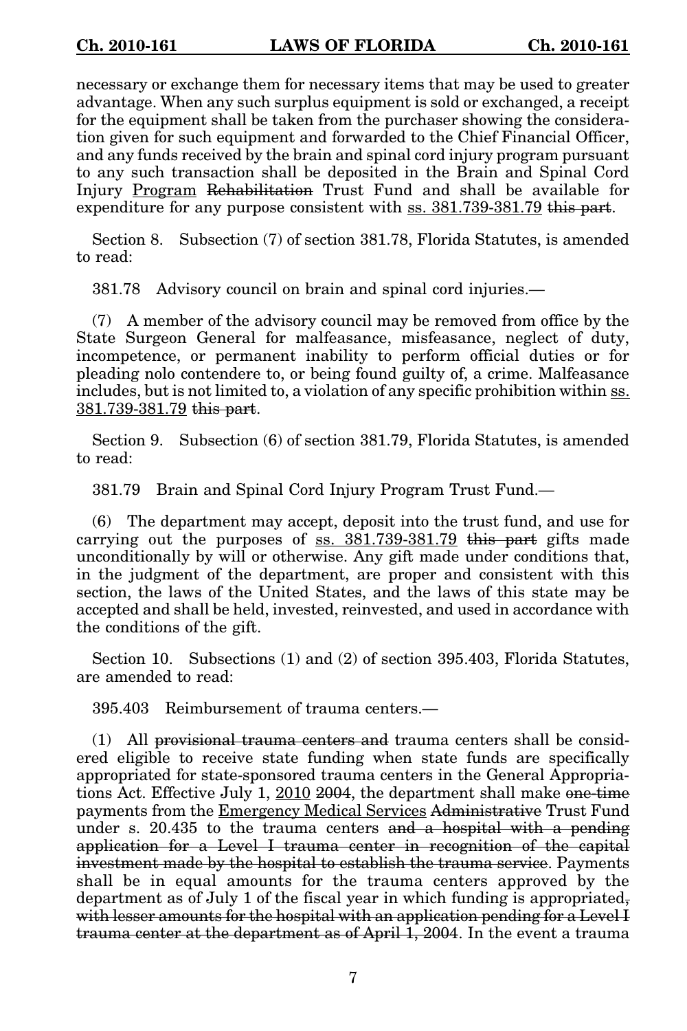necessary or exchange them for necessary items that may be used to greater advantage. When any such surplus equipment is sold or exchanged, a receipt for the equipment shall be taken from the purchaser showing the consideration given for such equipment and forwarded to the Chief Financial Officer, and any funds received by the brain and spinal cord injury program pursuant to any such transaction shall be deposited in the Brain and Spinal Cord Injury <u>Program</u> ~~Rehabilitation~~ Trust Fund and shall be available for expenditure for any purpose consistent with <u>ss. 381.739-381.79</u> ~~this part~~.

Section 8. Subsection (7) of section 381.78, Florida Statutes, is amended to read:

381.78 Advisory council on brain and spinal cord injuries.—

(7) A member of the advisory council may be removed from office by the State Surgeon General for malfeasance, misfeasance, neglect of duty, incompetence, or permanent inability to perform official duties or for pleading nolo contendere to, or being found guilty of, a crime. Malfeasance includes, but is not limited to, a violation of any specific prohibition within <u>ss. 381.739-381.79</u> ~~this part~~.

Section 9. Subsection (6) of section 381.79, Florida Statutes, is amended to read:

381.79 Brain and Spinal Cord Injury Program Trust Fund.—

(6) The department may accept, deposit into the trust fund, and use for carrying out the purposes of <u>ss. 381.739-381.79</u> ~~this part~~ gifts made unconditionally by will or otherwise. Any gift made under conditions that, in the judgment of the department, are proper and consistent with this section, the laws of the United States, and the laws of this state may be accepted and shall be held, invested, reinvested, and used in accordance with the conditions of the gift.

Section 10. Subsections (1) and (2) of section 395.403, Florida Statutes, are amended to read:

395.403 Reimbursement of trauma centers.—

(1) All ~~provisional trauma centers and~~ trauma centers shall be considered eligible to receive state funding when state funds are specifically appropriated for state-sponsored trauma centers in the General Appropriations Act. Effective July 1, <u>2010</u> ~~2004~~, the department shall make ~~one-time~~ payments from the <u>Emergency Medical Services</u> ~~Administrative~~ Trust Fund under s. 20.435 to the trauma centers ~~and a hospital with a pending application for a Level I trauma center in recognition of the capital investment made by the hospital to establish the trauma service~~. Payments shall be in equal amounts for the trauma centers approved by the department as of July 1 of the fiscal year in which funding is appropriated~~, with lesser amounts for the hospital with an application pending for a Level I trauma center at the department as of April 1, 2004~~. In the event a trauma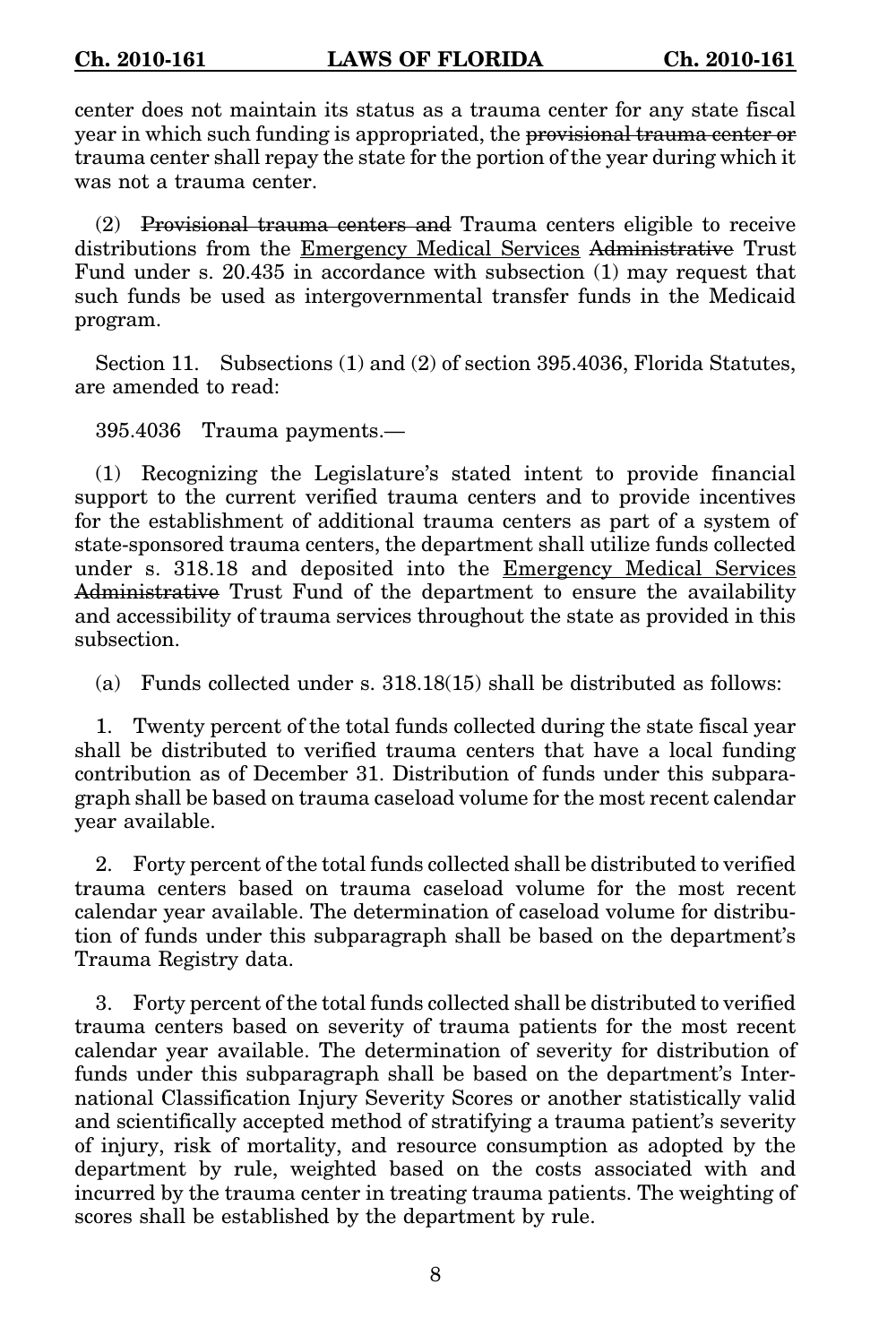center does not maintain its status as a trauma center for any state fiscal year in which such funding is appropriated, the ~~provisional trauma center or~~ trauma center shall repay the state for the portion of the year during which it was not a trauma center.

(2) ~~Provisional trauma centers and~~ Trauma centers eligible to receive distributions from the <u>Emergency Medical Services</u> ~~Administrative~~ Trust Fund under s. 20.435 in accordance with subsection (1) may request that such funds be used as intergovernmental transfer funds in the Medicaid program.

Section 11. Subsections (1) and (2) of section 395.4036, Florida Statutes, are amended to read:

395.4036 Trauma payments.—

(1) Recognizing the Legislature's stated intent to provide financial support to the current verified trauma centers and to provide incentives for the establishment of additional trauma centers as part of a system of state-sponsored trauma centers, the department shall utilize funds collected under s. 318.18 and deposited into the <u>Emergency Medical Services</u> ~~Administrative~~ Trust Fund of the department to ensure the availability and accessibility of trauma services throughout the state as provided in this subsection.

(a) Funds collected under s. 318.18(15) shall be distributed as follows:

1. Twenty percent of the total funds collected during the state fiscal year shall be distributed to verified trauma centers that have a local funding contribution as of December 31. Distribution of funds under this subparagraph shall be based on trauma caseload volume for the most recent calendar year available.

2. Forty percent of the total funds collected shall be distributed to verified trauma centers based on trauma caseload volume for the most recent calendar year available. The determination of caseload volume for distribution of funds under this subparagraph shall be based on the department's Trauma Registry data.

3. Forty percent of the total funds collected shall be distributed to verified trauma centers based on severity of trauma patients for the most recent calendar year available. The determination of severity for distribution of funds under this subparagraph shall be based on the department's International Classification Injury Severity Scores or another statistically valid and scientifically accepted method of stratifying a trauma patient's severity of injury, risk of mortality, and resource consumption as adopted by the department by rule, weighted based on the costs associated with and incurred by the trauma center in treating trauma patients. The weighting of scores shall be established by the department by rule.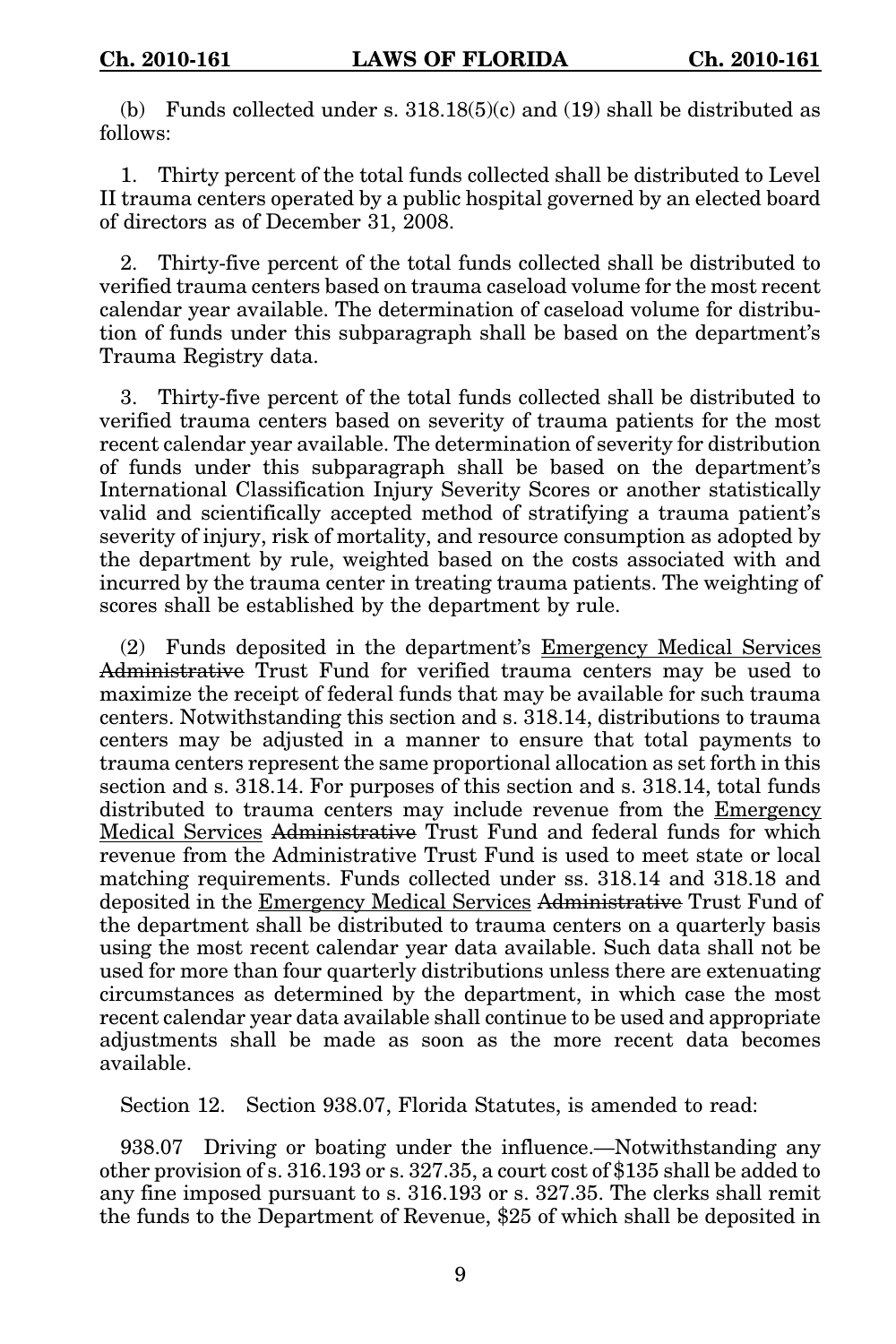(b) Funds collected under s. 318.18(5)(c) and (19) shall be distributed as follows:

1. Thirty percent of the total funds collected shall be distributed to Level II trauma centers operated by a public hospital governed by an elected board of directors as of December 31, 2008.

2. Thirty-five percent of the total funds collected shall be distributed to verified trauma centers based on trauma caseload volume for the most recent calendar year available. The determination of caseload volume for distribution of funds under this subparagraph shall be based on the department's Trauma Registry data.

3. Thirty-five percent of the total funds collected shall be distributed to verified trauma centers based on severity of trauma patients for the most recent calendar year available. The determination of severity for distribution of funds under this subparagraph shall be based on the department's International Classification Injury Severity Scores or another statistically valid and scientifically accepted method of stratifying a trauma patient's severity of injury, risk of mortality, and resource consumption as adopted by the department by rule, weighted based on the costs associated with and incurred by the trauma center in treating trauma patients. The weighting of scores shall be established by the department by rule.

(2) Funds deposited in the department's <u>Emergency Medical Services</u> ~~Administrative~~ Trust Fund for verified trauma centers may be used to maximize the receipt of federal funds that may be available for such trauma centers. Notwithstanding this section and s. 318.14, distributions to trauma centers may be adjusted in a manner to ensure that total payments to trauma centers represent the same proportional allocation as set forth in this section and s. 318.14. For purposes of this section and s. 318.14, total funds distributed to trauma centers may include revenue from the <u>Emergency Medical Services</u> ~~Administrative~~ Trust Fund and federal funds for which revenue from the Administrative Trust Fund is used to meet state or local matching requirements. Funds collected under ss. 318.14 and 318.18 and deposited in the <u>Emergency Medical Services</u> ~~Administrative~~ Trust Fund of the department shall be distributed to trauma centers on a quarterly basis using the most recent calendar year data available. Such data shall not be used for more than four quarterly distributions unless there are extenuating circumstances as determined by the department, in which case the most recent calendar year data available shall continue to be used and appropriate adjustments shall be made as soon as the more recent data becomes available.

Section 12. Section 938.07, Florida Statutes, is amended to read:

938.07 Driving or boating under the influence.—Notwithstanding any other provision of s. 316.193 or s. 327.35, a court cost of $135 shall be added to any fine imposed pursuant to s. 316.193 or s. 327.35. The clerks shall remit the funds to the Department of Revenue, $25 of which shall be deposited in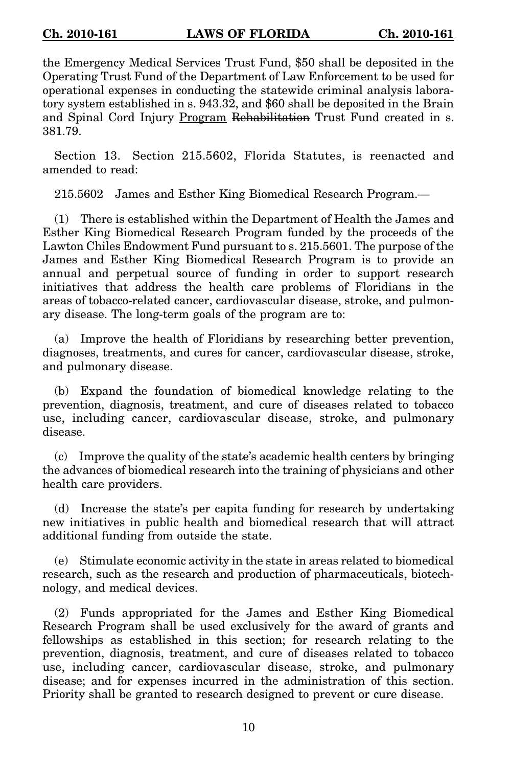the Emergency Medical Services Trust Fund, $50 shall be deposited in the Operating Trust Fund of the Department of Law Enforcement to be used for operational expenses in conducting the statewide criminal analysis laboratory system established in s. 943.32, and $60 shall be deposited in the Brain and Spinal Cord Injury <u>Program</u> ~~Rehabilitation~~ Trust Fund created in s. 381.79.

Section 13. Section 215.5602, Florida Statutes, is reenacted and amended to read:

215.5602 James and Esther King Biomedical Research Program.—

(1) There is established within the Department of Health the James and Esther King Biomedical Research Program funded by the proceeds of the Lawton Chiles Endowment Fund pursuant to s. 215.5601. The purpose of the James and Esther King Biomedical Research Program is to provide an annual and perpetual source of funding in order to support research initiatives that address the health care problems of Floridians in the areas of tobacco-related cancer, cardiovascular disease, stroke, and pulmonary disease. The long-term goals of the program are to:

(a) Improve the health of Floridians by researching better prevention, diagnoses, treatments, and cures for cancer, cardiovascular disease, stroke, and pulmonary disease.

(b) Expand the foundation of biomedical knowledge relating to the prevention, diagnosis, treatment, and cure of diseases related to tobacco use, including cancer, cardiovascular disease, stroke, and pulmonary disease.

(c) Improve the quality of the state's academic health centers by bringing the advances of biomedical research into the training of physicians and other health care providers.

(d) Increase the state's per capita funding for research by undertaking new initiatives in public health and biomedical research that will attract additional funding from outside the state.

(e) Stimulate economic activity in the state in areas related to biomedical research, such as the research and production of pharmaceuticals, biotechnology, and medical devices.

(2) Funds appropriated for the James and Esther King Biomedical Research Program shall be used exclusively for the award of grants and fellowships as established in this section; for research relating to the prevention, diagnosis, treatment, and cure of diseases related to tobacco use, including cancer, cardiovascular disease, stroke, and pulmonary disease; and for expenses incurred in the administration of this section. Priority shall be granted to research designed to prevent or cure disease.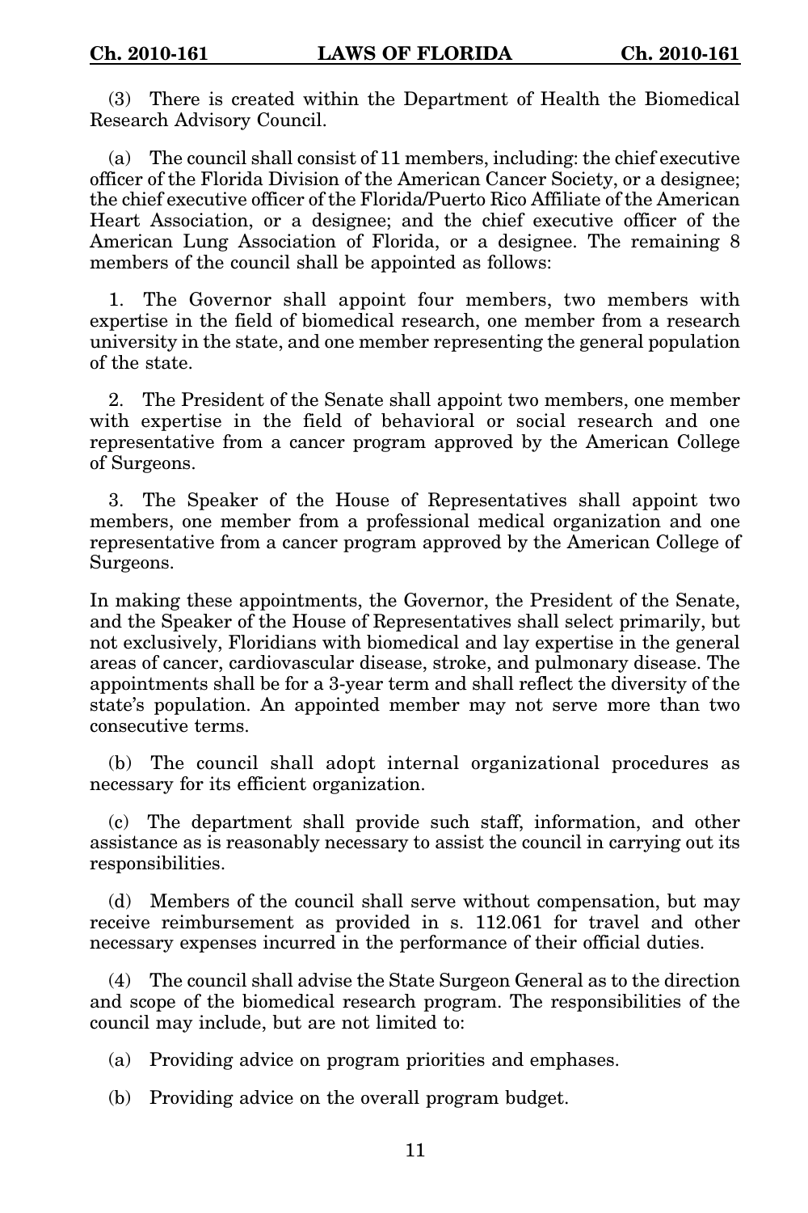(3) There is created within the Department of Health the Biomedical Research Advisory Council.

(a) The council shall consist of 11 members, including: the chief executive officer of the Florida Division of the American Cancer Society, or a designee; the chief executive officer of the Florida/Puerto Rico Affiliate of the American Heart Association, or a designee; and the chief executive officer of the American Lung Association of Florida, or a designee. The remaining 8 members of the council shall be appointed as follows:

1. The Governor shall appoint four members, two members with expertise in the field of biomedical research, one member from a research university in the state, and one member representing the general population of the state.

2. The President of the Senate shall appoint two members, one member with expertise in the field of behavioral or social research and one representative from a cancer program approved by the American College of Surgeons.

3. The Speaker of the House of Representatives shall appoint two members, one member from a professional medical organization and one representative from a cancer program approved by the American College of Surgeons.

In making these appointments, the Governor, the President of the Senate, and the Speaker of the House of Representatives shall select primarily, but not exclusively, Floridians with biomedical and lay expertise in the general areas of cancer, cardiovascular disease, stroke, and pulmonary disease. The appointments shall be for a 3-year term and shall reflect the diversity of the state's population. An appointed member may not serve more than two consecutive terms.

(b) The council shall adopt internal organizational procedures as necessary for its efficient organization.

(c) The department shall provide such staff, information, and other assistance as is reasonably necessary to assist the council in carrying out its responsibilities.

(d) Members of the council shall serve without compensation, but may receive reimbursement as provided in s. 112.061 for travel and other necessary expenses incurred in the performance of their official duties.

(4) The council shall advise the State Surgeon General as to the direction and scope of the biomedical research program. The responsibilities of the council may include, but are not limited to:

(a) Providing advice on program priorities and emphases.

(b) Providing advice on the overall program budget.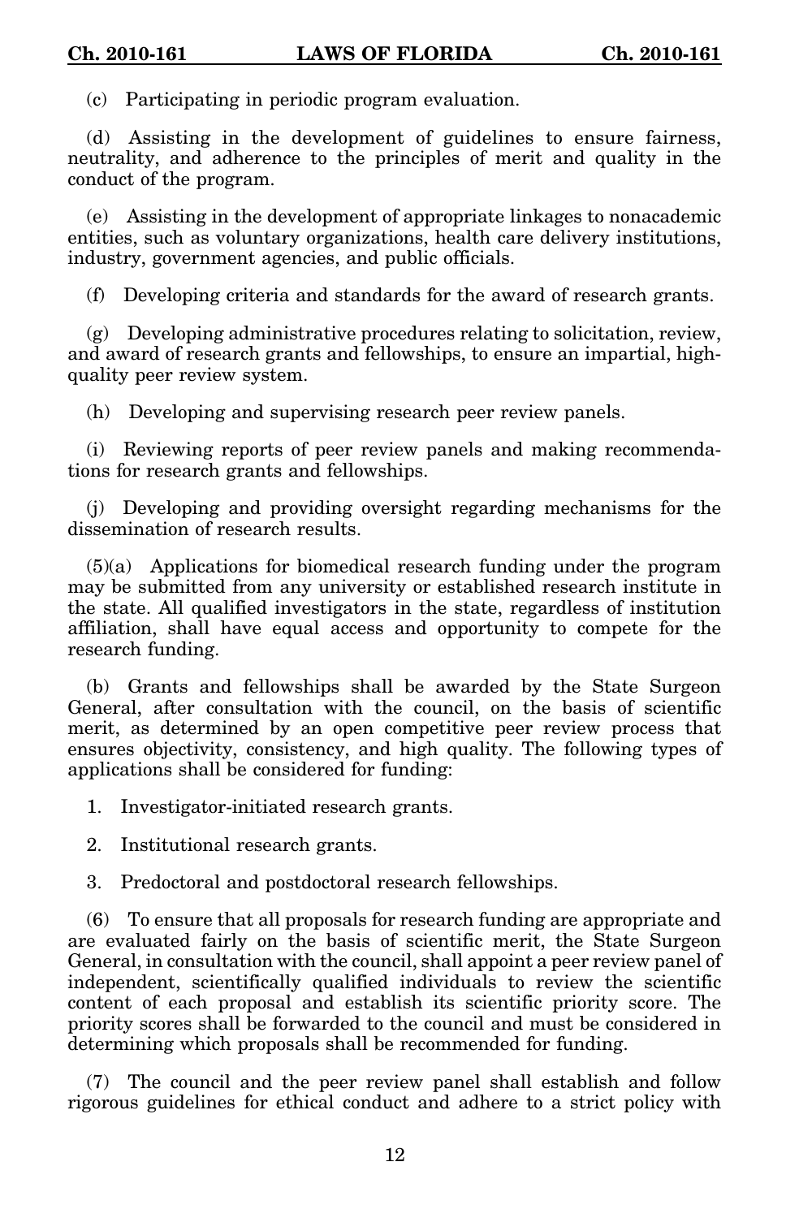(c) Participating in periodic program evaluation.

(d) Assisting in the development of guidelines to ensure fairness, neutrality, and adherence to the principles of merit and quality in the conduct of the program.

(e) Assisting in the development of appropriate linkages to nonacademic entities, such as voluntary organizations, health care delivery institutions, industry, government agencies, and public officials.

(f) Developing criteria and standards for the award of research grants.

(g) Developing administrative procedures relating to solicitation, review, and award of research grants and fellowships, to ensure an impartial, high-quality peer review system.

(h) Developing and supervising research peer review panels.

(i) Reviewing reports of peer review panels and making recommendations for research grants and fellowships.

(j) Developing and providing oversight regarding mechanisms for the dissemination of research results.

(5)(a) Applications for biomedical research funding under the program may be submitted from any university or established research institute in the state. All qualified investigators in the state, regardless of institution affiliation, shall have equal access and opportunity to compete for the research funding.

(b) Grants and fellowships shall be awarded by the State Surgeon General, after consultation with the council, on the basis of scientific merit, as determined by an open competitive peer review process that ensures objectivity, consistency, and high quality. The following types of applications shall be considered for funding:

1. Investigator-initiated research grants.

2. Institutional research grants.

3. Predoctoral and postdoctoral research fellowships.

(6) To ensure that all proposals for research funding are appropriate and are evaluated fairly on the basis of scientific merit, the State Surgeon General, in consultation with the council, shall appoint a peer review panel of independent, scientifically qualified individuals to review the scientific content of each proposal and establish its scientific priority score. The priority scores shall be forwarded to the council and must be considered in determining which proposals shall be recommended for funding.

(7) The council and the peer review panel shall establish and follow rigorous guidelines for ethical conduct and adhere to a strict policy with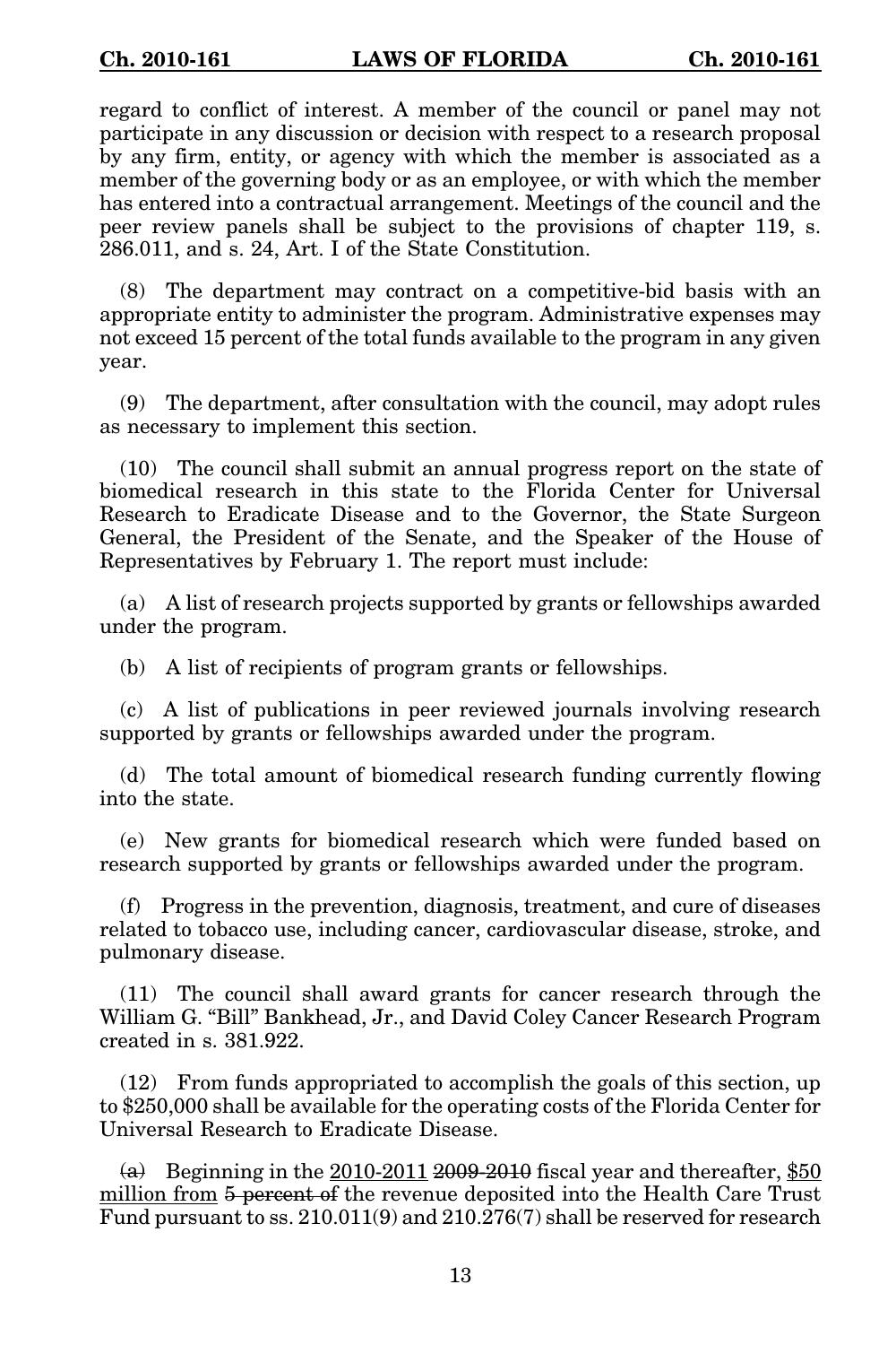regard to conflict of interest. A member of the council or panel may not participate in any discussion or decision with respect to a research proposal by any firm, entity, or agency with which the member is associated as a member of the governing body or as an employee, or with which the member has entered into a contractual arrangement. Meetings of the council and the peer review panels shall be subject to the provisions of chapter 119, s. 286.011, and s. 24, Art. I of the State Constitution.

(8) The department may contract on a competitive-bid basis with an appropriate entity to administer the program. Administrative expenses may not exceed 15 percent of the total funds available to the program in any given year.

(9) The department, after consultation with the council, may adopt rules as necessary to implement this section.

(10) The council shall submit an annual progress report on the state of biomedical research in this state to the Florida Center for Universal Research to Eradicate Disease and to the Governor, the State Surgeon General, the President of the Senate, and the Speaker of the House of Representatives by February 1. The report must include:

(a) A list of research projects supported by grants or fellowships awarded under the program.

(b) A list of recipients of program grants or fellowships.

(c) A list of publications in peer reviewed journals involving research supported by grants or fellowships awarded under the program.

(d) The total amount of biomedical research funding currently flowing into the state.

(e) New grants for biomedical research which were funded based on research supported by grants or fellowships awarded under the program.

(f) Progress in the prevention, diagnosis, treatment, and cure of diseases related to tobacco use, including cancer, cardiovascular disease, stroke, and pulmonary disease.

(11) The council shall award grants for cancer research through the William G. "Bill" Bankhead, Jr., and David Coley Cancer Research Program created in s. 381.922.

(12) From funds appropriated to accomplish the goals of this section, up to $250,000 shall be available for the operating costs of the Florida Center for Universal Research to Eradicate Disease.

~~(a)~~ Beginning in the <u>2010-2011</u> ~~2009-2010~~ fiscal year and thereafter, <u>$50 million from</u> ~~5 percent of~~ the revenue deposited into the Health Care Trust Fund pursuant to ss. 210.011(9) and 210.276(7) shall be reserved for research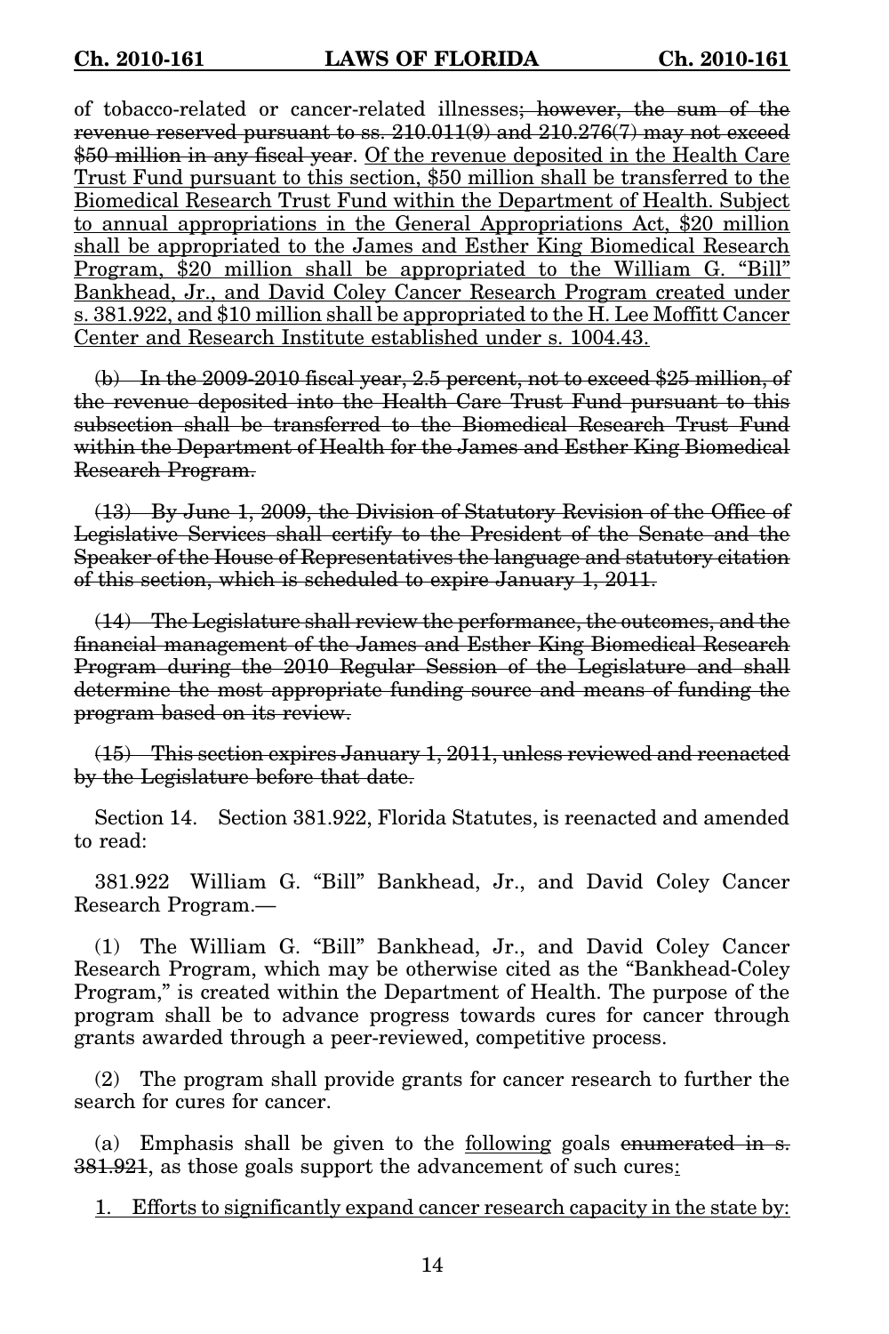of tobacco-related or cancer-related illnesses~~; however, the sum of the revenue reserved pursuant to ss. 210.011(9) and 210.276(7) may not exceed $50 million in any fiscal year~~. Of the revenue deposited in the Health Care Trust Fund pursuant to this section, $50 million shall be transferred to the Biomedical Research Trust Fund within the Department of Health. Subject to annual appropriations in the General Appropriations Act, $20 million shall be appropriated to the James and Esther King Biomedical Research Program, $20 million shall be appropriated to the William G. "Bill" Bankhead, Jr., and David Coley Cancer Research Program created under s. 381.922, and $10 million shall be appropriated to the H. Lee Moffitt Cancer Center and Research Institute established under s. 1004.43.

~~(b) In the 2009-2010 fiscal year, 2.5 percent, not to exceed $25 million, of the revenue deposited into the Health Care Trust Fund pursuant to this subsection shall be transferred to the Biomedical Research Trust Fund within the Department of Health for the James and Esther King Biomedical Research Program.~~

~~(13) By June 1, 2009, the Division of Statutory Revision of the Office of Legislative Services shall certify to the President of the Senate and the Speaker of the House of Representatives the language and statutory citation of this section, which is scheduled to expire January 1, 2011.~~

~~(14) The Legislature shall review the performance, the outcomes, and the financial management of the James and Esther King Biomedical Research Program during the 2010 Regular Session of the Legislature and shall determine the most appropriate funding source and means of funding the program based on its review.~~

~~(15) This section expires January 1, 2011, unless reviewed and reenacted by the Legislature before that date.~~

Section 14. Section 381.922, Florida Statutes, is reenacted and amended to read:

381.922 William G. "Bill" Bankhead, Jr., and David Coley Cancer Research Program.—

(1) The William G. "Bill" Bankhead, Jr., and David Coley Cancer Research Program, which may be otherwise cited as the "Bankhead-Coley Program," is created within the Department of Health. The purpose of the program shall be to advance progress towards cures for cancer through grants awarded through a peer-reviewed, competitive process.

(2) The program shall provide grants for cancer research to further the search for cures for cancer.

(a) Emphasis shall be given to the following goals ~~enumerated in s. 381.921~~, as those goals support the advancement of such cures:

1. Efforts to significantly expand cancer research capacity in the state by: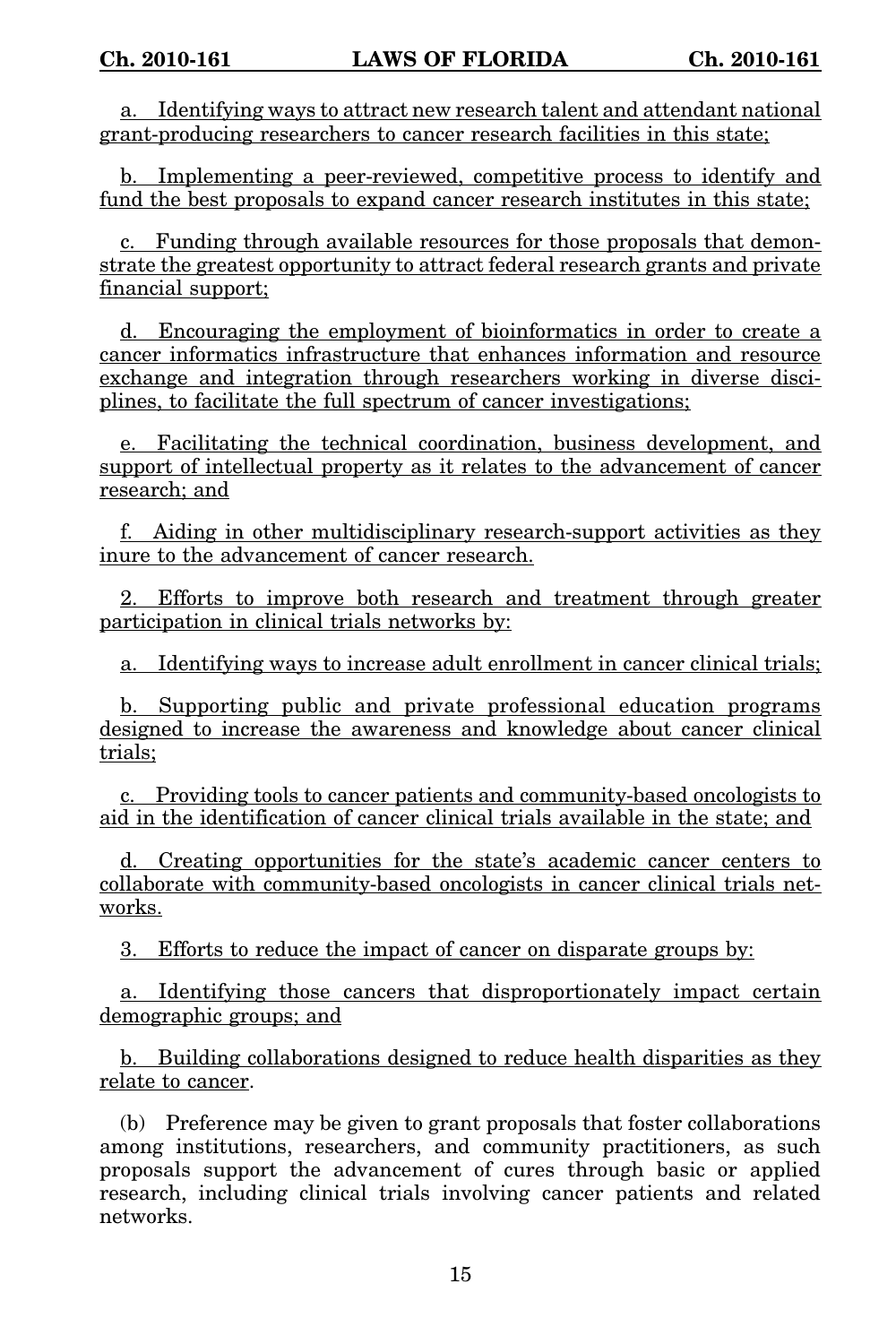a. Identifying ways to attract new research talent and attendant national grant-producing researchers to cancer research facilities in this state;

b. Implementing a peer-reviewed, competitive process to identify and fund the best proposals to expand cancer research institutes in this state;

c. Funding through available resources for those proposals that demonstrate the greatest opportunity to attract federal research grants and private financial support;

d. Encouraging the employment of bioinformatics in order to create a cancer informatics infrastructure that enhances information and resource exchange and integration through researchers working in diverse disciplines, to facilitate the full spectrum of cancer investigations;

e. Facilitating the technical coordination, business development, and support of intellectual property as it relates to the advancement of cancer research; and

f. Aiding in other multidisciplinary research-support activities as they inure to the advancement of cancer research.

2. Efforts to improve both research and treatment through greater participation in clinical trials networks by:

a. Identifying ways to increase adult enrollment in cancer clinical trials;

b. Supporting public and private professional education programs designed to increase the awareness and knowledge about cancer clinical trials;

c. Providing tools to cancer patients and community-based oncologists to aid in the identification of cancer clinical trials available in the state; and

d. Creating opportunities for the state's academic cancer centers to collaborate with community-based oncologists in cancer clinical trials networks.

3. Efforts to reduce the impact of cancer on disparate groups by:

a. Identifying those cancers that disproportionately impact certain demographic groups; and

b. Building collaborations designed to reduce health disparities as they relate to cancer.

(b) Preference may be given to grant proposals that foster collaborations among institutions, researchers, and community practitioners, as such proposals support the advancement of cures through basic or applied research, including clinical trials involving cancer patients and related networks.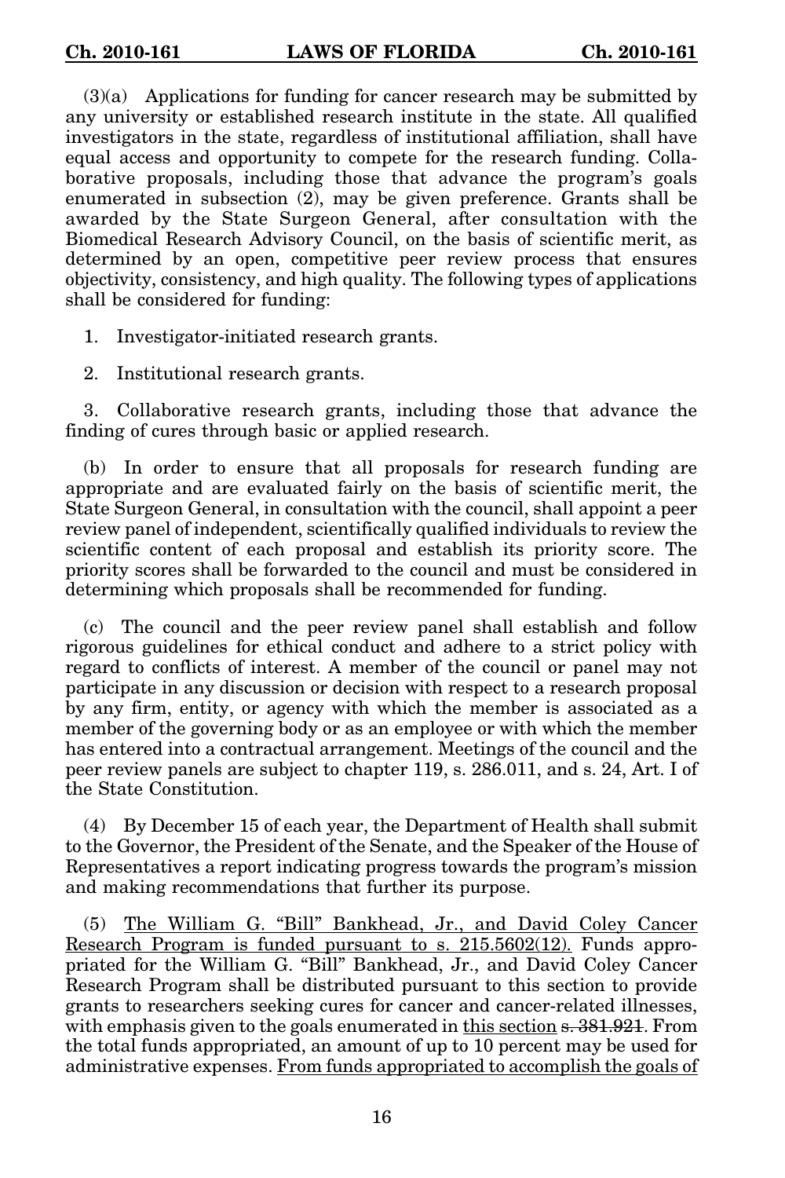(3)(a) Applications for funding for cancer research may be submitted by any university or established research institute in the state. All qualified investigators in the state, regardless of institutional affiliation, shall have equal access and opportunity to compete for the research funding. Collaborative proposals, including those that advance the program's goals enumerated in subsection (2), may be given preference. Grants shall be awarded by the State Surgeon General, after consultation with the Biomedical Research Advisory Council, on the basis of scientific merit, as determined by an open, competitive peer review process that ensures objectivity, consistency, and high quality. The following types of applications shall be considered for funding:

1. Investigator-initiated research grants.

2. Institutional research grants.

3. Collaborative research grants, including those that advance the finding of cures through basic or applied research.

(b) In order to ensure that all proposals for research funding are appropriate and are evaluated fairly on the basis of scientific merit, the State Surgeon General, in consultation with the council, shall appoint a peer review panel of independent, scientifically qualified individuals to review the scientific content of each proposal and establish its priority score. The priority scores shall be forwarded to the council and must be considered in determining which proposals shall be recommended for funding.

(c) The council and the peer review panel shall establish and follow rigorous guidelines for ethical conduct and adhere to a strict policy with regard to conflicts of interest. A member of the council or panel may not participate in any discussion or decision with respect to a research proposal by any firm, entity, or agency with which the member is associated as a member of the governing body or as an employee or with which the member has entered into a contractual arrangement. Meetings of the council and the peer review panels are subject to chapter 119, s. 286.011, and s. 24, Art. I of the State Constitution.

(4) By December 15 of each year, the Department of Health shall submit to the Governor, the President of the Senate, and the Speaker of the House of Representatives a report indicating progress towards the program's mission and making recommendations that further its purpose.

(5) The William G. "Bill" Bankhead, Jr., and David Coley Cancer Research Program is funded pursuant to s. 215.5602(12). Funds appropriated for the William G. "Bill" Bankhead, Jr., and David Coley Cancer Research Program shall be distributed pursuant to this section to provide grants to researchers seeking cures for cancer and cancer-related illnesses, with emphasis given to the goals enumerated in this section ~~s. 381.921~~. From the total funds appropriated, an amount of up to 10 percent may be used for administrative expenses. From funds appropriated to accomplish the goals of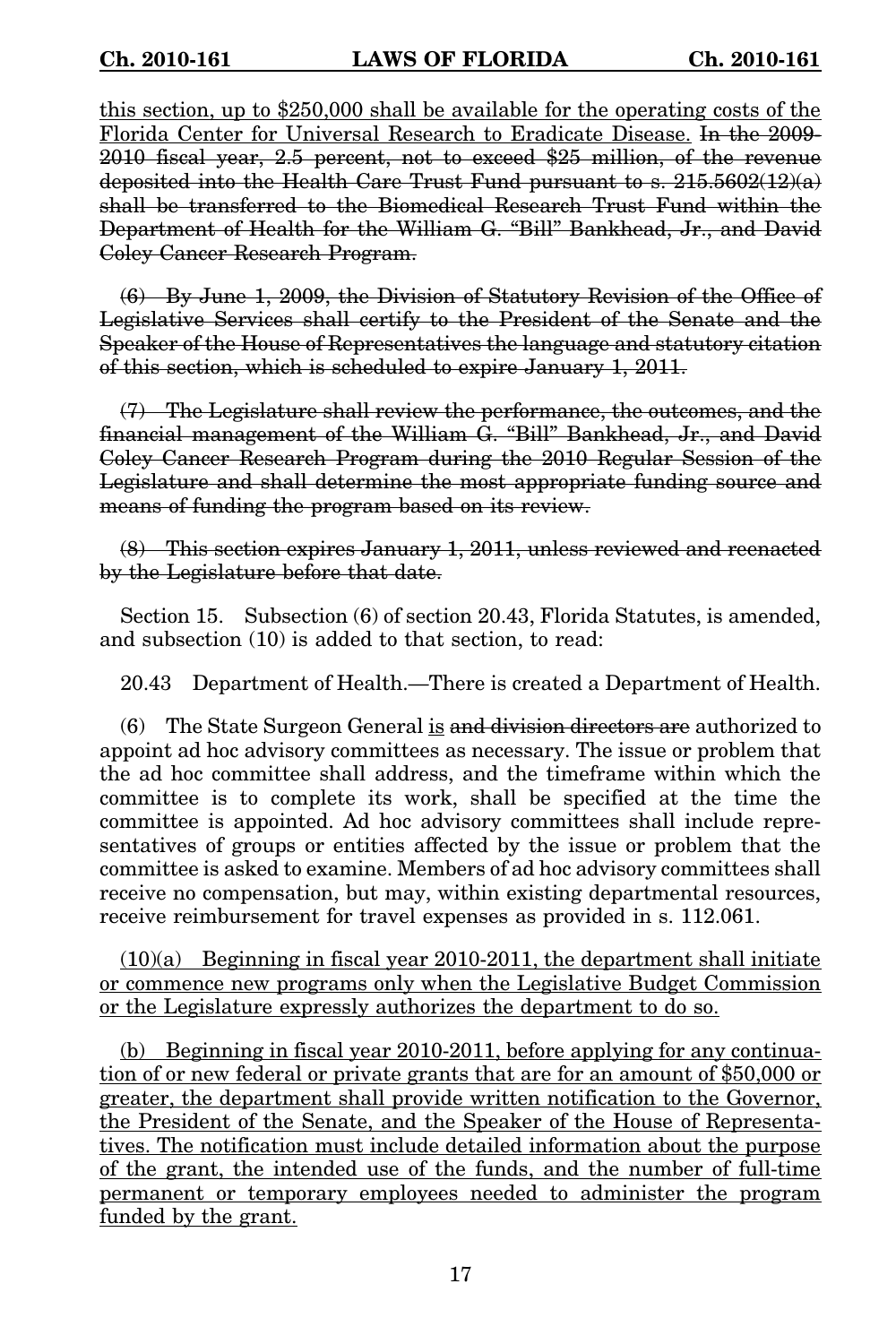this section, up to $250,000 shall be available for the operating costs of the Florida Center for Universal Research to Eradicate Disease. ~~In the 2009-2010 fiscal year, 2.5 percent, not to exceed $25 million, of the revenue deposited into the Health Care Trust Fund pursuant to s. 215.5602(12)(a) shall be transferred to the Biomedical Research Trust Fund within the Department of Health for the William G. "Bill" Bankhead, Jr., and David Coley Cancer Research Program.~~

~~(6) By June 1, 2009, the Division of Statutory Revision of the Office of Legislative Services shall certify to the President of the Senate and the Speaker of the House of Representatives the language and statutory citation of this section, which is scheduled to expire January 1, 2011.~~

~~(7) The Legislature shall review the performance, the outcomes, and the financial management of the William G. "Bill" Bankhead, Jr., and David Coley Cancer Research Program during the 2010 Regular Session of the Legislature and shall determine the most appropriate funding source and means of funding the program based on its review.~~

~~(8) This section expires January 1, 2011, unless reviewed and reenacted by the Legislature before that date.~~

Section 15. Subsection (6) of section 20.43, Florida Statutes, is amended, and subsection (10) is added to that section, to read:

20.43 Department of Health.—There is created a Department of Health.

(6) The State Surgeon General is ~~and division directors are~~ authorized to appoint ad hoc advisory committees as necessary. The issue or problem that the ad hoc committee shall address, and the timeframe within which the committee is to complete its work, shall be specified at the time the committee is appointed. Ad hoc advisory committees shall include representatives of groups or entities affected by the issue or problem that the committee is asked to examine. Members of ad hoc advisory committees shall receive no compensation, but may, within existing departmental resources, receive reimbursement for travel expenses as provided in s. 112.061.

(10)(a) Beginning in fiscal year 2010-2011, the department shall initiate or commence new programs only when the Legislative Budget Commission or the Legislature expressly authorizes the department to do so.

(b) Beginning in fiscal year 2010-2011, before applying for any continuation of or new federal or private grants that are for an amount of $50,000 or greater, the department shall provide written notification to the Governor, the President of the Senate, and the Speaker of the House of Representatives. The notification must include detailed information about the purpose of the grant, the intended use of the funds, and the number of full-time permanent or temporary employees needed to administer the program funded by the grant.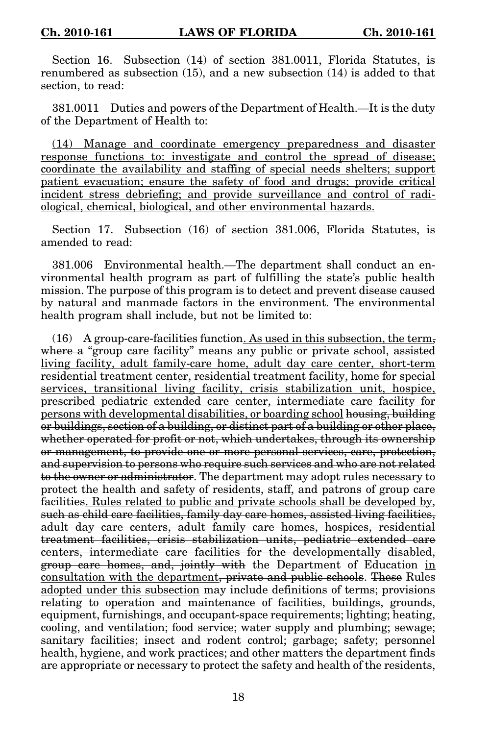Section 16. Subsection (14) of section 381.0011, Florida Statutes, is renumbered as subsection (15), and a new subsection (14) is added to that section, to read:

381.0011 Duties and powers of the Department of Health.—It is the duty of the Department of Health to:

<u>(14) Manage and coordinate emergency preparedness and disaster response functions to: investigate and control the spread of disease; coordinate the availability and staffing of special needs shelters; support patient evacuation; ensure the safety of food and drugs; provide critical incident stress debriefing; and provide surveillance and control of radiological, chemical, biological, and other environmental hazards.</u>

Section 17. Subsection (16) of section 381.006, Florida Statutes, is amended to read:

381.006 Environmental health.—The department shall conduct an environmental health program as part of fulfilling the state's public health mission. The purpose of this program is to detect and prevent disease caused by natural and manmade factors in the environment. The environmental health program shall include, but not be limited to:

(16) A group-care-facilities function<u>. As used in this subsection, the term</u>~~,~~ ~~where a~~ "group care facility<u>"</u> means any public or private school, <u>assisted living facility, adult family-care home, adult day care center, short-term residential treatment center, residential treatment facility, home for special services, transitional living facility, crisis stabilization unit, hospice, prescribed pediatric extended care center, intermediate care facility for persons with developmental disabilities, or boarding school</u> ~~housing, building or buildings, section of a building, or distinct part of a building or other place, whether operated for profit or not, which undertakes, through its ownership or management, to provide one or more personal services, care, protection, and supervision to persons who require such services and who are not related to the owner or administrator~~. The department may adopt rules necessary to protect the health and safety of residents, staff, and patrons of group care facilities<u>. Rules related to public and private schools shall be developed by</u>~~, such as child care facilities, family day care homes, assisted living facilities, adult day care centers, adult family care homes, hospices, residential treatment facilities, crisis stabilization units, pediatric extended care centers, intermediate care facilities for the developmentally disabled, group care homes, and, jointly with~~ the Department of Education <u>in consultation with the department</u>~~, private and public schools~~. ~~These~~ Rules <u>adopted under this subsection</u> may include definitions of terms; provisions relating to operation and maintenance of facilities, buildings, grounds, equipment, furnishings, and occupant-space requirements; lighting; heating, cooling, and ventilation; food service; water supply and plumbing; sewage; sanitary facilities; insect and rodent control; garbage; safety; personnel health, hygiene, and work practices; and other matters the department finds are appropriate or necessary to protect the safety and health of the residents,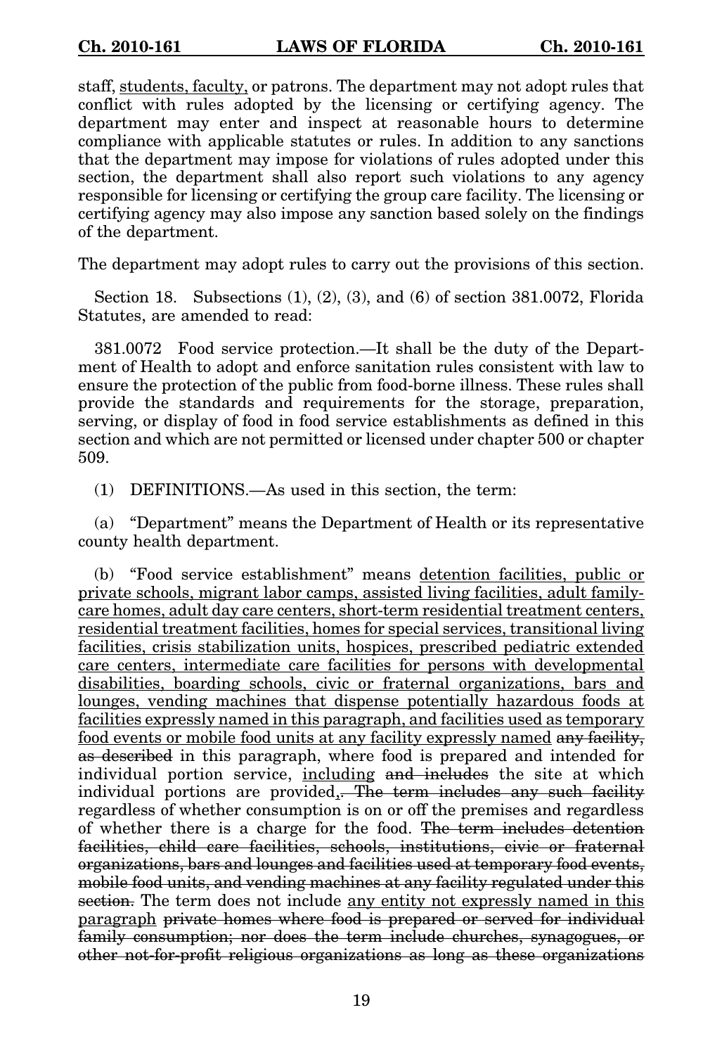staff, <u>students, faculty,</u> or patrons. The department may not adopt rules that conflict with rules adopted by the licensing or certifying agency. The department may enter and inspect at reasonable hours to determine compliance with applicable statutes or rules. In addition to any sanctions that the department may impose for violations of rules adopted under this section, the department shall also report such violations to any agency responsible for licensing or certifying the group care facility. The licensing or certifying agency may also impose any sanction based solely on the findings of the department.

The department may adopt rules to carry out the provisions of this section.

Section 18. Subsections (1), (2), (3), and (6) of section 381.0072, Florida Statutes, are amended to read:

381.0072 Food service protection.—It shall be the duty of the Department of Health to adopt and enforce sanitation rules consistent with law to ensure the protection of the public from food-borne illness. These rules shall provide the standards and requirements for the storage, preparation, serving, or display of food in food service establishments as defined in this section and which are not permitted or licensed under chapter 500 or chapter 509.

(1) DEFINITIONS.—As used in this section, the term:

(a) "Department" means the Department of Health or its representative county health department.

(b) "Food service establishment" means <u>detention facilities, public or private schools, migrant labor camps, assisted living facilities, adult family-care homes, adult day care centers, short-term residential treatment centers, residential treatment facilities, homes for special services, transitional living facilities, crisis stabilization units, hospices, prescribed pediatric extended care centers, intermediate care facilities for persons with developmental disabilities, boarding schools, civic or fraternal organizations, bars and lounges, vending machines that dispense potentially hazardous foods at facilities expressly named in this paragraph, and facilities used as temporary food events or mobile food units at any facility expressly named</u> ~~any facility, as described~~ in this paragraph, where food is prepared and intended for individual portion service, <u>including</u> ~~and includes~~ the site at which individual portions are provided<u>,</u>~~. The term includes any such facility~~ regardless of whether consumption is on or off the premises and regardless of whether there is a charge for the food. ~~The term includes detention facilities, child care facilities, schools, institutions, civic or fraternal organizations, bars and lounges and facilities used at temporary food events, mobile food units, and vending machines at any facility regulated under this section.~~ The term does not include <u>any entity not expressly named in this paragraph</u> ~~private homes where food is prepared or served for individual family consumption; nor does the term include churches, synagogues, or other not-for-profit religious organizations as long as these organizations~~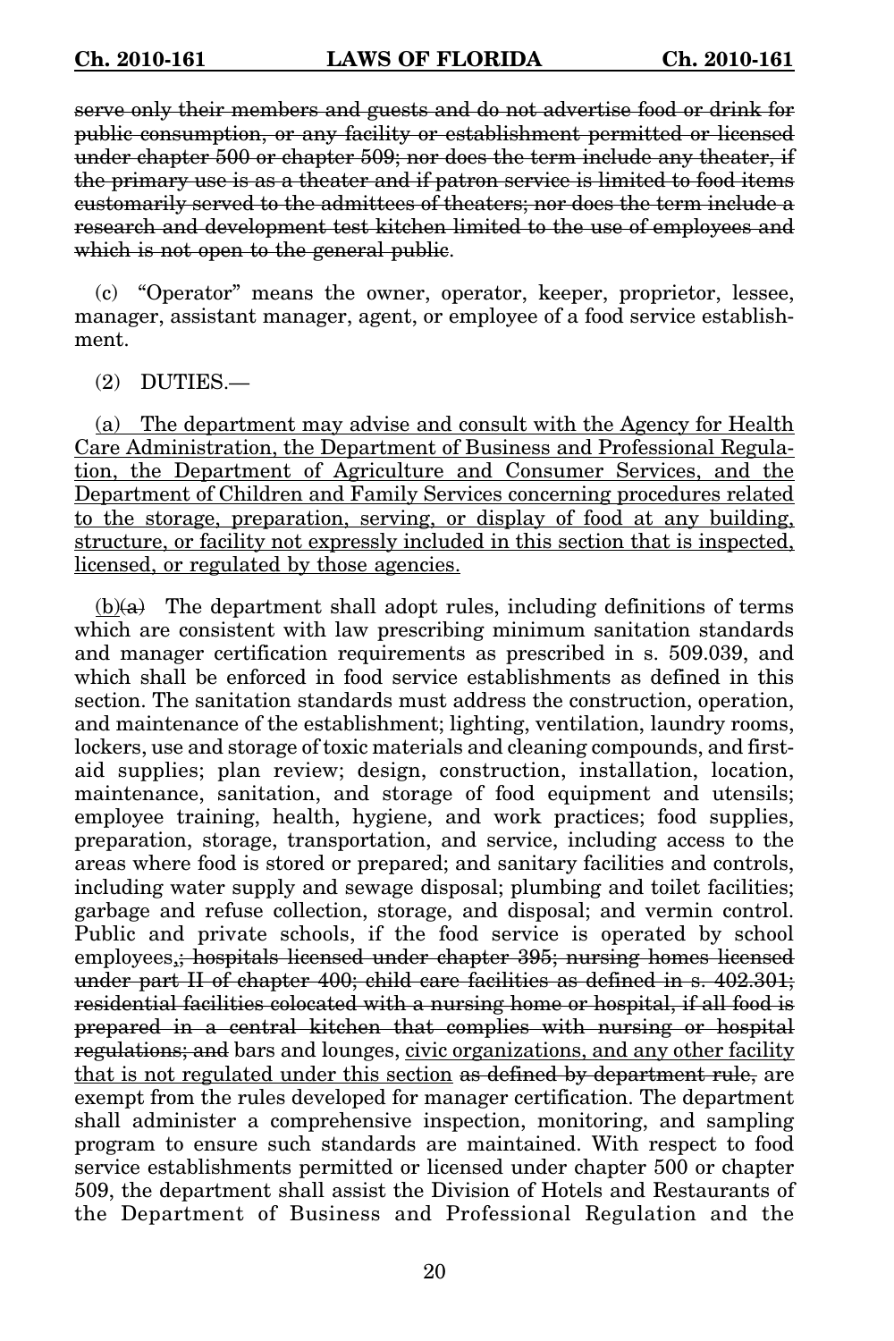~~serve only their members and guests and do not advertise food or drink for public consumption, or any facility or establishment permitted or licensed under chapter 500 or chapter 509; nor does the term include any theater, if the primary use is as a theater and if patron service is limited to food items customarily served to the admittees of theaters; nor does the term include a research and development test kitchen limited to the use of employees and which is not open to the general public~~.

(c) "Operator" means the owner, operator, keeper, proprietor, lessee, manager, assistant manager, agent, or employee of a food service establishment.

(2) DUTIES.—

<u>(a) The department may advise and consult with the Agency for Health Care Administration, the Department of Business and Professional Regulation, the Department of Agriculture and Consumer Services, and the Department of Children and Family Services concerning procedures related to the storage, preparation, serving, or display of food at any building, structure, or facility not expressly included in this section that is inspected, licensed, or regulated by those agencies.</u>

<u>(b)</u>~~(a)~~ The department shall adopt rules, including definitions of terms which are consistent with law prescribing minimum sanitation standards and manager certification requirements as prescribed in s. 509.039, and which shall be enforced in food service establishments as defined in this section. The sanitation standards must address the construction, operation, and maintenance of the establishment; lighting, ventilation, laundry rooms, lockers, use and storage of toxic materials and cleaning compounds, and first-aid supplies; plan review; design, construction, installation, location, maintenance, sanitation, and storage of food equipment and utensils; employee training, health, hygiene, and work practices; food supplies, preparation, storage, transportation, and service, including access to the areas where food is stored or prepared; and sanitary facilities and controls, including water supply and sewage disposal; plumbing and toilet facilities; garbage and refuse collection, storage, and disposal; and vermin control. Public and private schools, if the food service is operated by school employees,~~; hospitals licensed under chapter 395; nursing homes licensed under part II of chapter 400; child care facilities as defined in s. 402.301; residential facilities colocated with a nursing home or hospital, if all food is prepared in a central kitchen that complies with nursing or hospital regulations; and~~ bars and lounges, <u>civic organizations, and any other facility that is not regulated under this section</u> ~~as defined by department rule,~~ are exempt from the rules developed for manager certification. The department shall administer a comprehensive inspection, monitoring, and sampling program to ensure such standards are maintained. With respect to food service establishments permitted or licensed under chapter 500 or chapter 509, the department shall assist the Division of Hotels and Restaurants of the Department of Business and Professional Regulation and the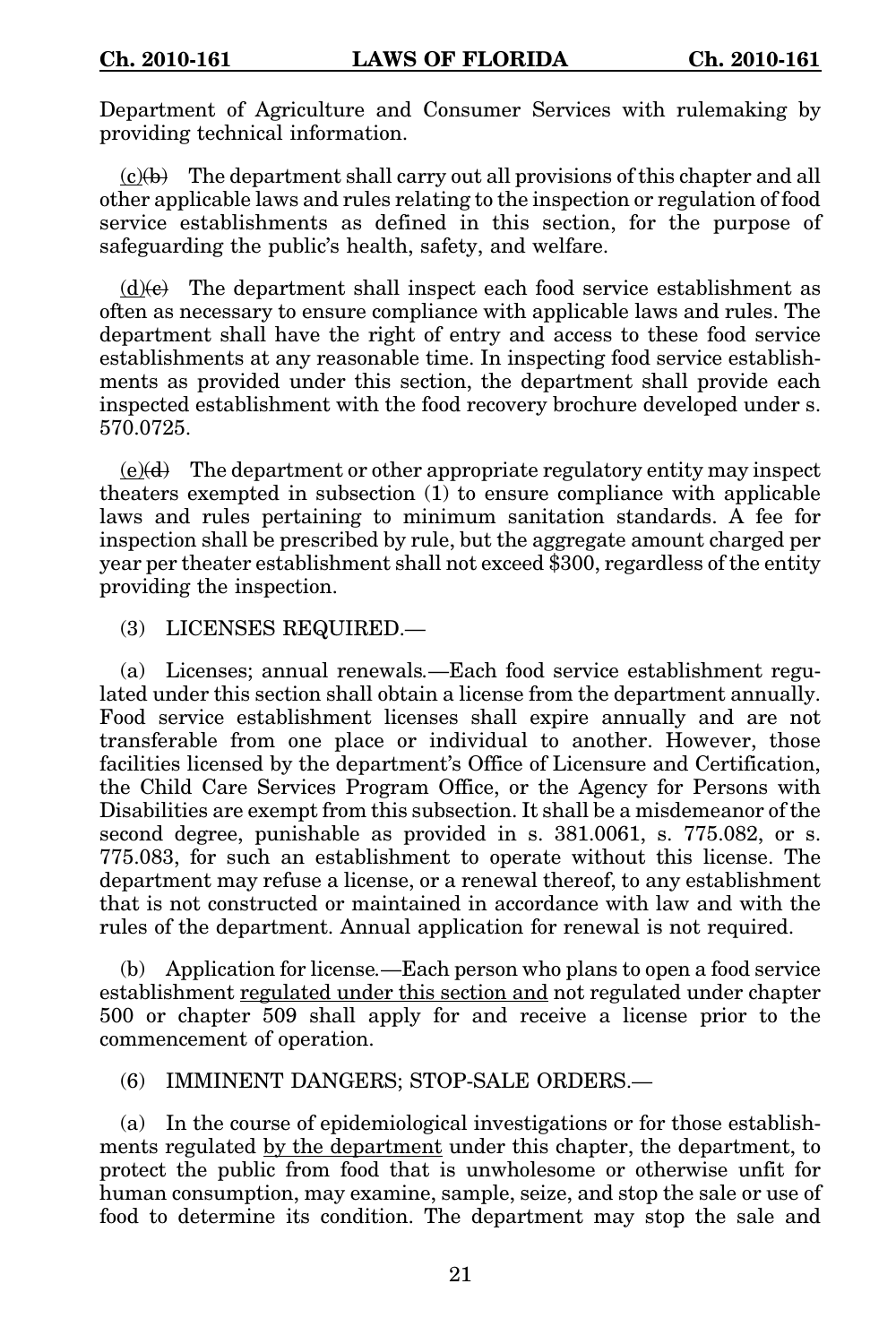Department of Agriculture and Consumer Services with rulemaking by providing technical information.

(c)~~(b)~~ The department shall carry out all provisions of this chapter and all other applicable laws and rules relating to the inspection or regulation of food service establishments as defined in this section, for the purpose of safeguarding the public's health, safety, and welfare.

(d)~~(c)~~ The department shall inspect each food service establishment as often as necessary to ensure compliance with applicable laws and rules. The department shall have the right of entry and access to these food service establishments at any reasonable time. In inspecting food service establishments as provided under this section, the department shall provide each inspected establishment with the food recovery brochure developed under s. 570.0725.

(e)~~(d)~~ The department or other appropriate regulatory entity may inspect theaters exempted in subsection (1) to ensure compliance with applicable laws and rules pertaining to minimum sanitation standards. A fee for inspection shall be prescribed by rule, but the aggregate amount charged per year per theater establishment shall not exceed $300, regardless of the entity providing the inspection.

(3) LICENSES REQUIRED.—

(a) Licenses; annual renewals.—Each food service establishment regulated under this section shall obtain a license from the department annually. Food service establishment licenses shall expire annually and are not transferable from one place or individual to another. However, those facilities licensed by the department's Office of Licensure and Certification, the Child Care Services Program Office, or the Agency for Persons with Disabilities are exempt from this subsection. It shall be a misdemeanor of the second degree, punishable as provided in s. 381.0061, s. 775.082, or s. 775.083, for such an establishment to operate without this license. The department may refuse a license, or a renewal thereof, to any establishment that is not constructed or maintained in accordance with law and with the rules of the department. Annual application for renewal is not required.

(b) Application for license.—Each person who plans to open a food service establishment regulated under this section and not regulated under chapter 500 or chapter 509 shall apply for and receive a license prior to the commencement of operation.

(6) IMMINENT DANGERS; STOP-SALE ORDERS.—

(a) In the course of epidemiological investigations or for those establishments regulated by the department under this chapter, the department, to protect the public from food that is unwholesome or otherwise unfit for human consumption, may examine, sample, seize, and stop the sale or use of food to determine its condition. The department may stop the sale and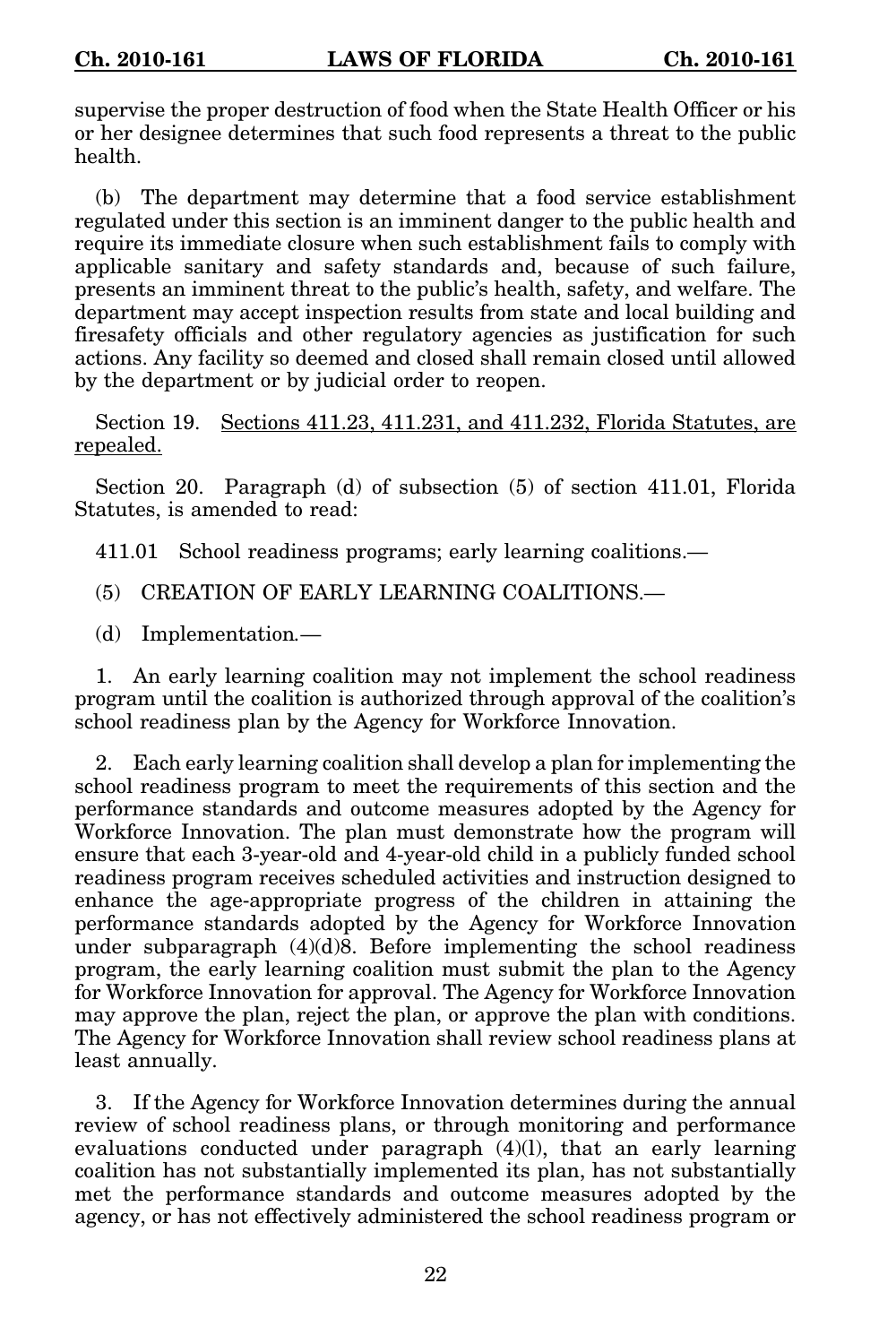supervise the proper destruction of food when the State Health Officer or his or her designee determines that such food represents a threat to the public health.

(b) The department may determine that a food service establishment regulated under this section is an imminent danger to the public health and require its immediate closure when such establishment fails to comply with applicable sanitary and safety standards and, because of such failure, presents an imminent threat to the public's health, safety, and welfare. The department may accept inspection results from state and local building and firesafety officials and other regulatory agencies as justification for such actions. Any facility so deemed and closed shall remain closed until allowed by the department or by judicial order to reopen.

Section 19. Sections 411.23, 411.231, and 411.232, Florida Statutes, are repealed.

Section 20. Paragraph (d) of subsection (5) of section 411.01, Florida Statutes, is amended to read:

411.01 School readiness programs; early learning coalitions.—

(5) CREATION OF EARLY LEARNING COALITIONS.—

(d) *Implementation.*—

1. An early learning coalition may not implement the school readiness program until the coalition is authorized through approval of the coalition's school readiness plan by the Agency for Workforce Innovation.

2. Each early learning coalition shall develop a plan for implementing the school readiness program to meet the requirements of this section and the performance standards and outcome measures adopted by the Agency for Workforce Innovation. The plan must demonstrate how the program will ensure that each 3-year-old and 4-year-old child in a publicly funded school readiness program receives scheduled activities and instruction designed to enhance the age-appropriate progress of the children in attaining the performance standards adopted by the Agency for Workforce Innovation under subparagraph (4)(d)8. Before implementing the school readiness program, the early learning coalition must submit the plan to the Agency for Workforce Innovation for approval. The Agency for Workforce Innovation may approve the plan, reject the plan, or approve the plan with conditions. The Agency for Workforce Innovation shall review school readiness plans at least annually.

3. If the Agency for Workforce Innovation determines during the annual review of school readiness plans, or through monitoring and performance evaluations conducted under paragraph (4)(l), that an early learning coalition has not substantially implemented its plan, has not substantially met the performance standards and outcome measures adopted by the agency, or has not effectively administered the school readiness program or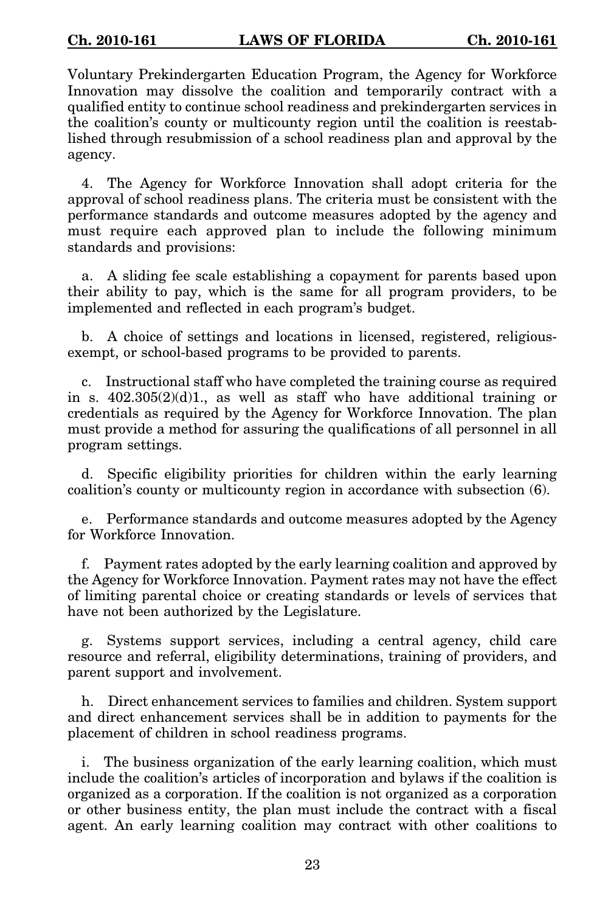Voluntary Prekindergarten Education Program, the Agency for Workforce Innovation may dissolve the coalition and temporarily contract with a qualified entity to continue school readiness and prekindergarten services in the coalition's county or multicounty region until the coalition is reestablished through resubmission of a school readiness plan and approval by the agency.

4. The Agency for Workforce Innovation shall adopt criteria for the approval of school readiness plans. The criteria must be consistent with the performance standards and outcome measures adopted by the agency and must require each approved plan to include the following minimum standards and provisions:

a. A sliding fee scale establishing a copayment for parents based upon their ability to pay, which is the same for all program providers, to be implemented and reflected in each program's budget.

b. A choice of settings and locations in licensed, registered, religious-exempt, or school-based programs to be provided to parents.

c. Instructional staff who have completed the training course as required in s. 402.305(2)(d)1., as well as staff who have additional training or credentials as required by the Agency for Workforce Innovation. The plan must provide a method for assuring the qualifications of all personnel in all program settings.

d. Specific eligibility priorities for children within the early learning coalition's county or multicounty region in accordance with subsection (6).

e. Performance standards and outcome measures adopted by the Agency for Workforce Innovation.

f. Payment rates adopted by the early learning coalition and approved by the Agency for Workforce Innovation. Payment rates may not have the effect of limiting parental choice or creating standards or levels of services that have not been authorized by the Legislature.

g. Systems support services, including a central agency, child care resource and referral, eligibility determinations, training of providers, and parent support and involvement.

h. Direct enhancement services to families and children. System support and direct enhancement services shall be in addition to payments for the placement of children in school readiness programs.

i. The business organization of the early learning coalition, which must include the coalition's articles of incorporation and bylaws if the coalition is organized as a corporation. If the coalition is not organized as a corporation or other business entity, the plan must include the contract with a fiscal agent. An early learning coalition may contract with other coalitions to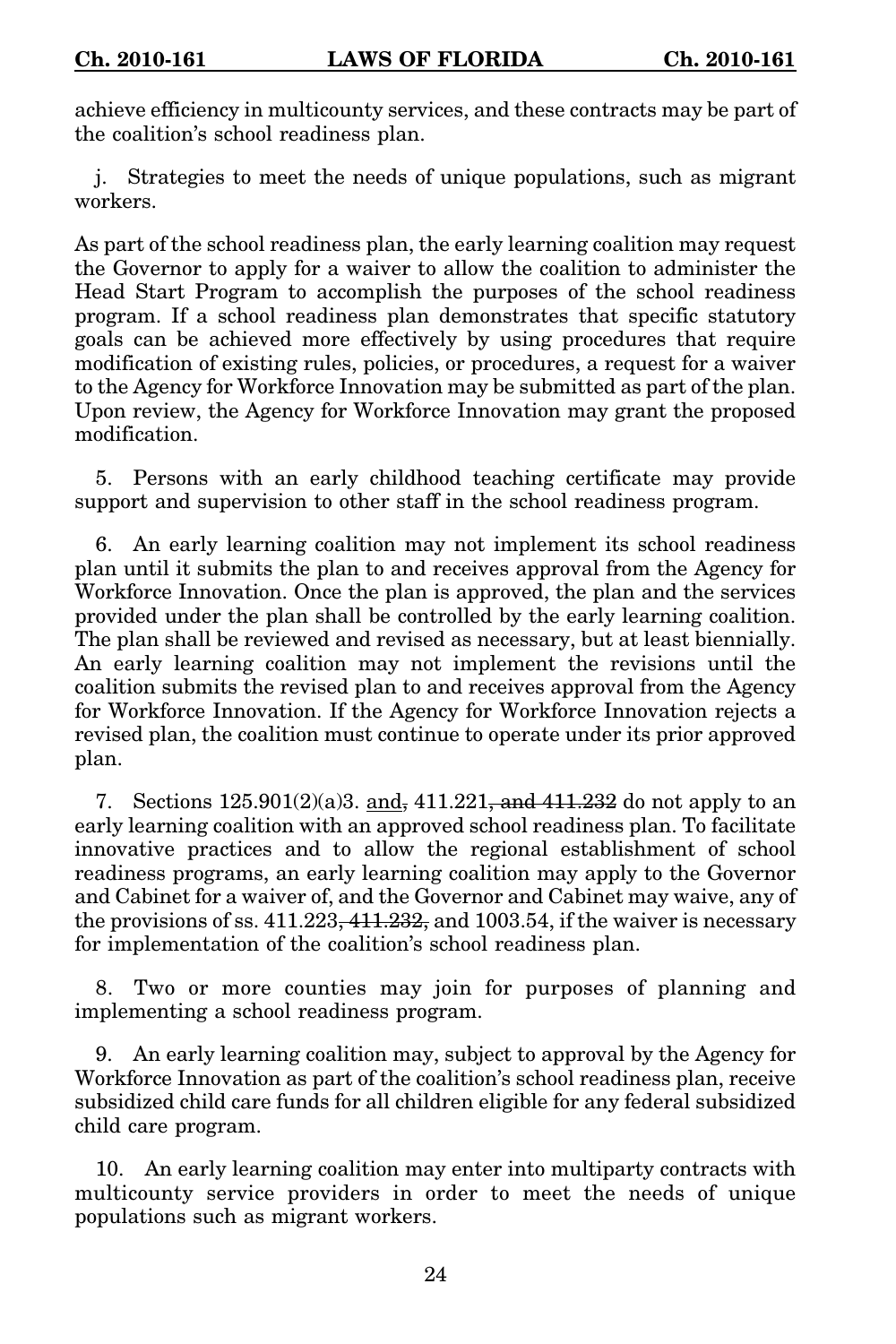achieve efficiency in multicounty services, and these contracts may be part of the coalition's school readiness plan.

j. Strategies to meet the needs of unique populations, such as migrant workers.

As part of the school readiness plan, the early learning coalition may request the Governor to apply for a waiver to allow the coalition to administer the Head Start Program to accomplish the purposes of the school readiness program. If a school readiness plan demonstrates that specific statutory goals can be achieved more effectively by using procedures that require modification of existing rules, policies, or procedures, a request for a waiver to the Agency for Workforce Innovation may be submitted as part of the plan. Upon review, the Agency for Workforce Innovation may grant the proposed modification.

5. Persons with an early childhood teaching certificate may provide support and supervision to other staff in the school readiness program.

6. An early learning coalition may not implement its school readiness plan until it submits the plan to and receives approval from the Agency for Workforce Innovation. Once the plan is approved, the plan and the services provided under the plan shall be controlled by the early learning coalition. The plan shall be reviewed and revised as necessary, but at least biennially. An early learning coalition may not implement the revisions until the coalition submits the revised plan to and receives approval from the Agency for Workforce Innovation. If the Agency for Workforce Innovation rejects a revised plan, the coalition must continue to operate under its prior approved plan.

7. Sections 125.901(2)(a)3. <u>and</u>~~,~~ 411.221~~, and 411.232~~ do not apply to an early learning coalition with an approved school readiness plan. To facilitate innovative practices and to allow the regional establishment of school readiness programs, an early learning coalition may apply to the Governor and Cabinet for a waiver of, and the Governor and Cabinet may waive, any of the provisions of ss. 411.223~~, 411.232,~~ and 1003.54, if the waiver is necessary for implementation of the coalition's school readiness plan.

8. Two or more counties may join for purposes of planning and implementing a school readiness program.

9. An early learning coalition may, subject to approval by the Agency for Workforce Innovation as part of the coalition's school readiness plan, receive subsidized child care funds for all children eligible for any federal subsidized child care program.

10. An early learning coalition may enter into multiparty contracts with multicounty service providers in order to meet the needs of unique populations such as migrant workers.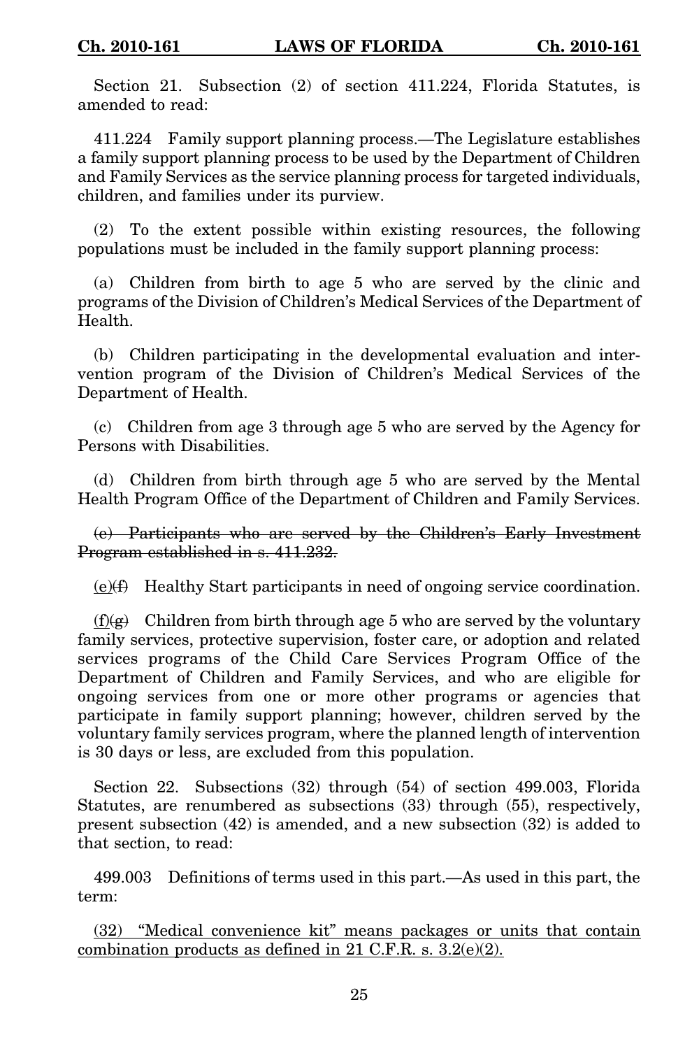Section 21. Subsection (2) of section 411.224, Florida Statutes, is amended to read:

411.224 Family support planning process.—The Legislature establishes a family support planning process to be used by the Department of Children and Family Services as the service planning process for targeted individuals, children, and families under its purview.

(2) To the extent possible within existing resources, the following populations must be included in the family support planning process:

(a) Children from birth to age 5 who are served by the clinic and programs of the Division of Children's Medical Services of the Department of Health.

(b) Children participating in the developmental evaluation and intervention program of the Division of Children's Medical Services of the Department of Health.

(c) Children from age 3 through age 5 who are served by the Agency for Persons with Disabilities.

(d) Children from birth through age 5 who are served by the Mental Health Program Office of the Department of Children and Family Services.

~~(e) Participants who are served by the Children's Early Investment Program established in s. 411.232.~~

<u>(e)</u>~~(f)~~ Healthy Start participants in need of ongoing service coordination.

<u>(f)</u>~~(g)~~ Children from birth through age 5 who are served by the voluntary family services, protective supervision, foster care, or adoption and related services programs of the Child Care Services Program Office of the Department of Children and Family Services, and who are eligible for ongoing services from one or more other programs or agencies that participate in family support planning; however, children served by the voluntary family services program, where the planned length of intervention is 30 days or less, are excluded from this population.

Section 22. Subsections (32) through (54) of section 499.003, Florida Statutes, are renumbered as subsections (33) through (55), respectively, present subsection (42) is amended, and a new subsection (32) is added to that section, to read:

499.003 Definitions of terms used in this part.—As used in this part, the term:

<u>(32) "Medical convenience kit" means packages or units that contain combination products as defined in 21 C.F.R. s. 3.2(e)(2).</u>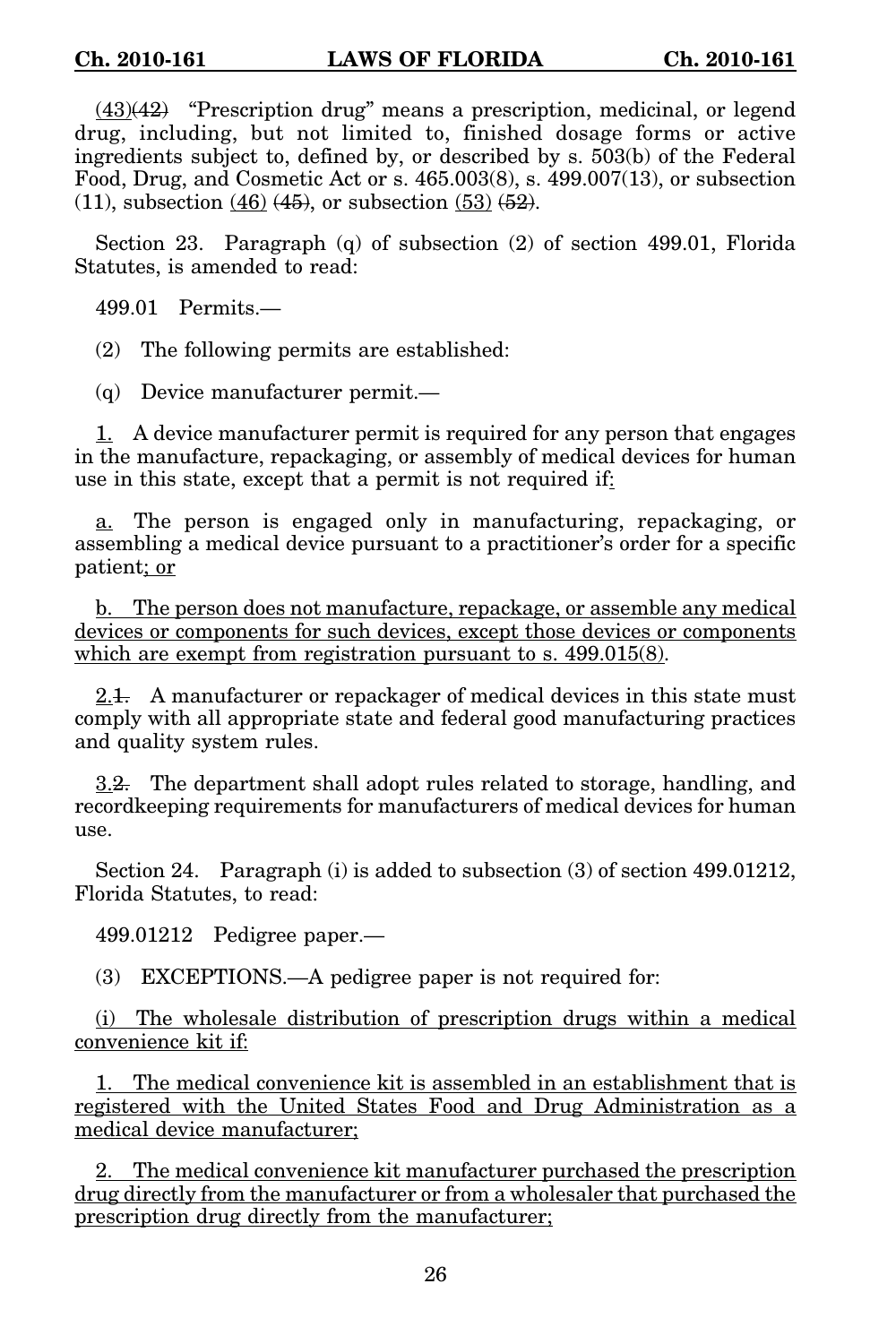(43)(42) "Prescription drug" means a prescription, medicinal, or legend drug, including, but not limited to, finished dosage forms or active ingredients subject to, defined by, or described by s. 503(b) of the Federal Food, Drug, and Cosmetic Act or s. 465.003(8), s. 499.007(13), or subsection (11), subsection (46) (45), or subsection (53) (52).

Section 23. Paragraph (q) of subsection (2) of section 499.01, Florida Statutes, is amended to read:

499.01 Permits.—

(2) The following permits are established:

(q) Device manufacturer permit.—

1. A device manufacturer permit is required for any person that engages in the manufacture, repackaging, or assembly of medical devices for human use in this state, except that a permit is not required if:

a. The person is engaged only in manufacturing, repackaging, or assembling a medical device pursuant to a practitioner's order for a specific patient; or

b. The person does not manufacture, repackage, or assemble any medical devices or components for such devices, except those devices or components which are exempt from registration pursuant to s. 499.015(8).

2.1. A manufacturer or repackager of medical devices in this state must comply with all appropriate state and federal good manufacturing practices and quality system rules.

3.2. The department shall adopt rules related to storage, handling, and recordkeeping requirements for manufacturers of medical devices for human use.

Section 24. Paragraph (i) is added to subsection (3) of section 499.01212, Florida Statutes, to read:

499.01212 Pedigree paper.—

(3) EXCEPTIONS.—A pedigree paper is not required for:

(i) The wholesale distribution of prescription drugs within a medical convenience kit if:

1. The medical convenience kit is assembled in an establishment that is registered with the United States Food and Drug Administration as a medical device manufacturer;

2. The medical convenience kit manufacturer purchased the prescription drug directly from the manufacturer or from a wholesaler that purchased the prescription drug directly from the manufacturer;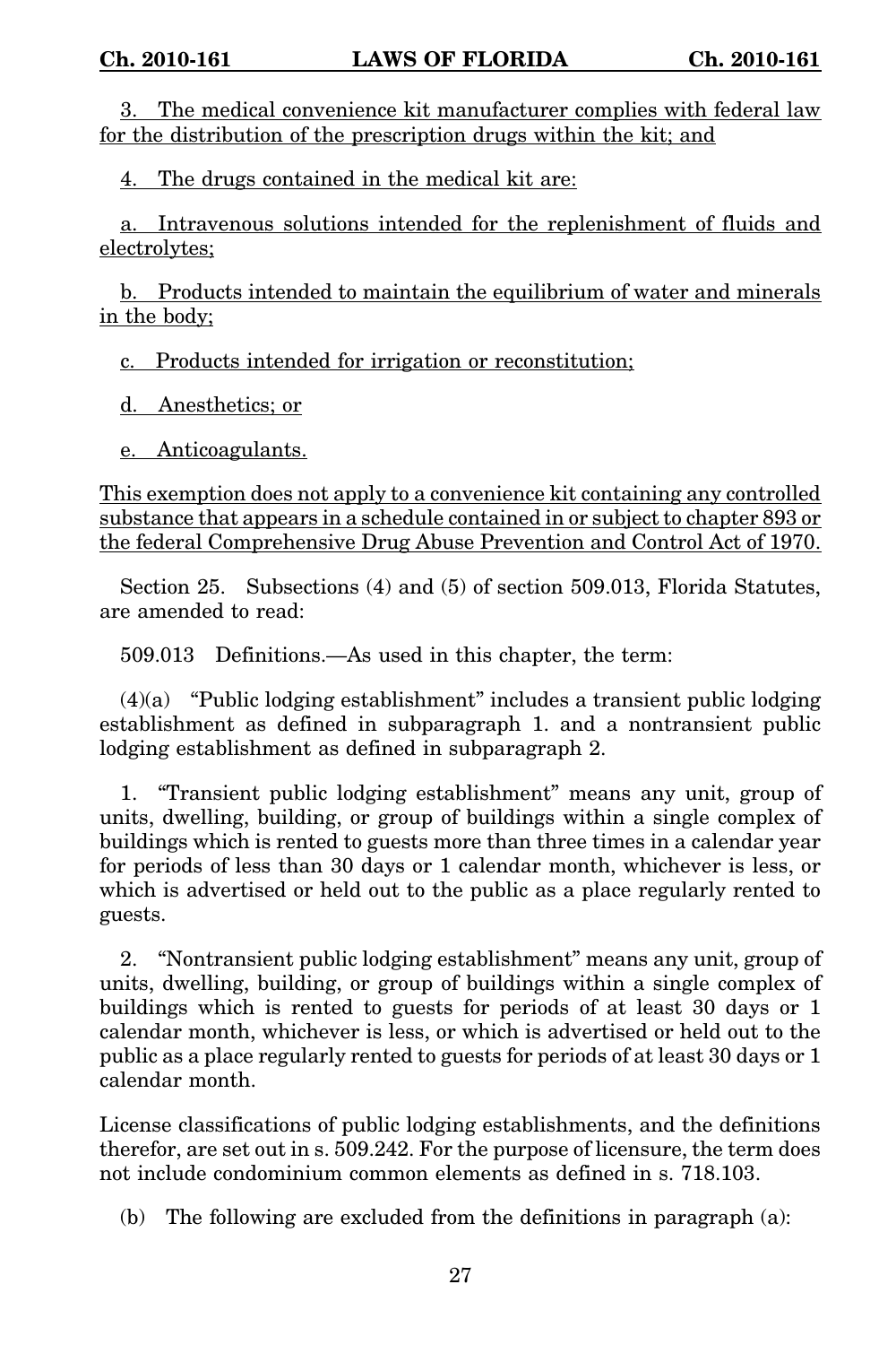3. The medical convenience kit manufacturer complies with federal law for the distribution of the prescription drugs within the kit; and

4. The drugs contained in the medical kit are:

a. Intravenous solutions intended for the replenishment of fluids and electrolytes;

b. Products intended to maintain the equilibrium of water and minerals in the body;

c. Products intended for irrigation or reconstitution;

d. Anesthetics; or

e. Anticoagulants.

This exemption does not apply to a convenience kit containing any controlled substance that appears in a schedule contained in or subject to chapter 893 or the federal Comprehensive Drug Abuse Prevention and Control Act of 1970.

Section 25. Subsections (4) and (5) of section 509.013, Florida Statutes, are amended to read:

509.013 Definitions.—As used in this chapter, the term:

(4)(a) "Public lodging establishment" includes a transient public lodging establishment as defined in subparagraph 1. and a nontransient public lodging establishment as defined in subparagraph 2.

1. "Transient public lodging establishment" means any unit, group of units, dwelling, building, or group of buildings within a single complex of buildings which is rented to guests more than three times in a calendar year for periods of less than 30 days or 1 calendar month, whichever is less, or which is advertised or held out to the public as a place regularly rented to guests.

2. "Nontransient public lodging establishment" means any unit, group of units, dwelling, building, or group of buildings within a single complex of buildings which is rented to guests for periods of at least 30 days or 1 calendar month, whichever is less, or which is advertised or held out to the public as a place regularly rented to guests for periods of at least 30 days or 1 calendar month.

License classifications of public lodging establishments, and the definitions therefor, are set out in s. 509.242. For the purpose of licensure, the term does not include condominium common elements as defined in s. 718.103.

(b) The following are excluded from the definitions in paragraph (a):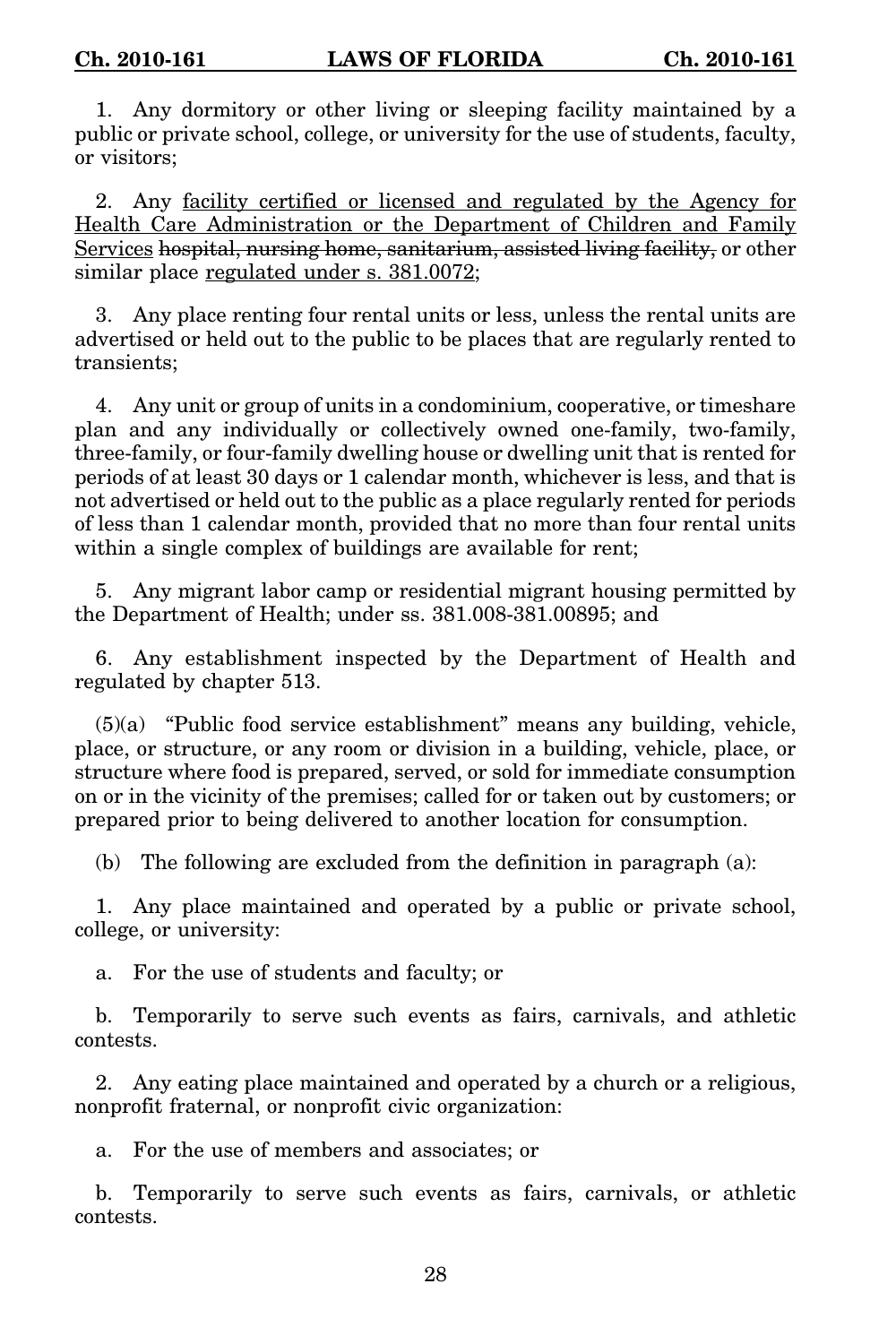1. Any dormitory or other living or sleeping facility maintained by a public or private school, college, or university for the use of students, faculty, or visitors;

2. Any <u>facility certified or licensed and regulated by the Agency for Health Care Administration or the Department of Children and Family Services</u> ~~hospital, nursing home, sanitarium, assisted living facility,~~ or other similar place <u>regulated under s. 381.0072</u>;

3. Any place renting four rental units or less, unless the rental units are advertised or held out to the public to be places that are regularly rented to transients;

4. Any unit or group of units in a condominium, cooperative, or timeshare plan and any individually or collectively owned one-family, two-family, three-family, or four-family dwelling house or dwelling unit that is rented for periods of at least 30 days or 1 calendar month, whichever is less, and that is not advertised or held out to the public as a place regularly rented for periods of less than 1 calendar month, provided that no more than four rental units within a single complex of buildings are available for rent;

5. Any migrant labor camp or residential migrant housing permitted by the Department of Health; under ss. 381.008-381.00895; and

6. Any establishment inspected by the Department of Health and regulated by chapter 513.

(5)(a) "Public food service establishment" means any building, vehicle, place, or structure, or any room or division in a building, vehicle, place, or structure where food is prepared, served, or sold for immediate consumption on or in the vicinity of the premises; called for or taken out by customers; or prepared prior to being delivered to another location for consumption.

(b) The following are excluded from the definition in paragraph (a):

1. Any place maintained and operated by a public or private school, college, or university:

a. For the use of students and faculty; or

b. Temporarily to serve such events as fairs, carnivals, and athletic contests.

2. Any eating place maintained and operated by a church or a religious, nonprofit fraternal, or nonprofit civic organization:

a. For the use of members and associates; or

b. Temporarily to serve such events as fairs, carnivals, or athletic contests.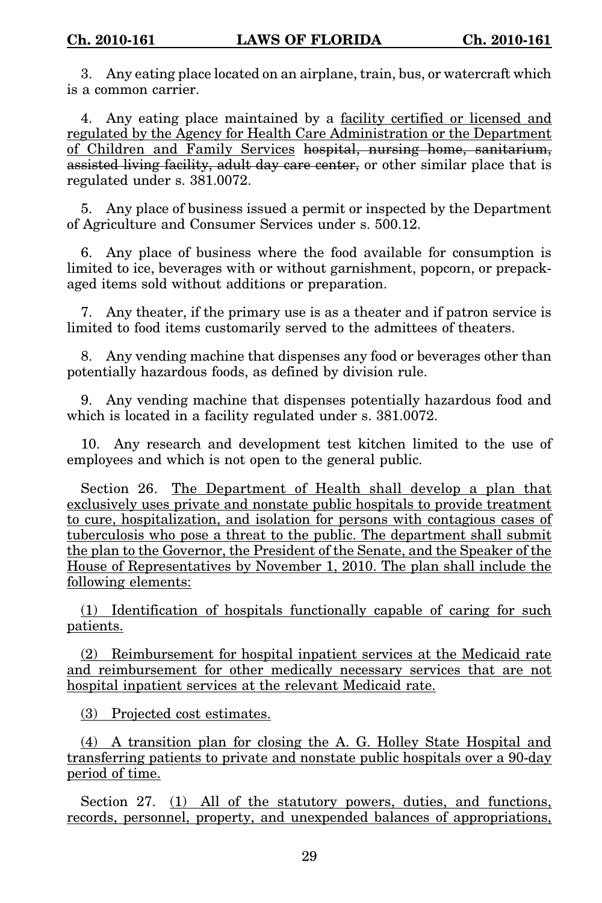3. Any eating place located on an airplane, train, bus, or watercraft which is a common carrier.

4. Any eating place maintained by a <u>facility certified or licensed and regulated by the Agency for Health Care Administration or the Department of Children and Family Services</u> ~~hospital, nursing home, sanitarium, assisted living facility, adult day care center,~~ or other similar place that is regulated under s. 381.0072.

5. Any place of business issued a permit or inspected by the Department of Agriculture and Consumer Services under s. 500.12.

6. Any place of business where the food available for consumption is limited to ice, beverages with or without garnishment, popcorn, or prepackaged items sold without additions or preparation.

7. Any theater, if the primary use is as a theater and if patron service is limited to food items customarily served to the admittees of theaters.

8. Any vending machine that dispenses any food or beverages other than potentially hazardous foods, as defined by division rule.

9. Any vending machine that dispenses potentially hazardous food and which is located in a facility regulated under s. 381.0072.

10. Any research and development test kitchen limited to the use of employees and which is not open to the general public.

Section 26. <u>The Department of Health shall develop a plan that exclusively uses private and nonstate public hospitals to provide treatment to cure, hospitalization, and isolation for persons with contagious cases of tuberculosis who pose a threat to the public. The department shall submit the plan to the Governor, the President of the Senate, and the Speaker of the House of Representatives by November 1, 2010. The plan shall include the following elements:</u>

<u>(1) Identification of hospitals functionally capable of caring for such patients.</u>

<u>(2) Reimbursement for hospital inpatient services at the Medicaid rate and reimbursement for other medically necessary services that are not hospital inpatient services at the relevant Medicaid rate.</u>

<u>(3) Projected cost estimates.</u>

<u>(4) A transition plan for closing the A. G. Holley State Hospital and transferring patients to private and nonstate public hospitals over a 90-day period of time.</u>

Section 27. <u>(1) All of the statutory powers, duties, and functions, records, personnel, property, and unexpended balances of appropriations,</u>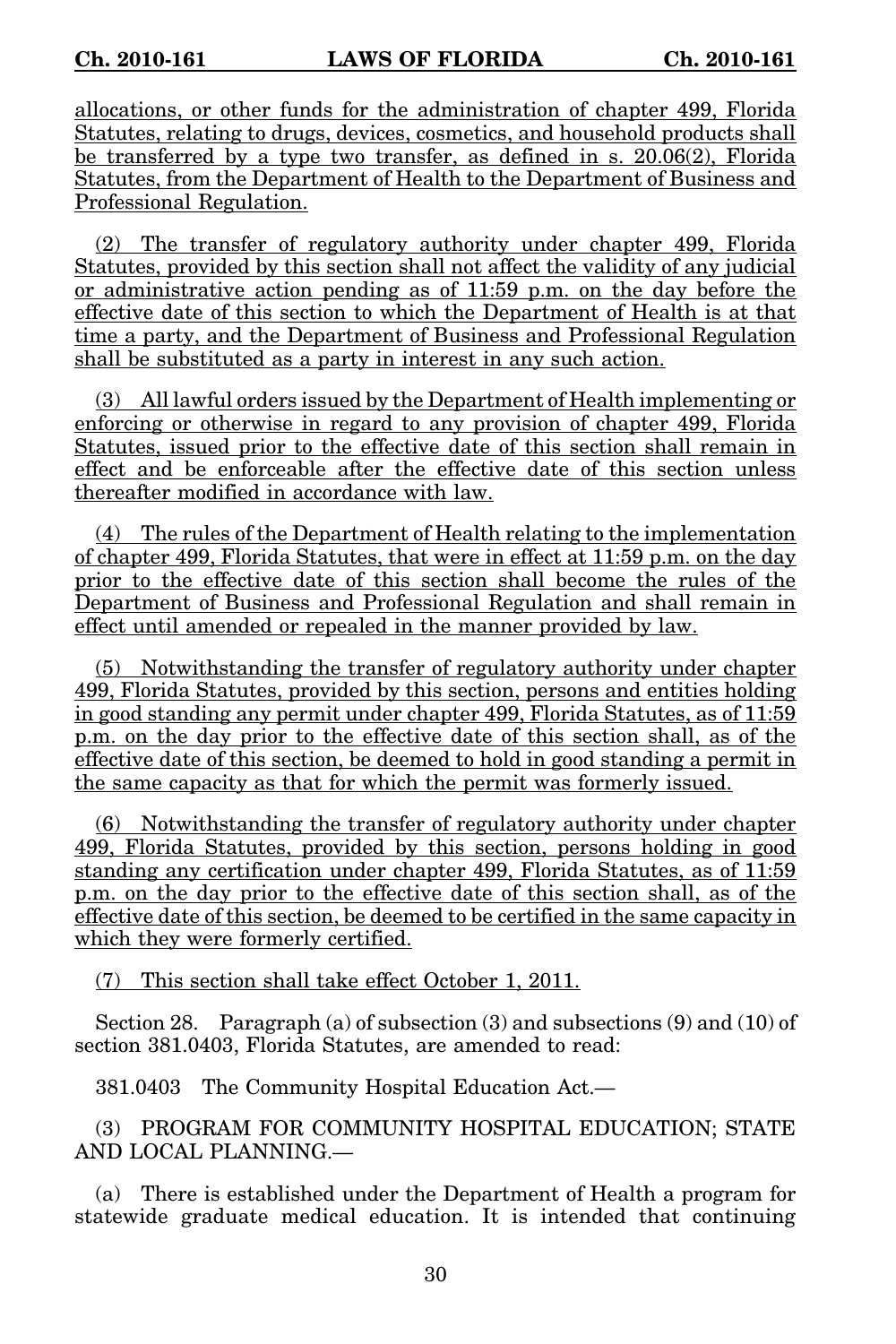allocations, or other funds for the administration of chapter 499, Florida Statutes, relating to drugs, devices, cosmetics, and household products shall be transferred by a type two transfer, as defined in s. 20.06(2), Florida Statutes, from the Department of Health to the Department of Business and Professional Regulation.

(2) The transfer of regulatory authority under chapter 499, Florida Statutes, provided by this section shall not affect the validity of any judicial or administrative action pending as of 11:59 p.m. on the day before the effective date of this section to which the Department of Health is at that time a party, and the Department of Business and Professional Regulation shall be substituted as a party in interest in any such action.

(3) All lawful orders issued by the Department of Health implementing or enforcing or otherwise in regard to any provision of chapter 499, Florida Statutes, issued prior to the effective date of this section shall remain in effect and be enforceable after the effective date of this section unless thereafter modified in accordance with law.

(4) The rules of the Department of Health relating to the implementation of chapter 499, Florida Statutes, that were in effect at 11:59 p.m. on the day prior to the effective date of this section shall become the rules of the Department of Business and Professional Regulation and shall remain in effect until amended or repealed in the manner provided by law.

(5) Notwithstanding the transfer of regulatory authority under chapter 499, Florida Statutes, provided by this section, persons and entities holding in good standing any permit under chapter 499, Florida Statutes, as of 11:59 p.m. on the day prior to the effective date of this section shall, as of the effective date of this section, be deemed to hold in good standing a permit in the same capacity as that for which the permit was formerly issued.

(6) Notwithstanding the transfer of regulatory authority under chapter 499, Florida Statutes, provided by this section, persons holding in good standing any certification under chapter 499, Florida Statutes, as of 11:59 p.m. on the day prior to the effective date of this section shall, as of the effective date of this section, be deemed to be certified in the same capacity in which they were formerly certified.

(7) This section shall take effect October 1, 2011.

Section 28. Paragraph (a) of subsection (3) and subsections (9) and (10) of section 381.0403, Florida Statutes, are amended to read:

381.0403 The Community Hospital Education Act.—

(3) PROGRAM FOR COMMUNITY HOSPITAL EDUCATION; STATE AND LOCAL PLANNING.—

(a) There is established under the Department of Health a program for statewide graduate medical education. It is intended that continuing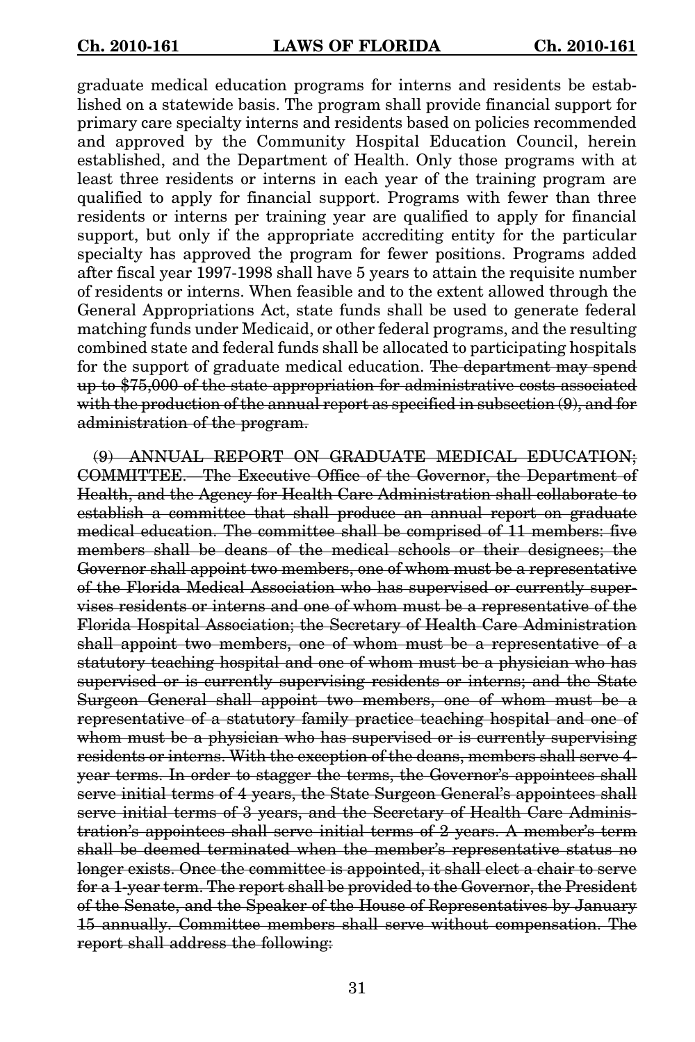graduate medical education programs for interns and residents be established on a statewide basis. The program shall provide financial support for primary care specialty interns and residents based on policies recommended and approved by the Community Hospital Education Council, herein established, and the Department of Health. Only those programs with at least three residents or interns in each year of the training program are qualified to apply for financial support. Programs with fewer than three residents or interns per training year are qualified to apply for financial support, but only if the appropriate accrediting entity for the particular specialty has approved the program for fewer positions. Programs added after fiscal year 1997-1998 shall have 5 years to attain the requisite number of residents or interns. When feasible and to the extent allowed through the General Appropriations Act, state funds shall be used to generate federal matching funds under Medicaid, or other federal programs, and the resulting combined state and federal funds shall be allocated to participating hospitals for the support of graduate medical education. ~~The department may spend up to $75,000 of the state appropriation for administrative costs associated with the production of the annual report as specified in subsection (9), and for administration of the program.~~

~~(9) ANNUAL REPORT ON GRADUATE MEDICAL EDUCATION; COMMITTEE.—The Executive Office of the Governor, the Department of Health, and the Agency for Health Care Administration shall collaborate to establish a committee that shall produce an annual report on graduate medical education. The committee shall be comprised of 11 members: five members shall be deans of the medical schools or their designees; the Governor shall appoint two members, one of whom must be a representative of the Florida Medical Association who has supervised or currently supervises residents or interns and one of whom must be a representative of the Florida Hospital Association; the Secretary of Health Care Administration shall appoint two members, one of whom must be a representative of a statutory teaching hospital and one of whom must be a physician who has supervised or is currently supervising residents or interns; and the State Surgeon General shall appoint two members, one of whom must be a representative of a statutory family practice teaching hospital and one of whom must be a physician who has supervised or is currently supervising residents or interns. With the exception of the deans, members shall serve 4-year terms. In order to stagger the terms, the Governor's appointees shall serve initial terms of 4 years, the State Surgeon General's appointees shall serve initial terms of 3 years, and the Secretary of Health Care Administration's appointees shall serve initial terms of 2 years. A member's term shall be deemed terminated when the member's representative status no longer exists. Once the committee is appointed, it shall elect a chair to serve for a 1-year term. The report shall be provided to the Governor, the President of the Senate, and the Speaker of the House of Representatives by January 15 annually. Committee members shall serve without compensation. The report shall address the following:~~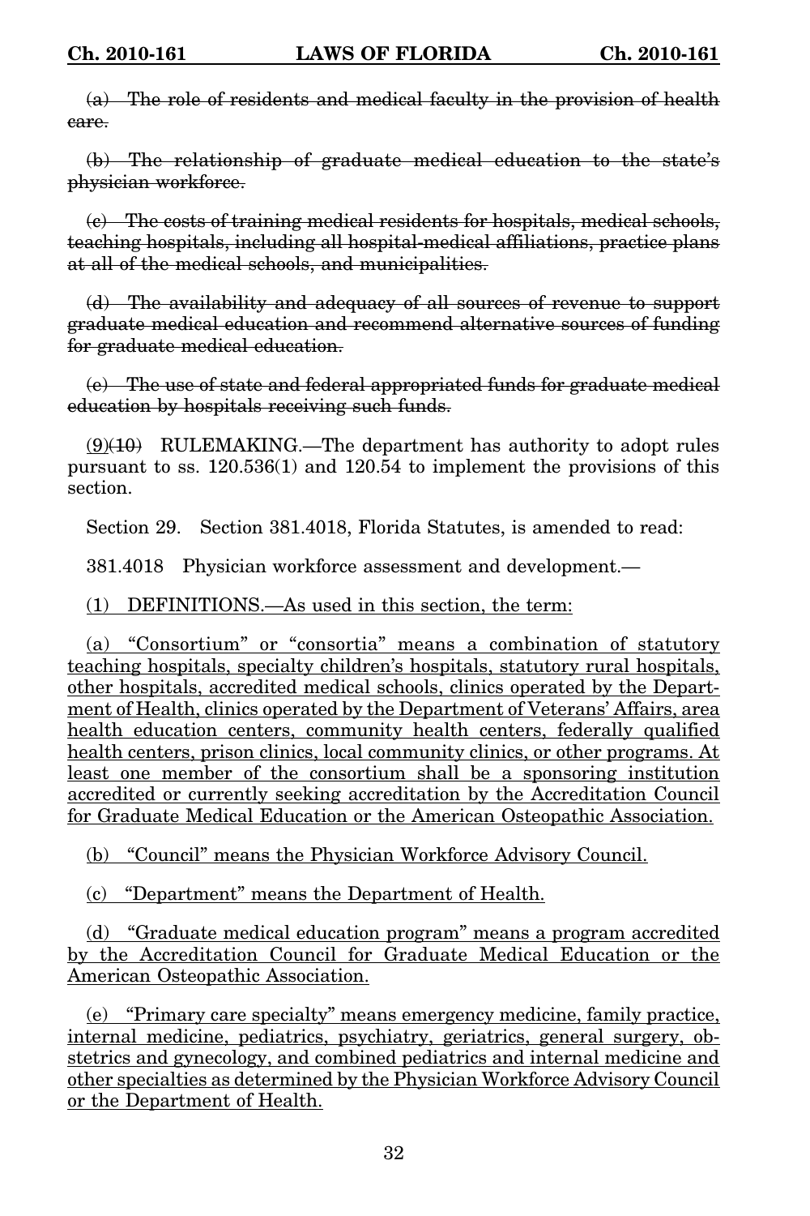~~(a) The role of residents and medical faculty in the provision of health care.~~

~~(b) The relationship of graduate medical education to the state's physician workforce.~~

~~(c) The costs of training medical residents for hospitals, medical schools, teaching hospitals, including all hospital-medical affiliations, practice plans at all of the medical schools, and municipalities.~~

~~(d) The availability and adequacy of all sources of revenue to support graduate medical education and recommend alternative sources of funding for graduate medical education.~~

~~(e) The use of state and federal appropriated funds for graduate medical education by hospitals receiving such funds.~~

<u>(9)</u>~~(10)~~ RULEMAKING.—The department has authority to adopt rules pursuant to ss. 120.536(1) and 120.54 to implement the provisions of this section.

Section 29. Section 381.4018, Florida Statutes, is amended to read:

381.4018 Physician workforce assessment and development.—

<u>(1) DEFINITIONS.—As used in this section, the term:</u>

<u>(a) "Consortium" or "consortia" means a combination of statutory teaching hospitals, specialty children's hospitals, statutory rural hospitals, other hospitals, accredited medical schools, clinics operated by the Department of Health, clinics operated by the Department of Veterans' Affairs, area health education centers, community health centers, federally qualified health centers, prison clinics, local community clinics, or other programs. At least one member of the consortium shall be a sponsoring institution accredited or currently seeking accreditation by the Accreditation Council for Graduate Medical Education or the American Osteopathic Association.</u>

<u>(b) "Council" means the Physician Workforce Advisory Council.</u>

<u>(c) "Department" means the Department of Health.</u>

<u>(d) "Graduate medical education program" means a program accredited by the Accreditation Council for Graduate Medical Education or the American Osteopathic Association.</u>

<u>(e) "Primary care specialty" means emergency medicine, family practice, internal medicine, pediatrics, psychiatry, geriatrics, general surgery, obstetrics and gynecology, and combined pediatrics and internal medicine and other specialties as determined by the Physician Workforce Advisory Council or the Department of Health.</u>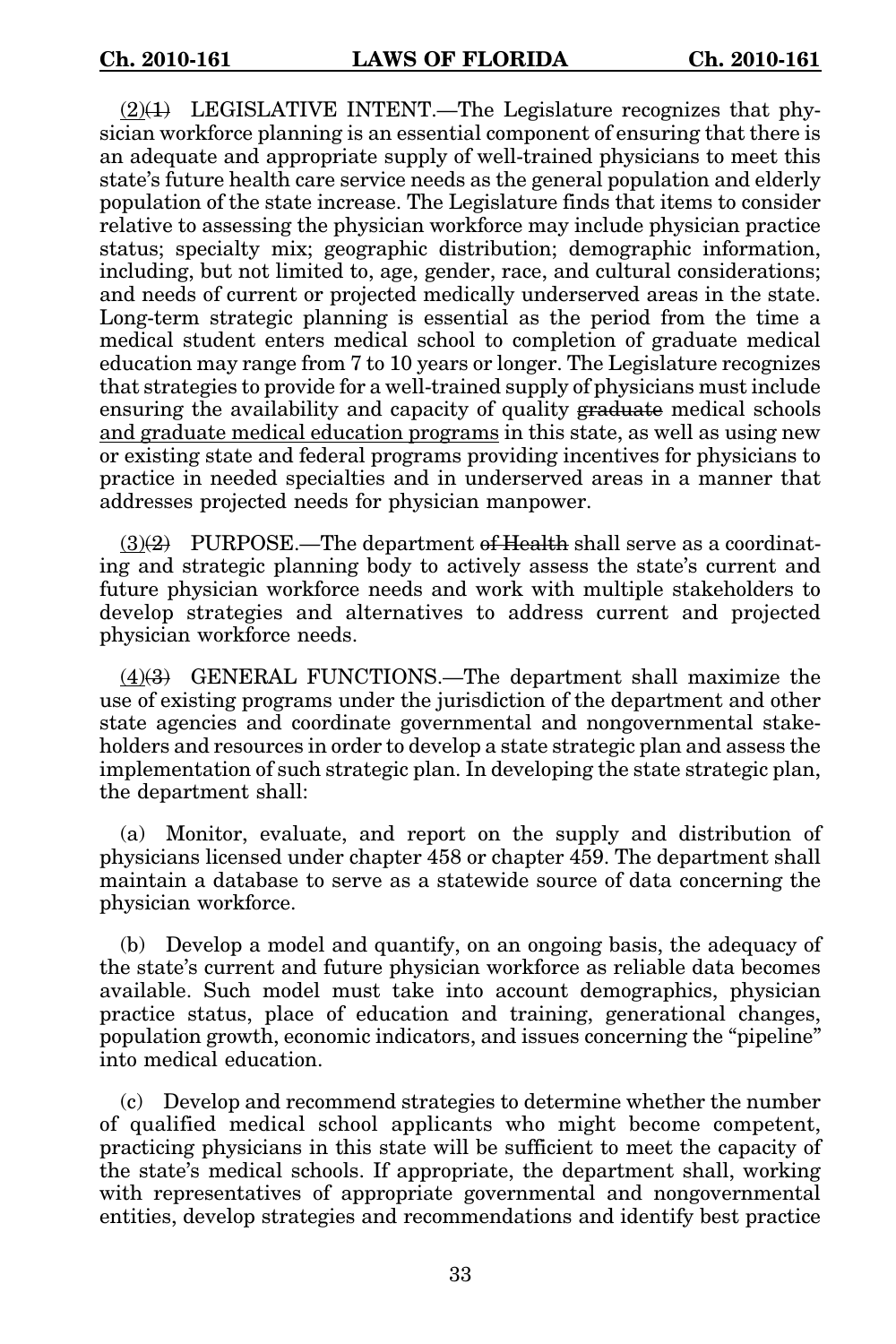(2)(1) LEGISLATIVE INTENT.—The Legislature recognizes that physician workforce planning is an essential component of ensuring that there is an adequate and appropriate supply of well-trained physicians to meet this state's future health care service needs as the general population and elderly population of the state increase. The Legislature finds that items to consider relative to assessing the physician workforce may include physician practice status; specialty mix; geographic distribution; demographic information, including, but not limited to, age, gender, race, and cultural considerations; and needs of current or projected medically underserved areas in the state. Long-term strategic planning is essential as the period from the time a medical student enters medical school to completion of graduate medical education may range from 7 to 10 years or longer. The Legislature recognizes that strategies to provide for a well-trained supply of physicians must include ensuring the availability and capacity of quality ~~graduate~~ medical schools <u>and graduate medical education programs</u> in this state, as well as using new or existing state and federal programs providing incentives for physicians to practice in needed specialties and in underserved areas in a manner that addresses projected needs for physician manpower.

(3)(2) PURPOSE.—The department ~~of Health~~ shall serve as a coordinating and strategic planning body to actively assess the state's current and future physician workforce needs and work with multiple stakeholders to develop strategies and alternatives to address current and projected physician workforce needs.

(4)(3) GENERAL FUNCTIONS.—The department shall maximize the use of existing programs under the jurisdiction of the department and other state agencies and coordinate governmental and nongovernmental stakeholders and resources in order to develop a state strategic plan and assess the implementation of such strategic plan. In developing the state strategic plan, the department shall:

(a) Monitor, evaluate, and report on the supply and distribution of physicians licensed under chapter 458 or chapter 459. The department shall maintain a database to serve as a statewide source of data concerning the physician workforce.

(b) Develop a model and quantify, on an ongoing basis, the adequacy of the state's current and future physician workforce as reliable data becomes available. Such model must take into account demographics, physician practice status, place of education and training, generational changes, population growth, economic indicators, and issues concerning the "pipeline" into medical education.

(c) Develop and recommend strategies to determine whether the number of qualified medical school applicants who might become competent, practicing physicians in this state will be sufficient to meet the capacity of the state's medical schools. If appropriate, the department shall, working with representatives of appropriate governmental and nongovernmental entities, develop strategies and recommendations and identify best practice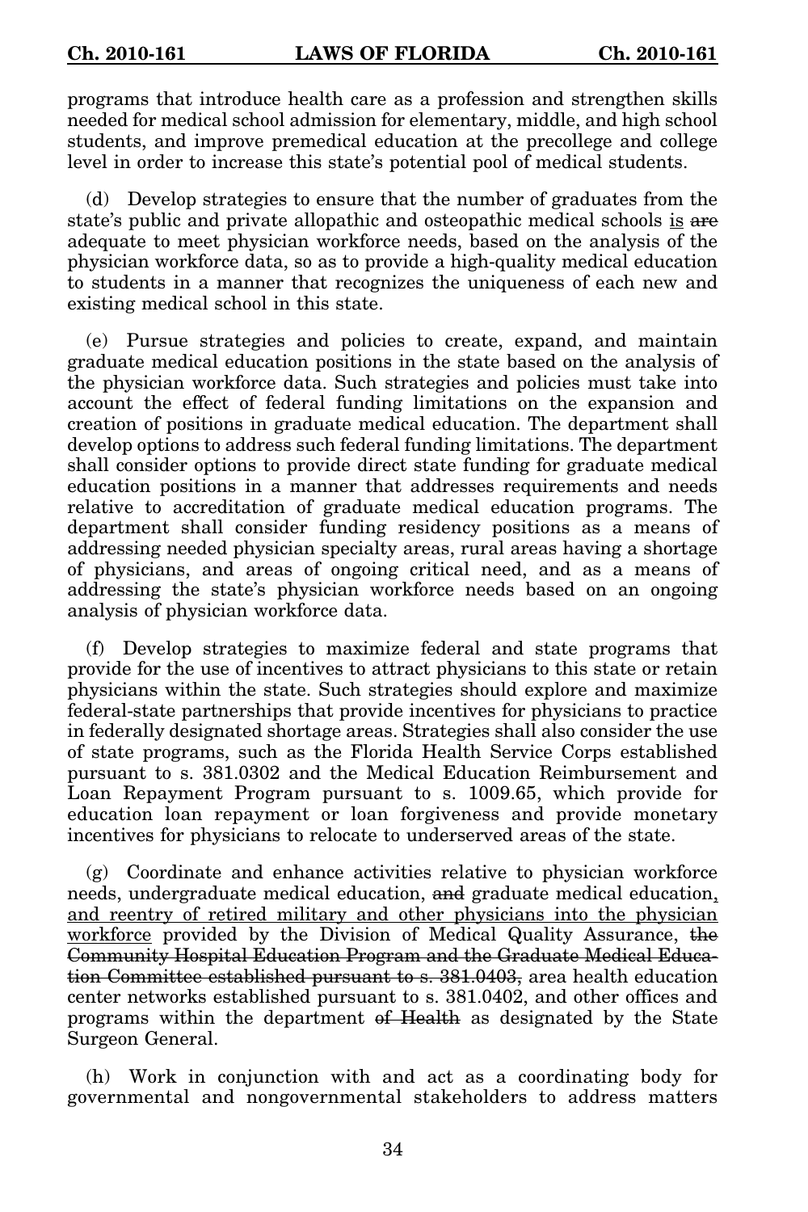programs that introduce health care as a profession and strengthen skills needed for medical school admission for elementary, middle, and high school students, and improve premedical education at the precollege and college level in order to increase this state's potential pool of medical students.

(d) Develop strategies to ensure that the number of graduates from the state's public and private allopathic and osteopathic medical schools <u>is</u> ~~are~~ adequate to meet physician workforce needs, based on the analysis of the physician workforce data, so as to provide a high-quality medical education to students in a manner that recognizes the uniqueness of each new and existing medical school in this state.

(e) Pursue strategies and policies to create, expand, and maintain graduate medical education positions in the state based on the analysis of the physician workforce data. Such strategies and policies must take into account the effect of federal funding limitations on the expansion and creation of positions in graduate medical education. The department shall develop options to address such federal funding limitations. The department shall consider options to provide direct state funding for graduate medical education positions in a manner that addresses requirements and needs relative to accreditation of graduate medical education programs. The department shall consider funding residency positions as a means of addressing needed physician specialty areas, rural areas having a shortage of physicians, and areas of ongoing critical need, and as a means of addressing the state's physician workforce needs based on an ongoing analysis of physician workforce data.

(f) Develop strategies to maximize federal and state programs that provide for the use of incentives to attract physicians to this state or retain physicians within the state. Such strategies should explore and maximize federal-state partnerships that provide incentives for physicians to practice in federally designated shortage areas. Strategies shall also consider the use of state programs, such as the Florida Health Service Corps established pursuant to s. 381.0302 and the Medical Education Reimbursement and Loan Repayment Program pursuant to s. 1009.65, which provide for education loan repayment or loan forgiveness and provide monetary incentives for physicians to relocate to underserved areas of the state.

(g) Coordinate and enhance activities relative to physician workforce needs, undergraduate medical education, ~~and~~ graduate medical education<u>, and reentry of retired military and other physicians into the physician workforce</u> provided by the Division of Medical Quality Assurance, ~~the Community Hospital Education Program and the Graduate Medical Education Committee established pursuant to s. 381.0403,~~ area health education center networks established pursuant to s. 381.0402, and other offices and programs within the department ~~of Health~~ as designated by the State Surgeon General.

(h) Work in conjunction with and act as a coordinating body for governmental and nongovernmental stakeholders to address matters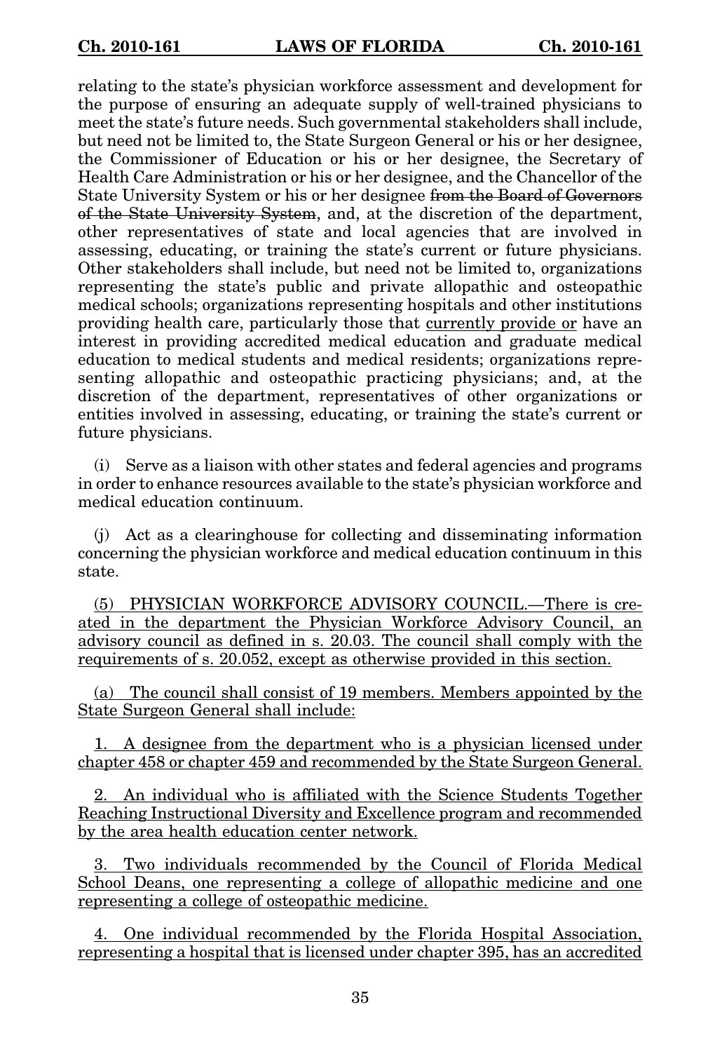relating to the state's physician workforce assessment and development for the purpose of ensuring an adequate supply of well-trained physicians to meet the state's future needs. Such governmental stakeholders shall include, but need not be limited to, the State Surgeon General or his or her designee, the Commissioner of Education or his or her designee, the Secretary of Health Care Administration or his or her designee, and the Chancellor of the State University System or his or her designee ~~from the Board of Governors of the State University System~~, and, at the discretion of the department, other representatives of state and local agencies that are involved in assessing, educating, or training the state's current or future physicians. Other stakeholders shall include, but need not be limited to, organizations representing the state's public and private allopathic and osteopathic medical schools; organizations representing hospitals and other institutions providing health care, particularly those that <u>currently provide or</u> have an interest in providing accredited medical education and graduate medical education to medical students and medical residents; organizations representing allopathic and osteopathic practicing physicians; and, at the discretion of the department, representatives of other organizations or entities involved in assessing, educating, or training the state's current or future physicians.

(i) Serve as a liaison with other states and federal agencies and programs in order to enhance resources available to the state's physician workforce and medical education continuum.

(j) Act as a clearinghouse for collecting and disseminating information concerning the physician workforce and medical education continuum in this state.

<u>(5) PHYSICIAN WORKFORCE ADVISORY COUNCIL.—There is created in the department the Physician Workforce Advisory Council, an advisory council as defined in s. 20.03. The council shall comply with the requirements of s. 20.052, except as otherwise provided in this section.</u>

<u>(a) The council shall consist of 19 members. Members appointed by the State Surgeon General shall include:</u>

<u>1. A designee from the department who is a physician licensed under chapter 458 or chapter 459 and recommended by the State Surgeon General.</u>

<u>2. An individual who is affiliated with the Science Students Together Reaching Instructional Diversity and Excellence program and recommended by the area health education center network.</u>

<u>3. Two individuals recommended by the Council of Florida Medical School Deans, one representing a college of allopathic medicine and one representing a college of osteopathic medicine.</u>

<u>4. One individual recommended by the Florida Hospital Association, representing a hospital that is licensed under chapter 395, has an accredited</u>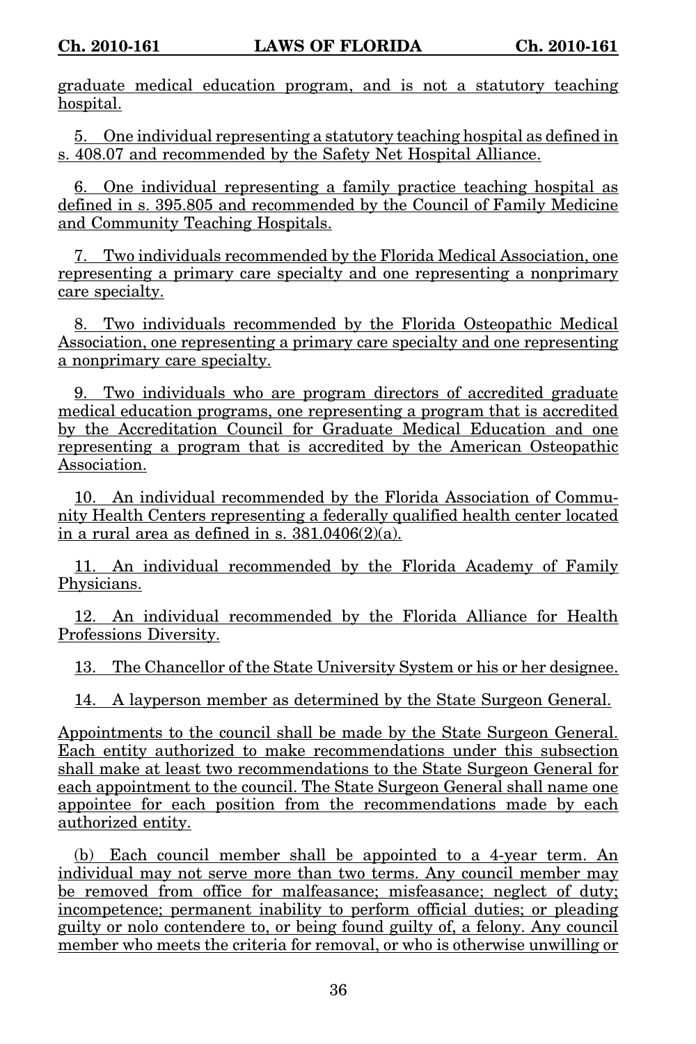graduate medical education program, and is not a statutory teaching hospital.

5. One individual representing a statutory teaching hospital as defined in s. 408.07 and recommended by the Safety Net Hospital Alliance.

6. One individual representing a family practice teaching hospital as defined in s. 395.805 and recommended by the Council of Family Medicine and Community Teaching Hospitals.

7. Two individuals recommended by the Florida Medical Association, one representing a primary care specialty and one representing a nonprimary care specialty.

8. Two individuals recommended by the Florida Osteopathic Medical Association, one representing a primary care specialty and one representing a nonprimary care specialty.

9. Two individuals who are program directors of accredited graduate medical education programs, one representing a program that is accredited by the Accreditation Council for Graduate Medical Education and one representing a program that is accredited by the American Osteopathic Association.

10. An individual recommended by the Florida Association of Community Health Centers representing a federally qualified health center located in a rural area as defined in s. 381.0406(2)(a).

11. An individual recommended by the Florida Academy of Family Physicians.

12. An individual recommended by the Florida Alliance for Health Professions Diversity.

13. The Chancellor of the State University System or his or her designee.

14. A layperson member as determined by the State Surgeon General.

Appointments to the council shall be made by the State Surgeon General. Each entity authorized to make recommendations under this subsection shall make at least two recommendations to the State Surgeon General for each appointment to the council. The State Surgeon General shall name one appointee for each position from the recommendations made by each authorized entity.

(b) Each council member shall be appointed to a 4-year term. An individual may not serve more than two terms. Any council member may be removed from office for malfeasance; misfeasance; neglect of duty; incompetence; permanent inability to perform official duties; or pleading guilty or nolo contendere to, or being found guilty of, a felony. Any council member who meets the criteria for removal, or who is otherwise unwilling or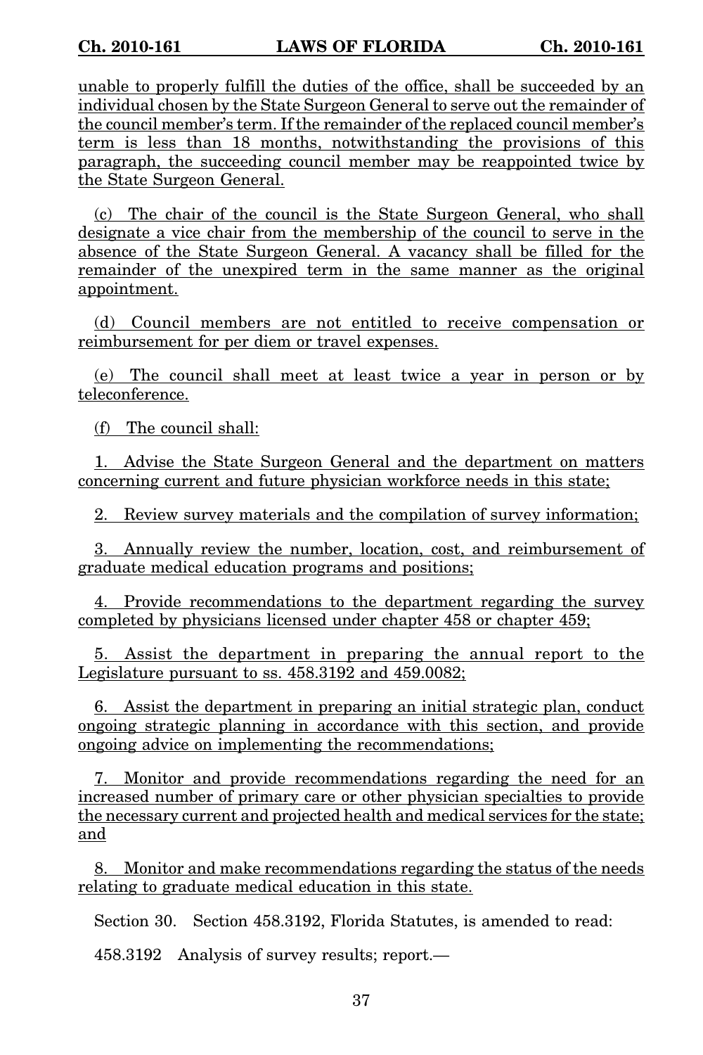unable to properly fulfill the duties of the office, shall be succeeded by an individual chosen by the State Surgeon General to serve out the remainder of the council member's term. If the remainder of the replaced council member's term is less than 18 months, notwithstanding the provisions of this paragraph, the succeeding council member may be reappointed twice by the State Surgeon General.

(c) The chair of the council is the State Surgeon General, who shall designate a vice chair from the membership of the council to serve in the absence of the State Surgeon General. A vacancy shall be filled for the remainder of the unexpired term in the same manner as the original appointment.

(d) Council members are not entitled to receive compensation or reimbursement for per diem or travel expenses.

(e) The council shall meet at least twice a year in person or by teleconference.

(f) The council shall:

1. Advise the State Surgeon General and the department on matters concerning current and future physician workforce needs in this state;

2. Review survey materials and the compilation of survey information;

3. Annually review the number, location, cost, and reimbursement of graduate medical education programs and positions;

4. Provide recommendations to the department regarding the survey completed by physicians licensed under chapter 458 or chapter 459;

5. Assist the department in preparing the annual report to the Legislature pursuant to ss. 458.3192 and 459.0082;

6. Assist the department in preparing an initial strategic plan, conduct ongoing strategic planning in accordance with this section, and provide ongoing advice on implementing the recommendations;

7. Monitor and provide recommendations regarding the need for an increased number of primary care or other physician specialties to provide the necessary current and projected health and medical services for the state; and

8. Monitor and make recommendations regarding the status of the needs relating to graduate medical education in this state.

Section 30. Section 458.3192, Florida Statutes, is amended to read:

458.3192 Analysis of survey results; report.—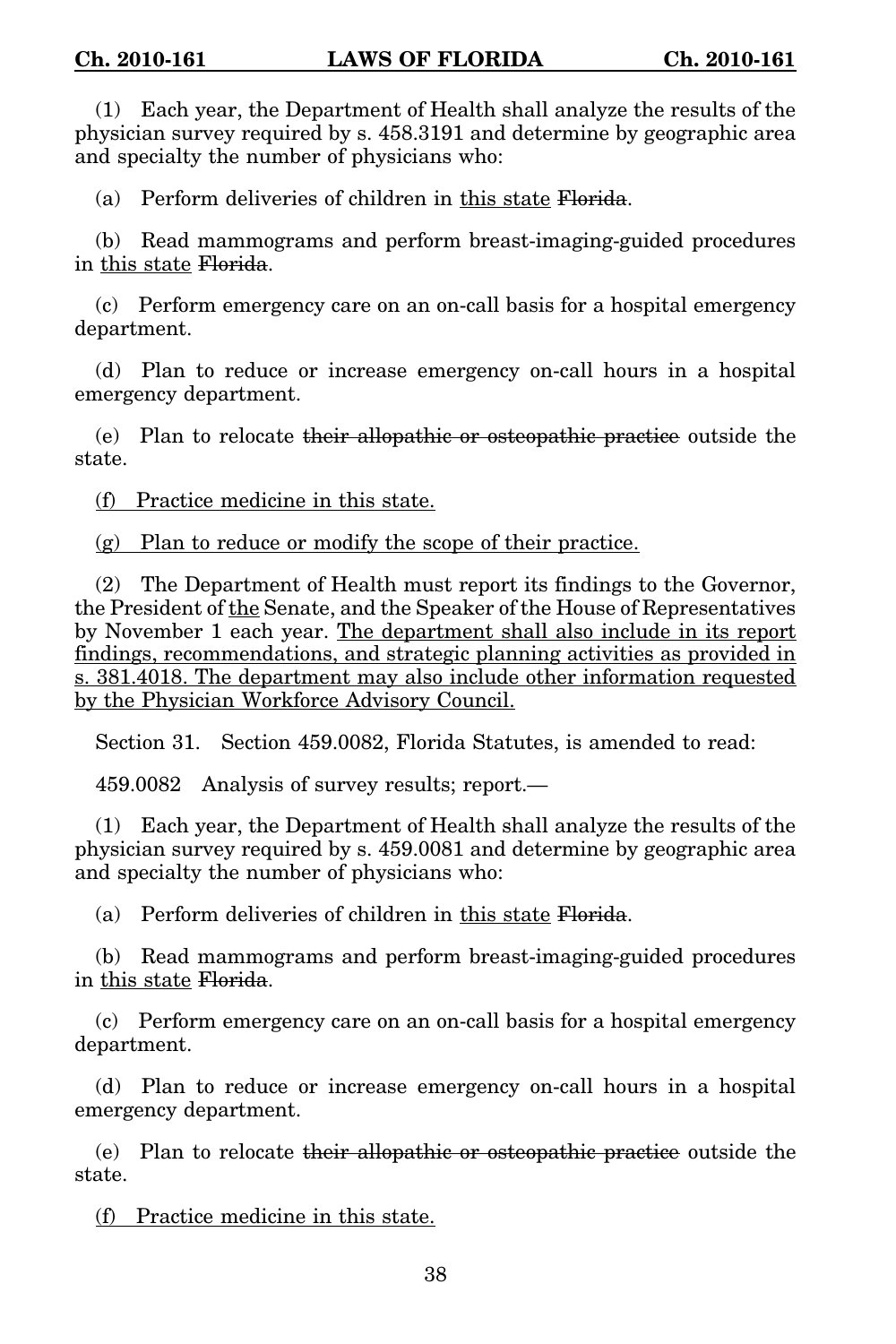(1) Each year, the Department of Health shall analyze the results of the physician survey required by s. 458.3191 and determine by geographic area and specialty the number of physicians who:

(a) Perform deliveries of children in <u>this state</u> ~~Florida~~.

(b) Read mammograms and perform breast-imaging-guided procedures in <u>this state</u> ~~Florida~~.

(c) Perform emergency care on an on-call basis for a hospital emergency department.

(d) Plan to reduce or increase emergency on-call hours in a hospital emergency department.

(e) Plan to relocate ~~their allopathic or osteopathic practice~~ outside the state.

<u>(f) Practice medicine in this state.</u>

<u>(g) Plan to reduce or modify the scope of their practice.</u>

(2) The Department of Health must report its findings to the Governor, the President of <u>the</u> Senate, and the Speaker of the House of Representatives by November 1 each year. <u>The department shall also include in its report findings, recommendations, and strategic planning activities as provided in s. 381.4018. The department may also include other information requested by the Physician Workforce Advisory Council.</u>

Section 31. Section 459.0082, Florida Statutes, is amended to read:

459.0082 Analysis of survey results; report.—

(1) Each year, the Department of Health shall analyze the results of the physician survey required by s. 459.0081 and determine by geographic area and specialty the number of physicians who:

(a) Perform deliveries of children in <u>this state</u> ~~Florida~~.

(b) Read mammograms and perform breast-imaging-guided procedures in <u>this state</u> ~~Florida~~.

(c) Perform emergency care on an on-call basis for a hospital emergency department.

(d) Plan to reduce or increase emergency on-call hours in a hospital emergency department.

(e) Plan to relocate ~~their allopathic or osteopathic practice~~ outside the state.

<u>(f) Practice medicine in this state.</u>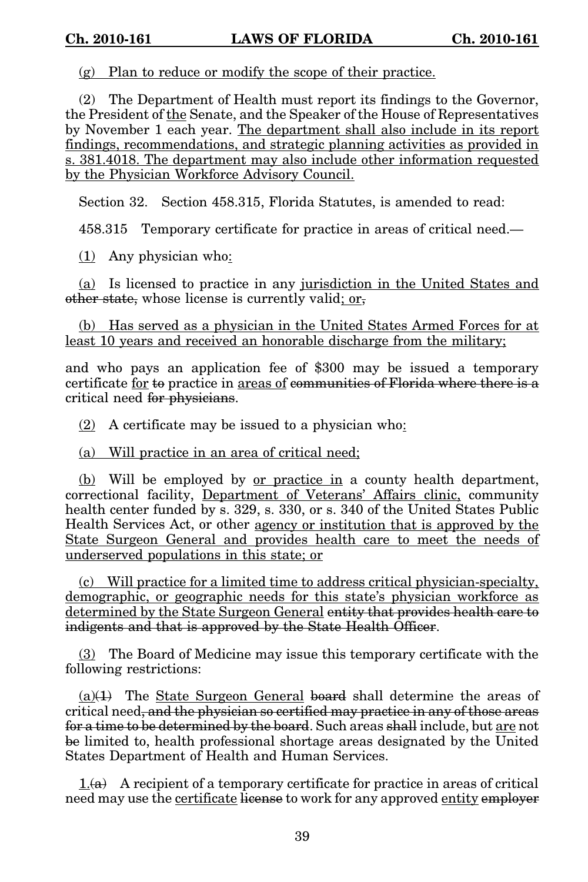(g) Plan to reduce or modify the scope of their practice.

(2) The Department of Health must report its findings to the Governor, the President of the Senate, and the Speaker of the House of Representatives by November 1 each year. The department shall also include in its report findings, recommendations, and strategic planning activities as provided in s. 381.4018. The department may also include other information requested by the Physician Workforce Advisory Council.

Section 32. Section 458.315, Florida Statutes, is amended to read:

458.315 Temporary certificate for practice in areas of critical need.—

(1) Any physician who:

(a) Is licensed to practice in any jurisdiction in the United States and ~~other state,~~ whose license is currently valid; or~~,~~

(b) Has served as a physician in the United States Armed Forces for at least 10 years and received an honorable discharge from the military;

and who pays an application fee of $300 may be issued a temporary certificate for ~~to~~ practice in areas of ~~communities of Florida where there is a~~ critical need ~~for physicians~~.

(2) A certificate may be issued to a physician who:

(a) Will practice in an area of critical need;

(b) Will be employed by or practice in a county health department, correctional facility, Department of Veterans' Affairs clinic, community health center funded by s. 329, s. 330, or s. 340 of the United States Public Health Services Act, or other agency or institution that is approved by the State Surgeon General and provides health care to meet the needs of underserved populations in this state; or

(c) Will practice for a limited time to address critical physician-specialty, demographic, or geographic needs for this state's physician workforce as determined by the State Surgeon General ~~entity that provides health care to indigents and that is approved by the State Health Officer~~.

(3) The Board of Medicine may issue this temporary certificate with the following restrictions:

(a)~~(1)~~ The State Surgeon General ~~board~~ shall determine the areas of critical need~~, and the physician so certified may practice in any of those areas for a time to be determined by the board~~. Such areas ~~shall~~ include, but are not ~~be~~ limited to, health professional shortage areas designated by the United States Department of Health and Human Services.

1.~~(a)~~ A recipient of a temporary certificate for practice in areas of critical need may use the certificate ~~license~~ to work for any approved entity ~~employer~~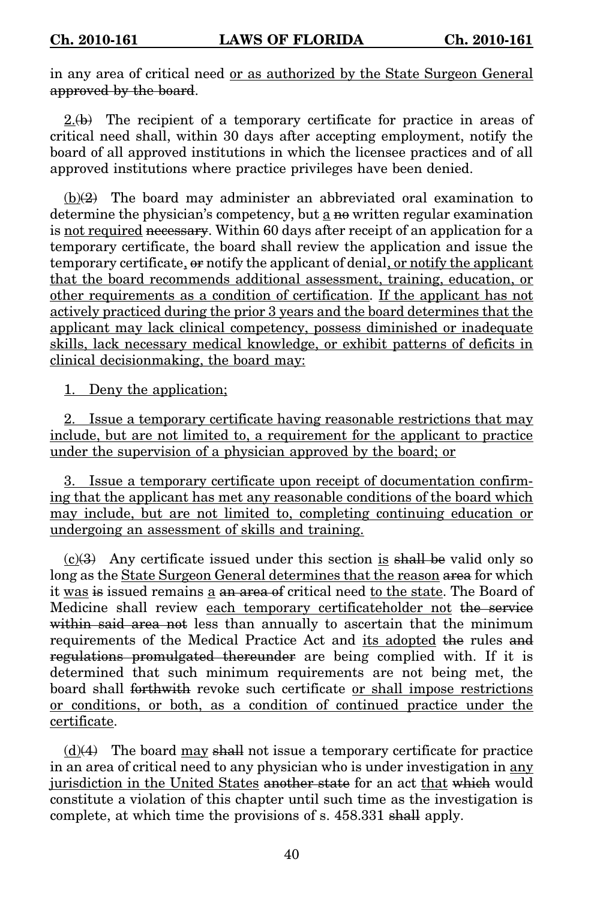in any area of critical need <u>or as authorized by the State Surgeon General</u> ~~approved by the board~~.

<u>2.</u>~~(b)~~ The recipient of a temporary certificate for practice in areas of critical need shall, within 30 days after accepting employment, notify the board of all approved institutions in which the licensee practices and of all approved institutions where practice privileges have been denied.

<u>(b)</u>~~(2)~~ The board may administer an abbreviated oral examination to determine the physician's competency, but <u>a</u> ~~no~~ written regular examination is <u>not required</u> ~~necessary~~. Within 60 days after receipt of an application for a temporary certificate, the board shall review the application and issue the temporary certificate, ~~or~~ notify the applicant of denial<u>, or notify the applicant that the board recommends additional assessment, training, education, or other requirements as a condition of certification</u>. <u>If the applicant has not actively practiced during the prior 3 years and the board determines that the applicant may lack clinical competency, possess diminished or inadequate skills, lack necessary medical knowledge, or exhibit patterns of deficits in clinical decisionmaking, the board may:</u>

<u>1. Deny the application;</u>

<u>2. Issue a temporary certificate having reasonable restrictions that may include, but are not limited to, a requirement for the applicant to practice under the supervision of a physician approved by the board; or</u>

<u>3. Issue a temporary certificate upon receipt of documentation confirming that the applicant has met any reasonable conditions of the board which may include, but are not limited to, completing continuing education or undergoing an assessment of skills and training.</u>

<u>(c)</u>~~(3)~~ Any certificate issued under this section <u>is</u> ~~shall be~~ valid only so long as the <u>State Surgeon General determines that the reason</u> ~~area~~ for which it <u>was</u> ~~is~~ issued remains <u>a</u> ~~an area of~~ critical need <u>to the state</u>. The Board of Medicine shall review <u>each temporary certificateholder not</u> ~~the service within said area not~~ less than annually to ascertain that the minimum requirements of the Medical Practice Act and <u>its adopted</u> ~~the~~ rules ~~and regulations promulgated thereunder~~ are being complied with. If it is determined that such minimum requirements are not being met, the board shall ~~forthwith~~ revoke such certificate <u>or shall impose restrictions or conditions, or both, as a condition of continued practice under the certificate</u>.

<u>(d)</u>~~(4)~~ The board <u>may</u> ~~shall~~ not issue a temporary certificate for practice in an area of critical need to any physician who is under investigation in <u>any jurisdiction in the United States</u> ~~another state~~ for an act <u>that</u> ~~which~~ would constitute a violation of this chapter until such time as the investigation is complete, at which time the provisions of s. 458.331 ~~shall~~ apply.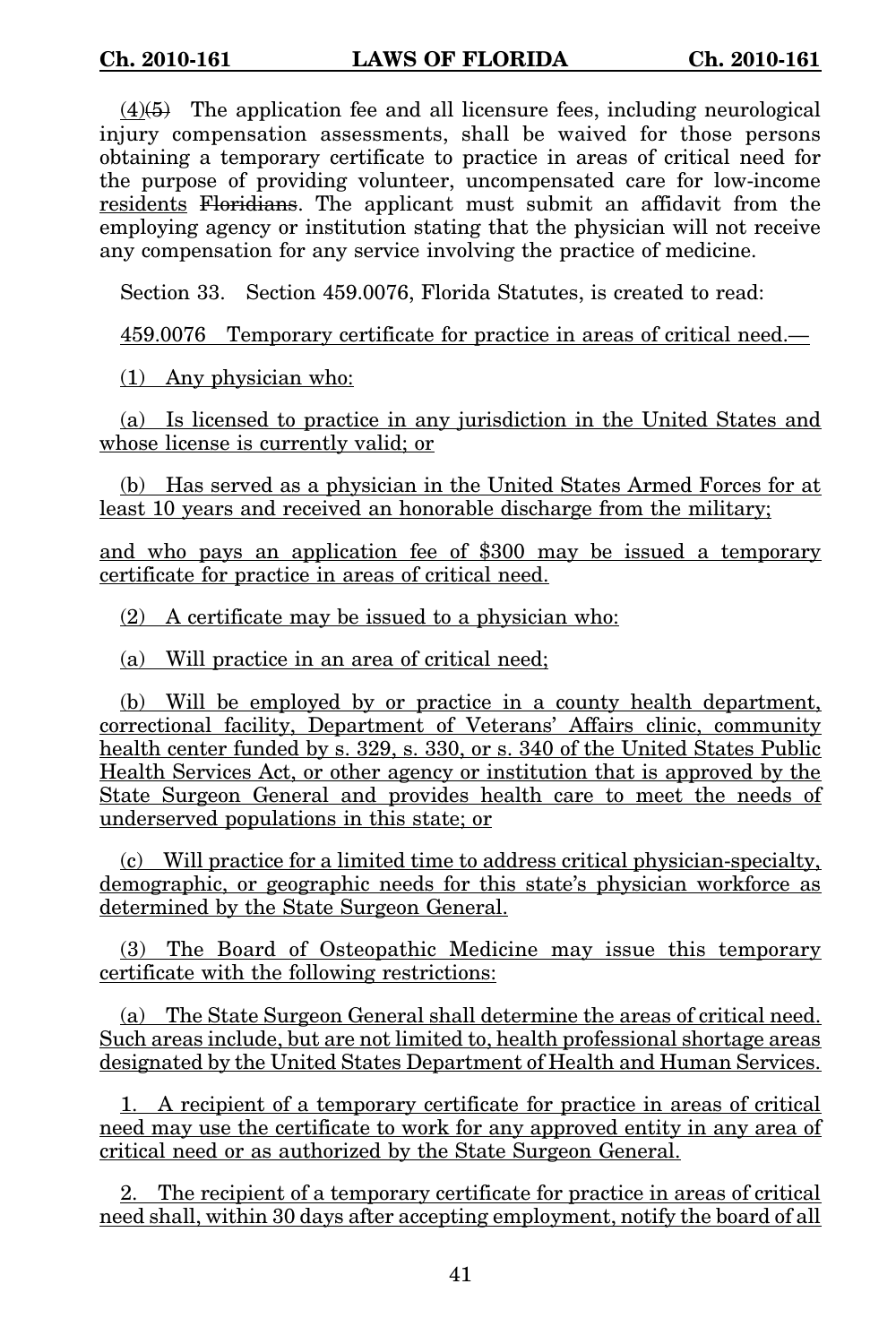(4)(5) The application fee and all licensure fees, including neurological injury compensation assessments, shall be waived for those persons obtaining a temporary certificate to practice in areas of critical need for the purpose of providing volunteer, uncompensated care for low-income residents Floridians. The applicant must submit an affidavit from the employing agency or institution stating that the physician will not receive any compensation for any service involving the practice of medicine.

Section 33. Section 459.0076, Florida Statutes, is created to read:

459.0076 Temporary certificate for practice in areas of critical need.—

(1) Any physician who:

(a) Is licensed to practice in any jurisdiction in the United States and whose license is currently valid; or

(b) Has served as a physician in the United States Armed Forces for at least 10 years and received an honorable discharge from the military;

and who pays an application fee of $300 may be issued a temporary certificate for practice in areas of critical need.

(2) A certificate may be issued to a physician who:

(a) Will practice in an area of critical need;

(b) Will be employed by or practice in a county health department, correctional facility, Department of Veterans' Affairs clinic, community health center funded by s. 329, s. 330, or s. 340 of the United States Public Health Services Act, or other agency or institution that is approved by the State Surgeon General and provides health care to meet the needs of underserved populations in this state; or

(c) Will practice for a limited time to address critical physician-specialty, demographic, or geographic needs for this state's physician workforce as determined by the State Surgeon General.

(3) The Board of Osteopathic Medicine may issue this temporary certificate with the following restrictions:

(a) The State Surgeon General shall determine the areas of critical need. Such areas include, but are not limited to, health professional shortage areas designated by the United States Department of Health and Human Services.

1. A recipient of a temporary certificate for practice in areas of critical need may use the certificate to work for any approved entity in any area of critical need or as authorized by the State Surgeon General.

2. The recipient of a temporary certificate for practice in areas of critical need shall, within 30 days after accepting employment, notify the board of all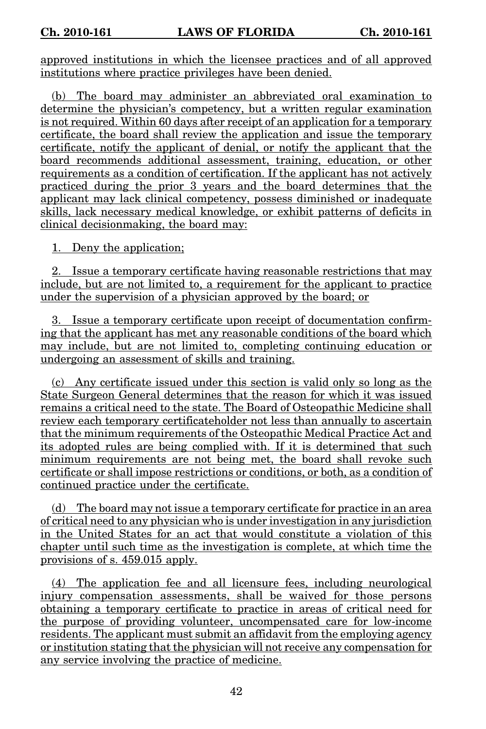approved institutions in which the licensee practices and of all approved institutions where practice privileges have been denied.

(b) The board may administer an abbreviated oral examination to determine the physician's competency, but a written regular examination is not required. Within 60 days after receipt of an application for a temporary certificate, the board shall review the application and issue the temporary certificate, notify the applicant of denial, or notify the applicant that the board recommends additional assessment, training, education, or other requirements as a condition of certification. If the applicant has not actively practiced during the prior 3 years and the board determines that the applicant may lack clinical competency, possess diminished or inadequate skills, lack necessary medical knowledge, or exhibit patterns of deficits in clinical decisionmaking, the board may:

1. Deny the application;

2. Issue a temporary certificate having reasonable restrictions that may include, but are not limited to, a requirement for the applicant to practice under the supervision of a physician approved by the board; or

3. Issue a temporary certificate upon receipt of documentation confirming that the applicant has met any reasonable conditions of the board which may include, but are not limited to, completing continuing education or undergoing an assessment of skills and training.

(c) Any certificate issued under this section is valid only so long as the State Surgeon General determines that the reason for which it was issued remains a critical need to the state. The Board of Osteopathic Medicine shall review each temporary certificateholder not less than annually to ascertain that the minimum requirements of the Osteopathic Medical Practice Act and its adopted rules are being complied with. If it is determined that such minimum requirements are not being met, the board shall revoke such certificate or shall impose restrictions or conditions, or both, as a condition of continued practice under the certificate.

(d) The board may not issue a temporary certificate for practice in an area of critical need to any physician who is under investigation in any jurisdiction in the United States for an act that would constitute a violation of this chapter until such time as the investigation is complete, at which time the provisions of s. 459.015 apply.

(4) The application fee and all licensure fees, including neurological injury compensation assessments, shall be waived for those persons obtaining a temporary certificate to practice in areas of critical need for the purpose of providing volunteer, uncompensated care for low-income residents. The applicant must submit an affidavit from the employing agency or institution stating that the physician will not receive any compensation for any service involving the practice of medicine.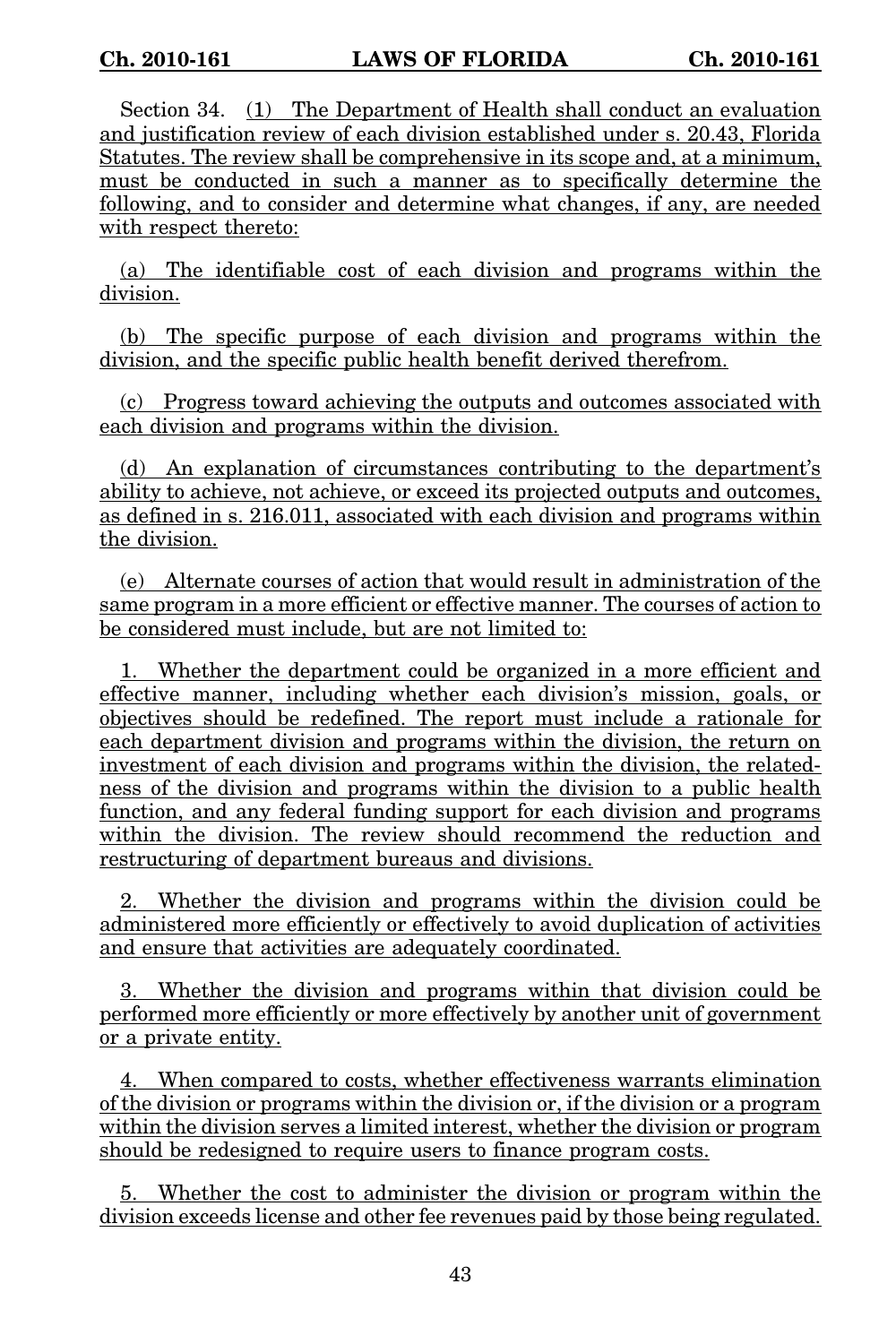Section 34. (1) The Department of Health shall conduct an evaluation and justification review of each division established under s. 20.43, Florida Statutes. The review shall be comprehensive in its scope and, at a minimum, must be conducted in such a manner as to specifically determine the following, and to consider and determine what changes, if any, are needed with respect thereto:

(a) The identifiable cost of each division and programs within the division.

(b) The specific purpose of each division and programs within the division, and the specific public health benefit derived therefrom.

(c) Progress toward achieving the outputs and outcomes associated with each division and programs within the division.

(d) An explanation of circumstances contributing to the department's ability to achieve, not achieve, or exceed its projected outputs and outcomes, as defined in s. 216.011, associated with each division and programs within the division.

(e) Alternate courses of action that would result in administration of the same program in a more efficient or effective manner. The courses of action to be considered must include, but are not limited to:

1. Whether the department could be organized in a more efficient and effective manner, including whether each division's mission, goals, or objectives should be redefined. The report must include a rationale for each department division and programs within the division, the return on investment of each division and programs within the division, the relatedness of the division and programs within the division to a public health function, and any federal funding support for each division and programs within the division. The review should recommend the reduction and restructuring of department bureaus and divisions.

2. Whether the division and programs within the division could be administered more efficiently or effectively to avoid duplication of activities and ensure that activities are adequately coordinated.

3. Whether the division and programs within that division could be performed more efficiently or more effectively by another unit of government or a private entity.

4. When compared to costs, whether effectiveness warrants elimination of the division or programs within the division or, if the division or a program within the division serves a limited interest, whether the division or program should be redesigned to require users to finance program costs.

5. Whether the cost to administer the division or program within the division exceeds license and other fee revenues paid by those being regulated.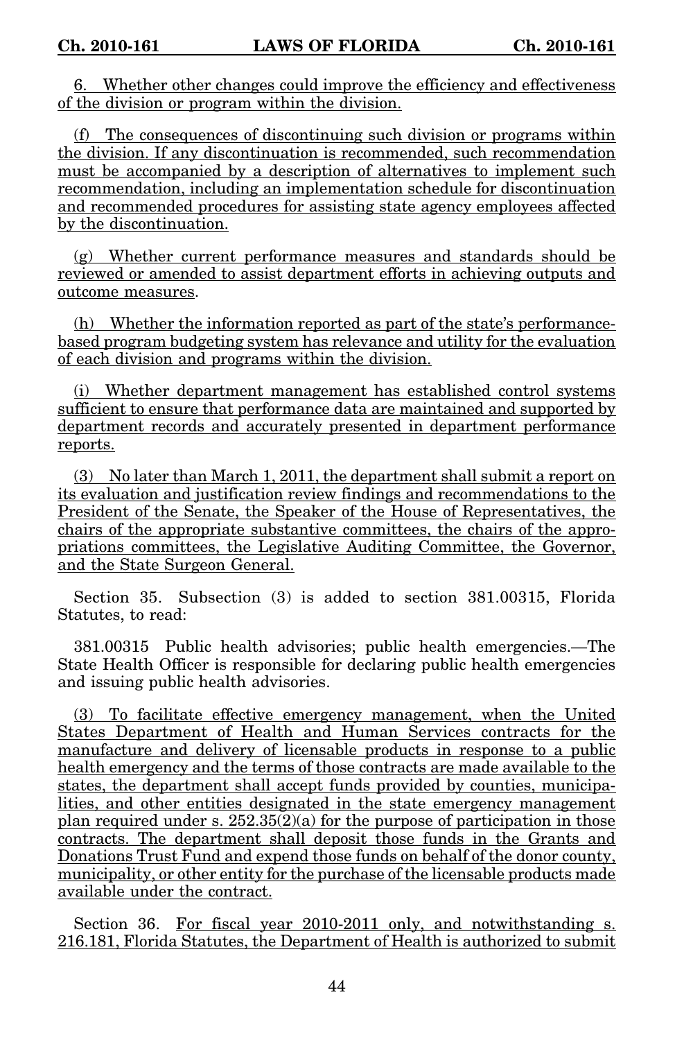6. Whether other changes could improve the efficiency and effectiveness of the division or program within the division.

(f) The consequences of discontinuing such division or programs within the division. If any discontinuation is recommended, such recommendation must be accompanied by a description of alternatives to implement such recommendation, including an implementation schedule for discontinuation and recommended procedures for assisting state agency employees affected by the discontinuation.

(g) Whether current performance measures and standards should be reviewed or amended to assist department efforts in achieving outputs and outcome measures.

(h) Whether the information reported as part of the state's performance-based program budgeting system has relevance and utility for the evaluation of each division and programs within the division.

(i) Whether department management has established control systems sufficient to ensure that performance data are maintained and supported by department records and accurately presented in department performance reports.

(3) No later than March 1, 2011, the department shall submit a report on its evaluation and justification review findings and recommendations to the President of the Senate, the Speaker of the House of Representatives, the chairs of the appropriate substantive committees, the chairs of the appropriations committees, the Legislative Auditing Committee, the Governor, and the State Surgeon General.

Section 35. Subsection (3) is added to section 381.00315, Florida Statutes, to read:

381.00315 Public health advisories; public health emergencies.—The State Health Officer is responsible for declaring public health emergencies and issuing public health advisories.

(3) To facilitate effective emergency management, when the United States Department of Health and Human Services contracts for the manufacture and delivery of licensable products in response to a public health emergency and the terms of those contracts are made available to the states, the department shall accept funds provided by counties, municipalities, and other entities designated in the state emergency management plan required under s. 252.35(2)(a) for the purpose of participation in those contracts. The department shall deposit those funds in the Grants and Donations Trust Fund and expend those funds on behalf of the donor county, municipality, or other entity for the purchase of the licensable products made available under the contract.

Section 36. For fiscal year 2010-2011 only, and notwithstanding s. 216.181, Florida Statutes, the Department of Health is authorized to submit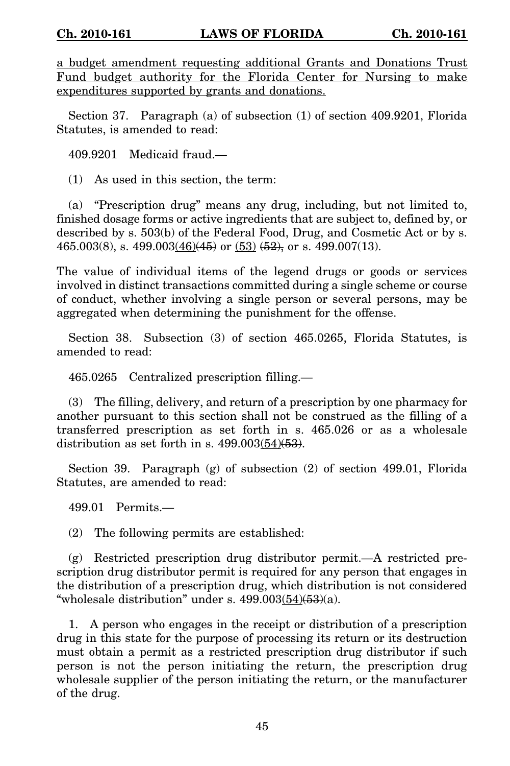a budget amendment requesting additional Grants and Donations Trust Fund budget authority for the Florida Center for Nursing to make expenditures supported by grants and donations.

Section 37. Paragraph (a) of subsection (1) of section 409.9201, Florida Statutes, is amended to read:

409.9201 Medicaid fraud.—

(1) As used in this section, the term:

(a) "Prescription drug" means any drug, including, but not limited to, finished dosage forms or active ingredients that are subject to, defined by, or described by s. 503(b) of the Federal Food, Drug, and Cosmetic Act or by s. 465.003(8), s. 499.003(46)~~(45)~~ or (53) ~~(52),~~ or s. 499.007(13).

The value of individual items of the legend drugs or goods or services involved in distinct transactions committed during a single scheme or course of conduct, whether involving a single person or several persons, may be aggregated when determining the punishment for the offense.

Section 38. Subsection (3) of section 465.0265, Florida Statutes, is amended to read:

465.0265 Centralized prescription filling.—

(3) The filling, delivery, and return of a prescription by one pharmacy for another pursuant to this section shall not be construed as the filling of a transferred prescription as set forth in s. 465.026 or as a wholesale distribution as set forth in s. 499.003(54)~~(53)~~.

Section 39. Paragraph (g) of subsection (2) of section 499.01, Florida Statutes, are amended to read:

499.01 Permits.—

(2) The following permits are established:

(g) Restricted prescription drug distributor permit.—A restricted prescription drug distributor permit is required for any person that engages in the distribution of a prescription drug, which distribution is not considered "wholesale distribution" under s. 499.003(54)~~(53)~~(a).

1. A person who engages in the receipt or distribution of a prescription drug in this state for the purpose of processing its return or its destruction must obtain a permit as a restricted prescription drug distributor if such person is not the person initiating the return, the prescription drug wholesale supplier of the person initiating the return, or the manufacturer of the drug.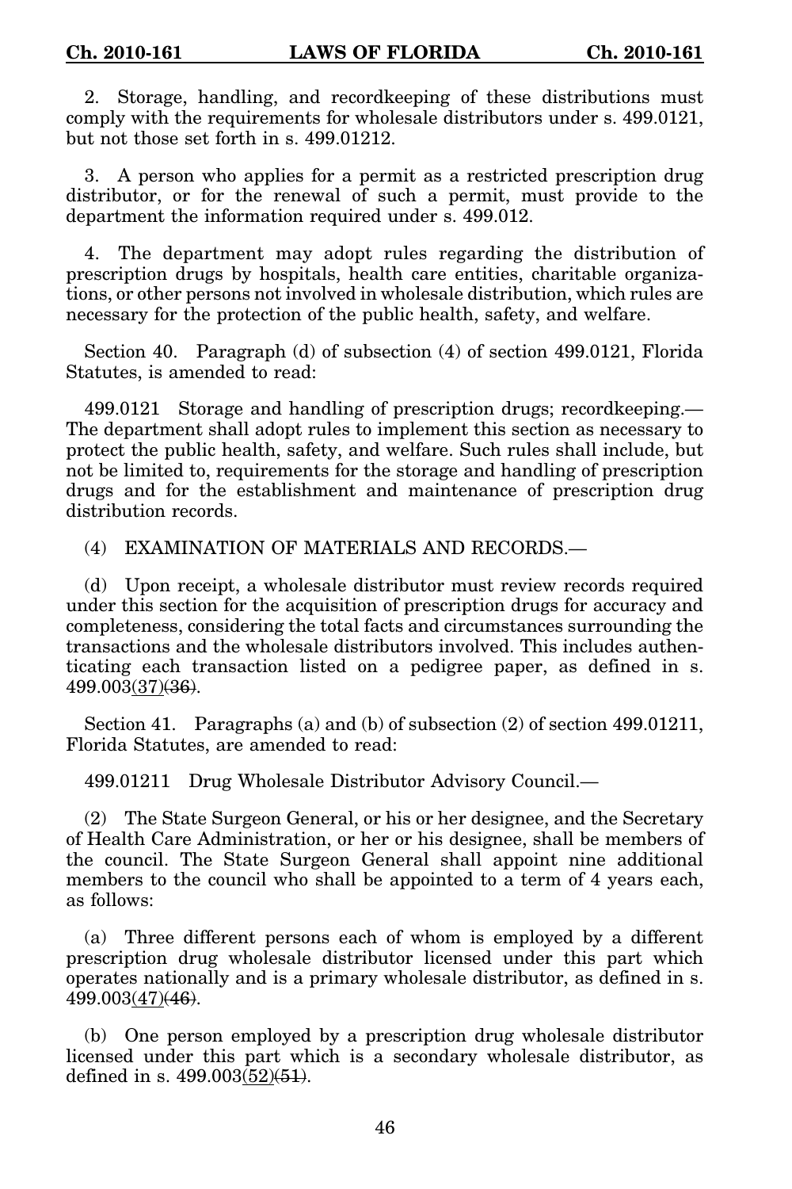2. Storage, handling, and recordkeeping of these distributions must comply with the requirements for wholesale distributors under s. 499.0121, but not those set forth in s. 499.01212.

3. A person who applies for a permit as a restricted prescription drug distributor, or for the renewal of such a permit, must provide to the department the information required under s. 499.012.

4. The department may adopt rules regarding the distribution of prescription drugs by hospitals, health care entities, charitable organizations, or other persons not involved in wholesale distribution, which rules are necessary for the protection of the public health, safety, and welfare.

Section 40. Paragraph (d) of subsection (4) of section 499.0121, Florida Statutes, is amended to read:

499.0121 Storage and handling of prescription drugs; recordkeeping.— The department shall adopt rules to implement this section as necessary to protect the public health, safety, and welfare. Such rules shall include, but not be limited to, requirements for the storage and handling of prescription drugs and for the establishment and maintenance of prescription drug distribution records.

(4) EXAMINATION OF MATERIALS AND RECORDS.—

(d) Upon receipt, a wholesale distributor must review records required under this section for the acquisition of prescription drugs for accuracy and completeness, considering the total facts and circumstances surrounding the transactions and the wholesale distributors involved. This includes authenticating each transaction listed on a pedigree paper, as defined in s. 499.003(37)~~(36)~~.

Section 41. Paragraphs (a) and (b) of subsection (2) of section 499.01211, Florida Statutes, are amended to read:

499.01211 Drug Wholesale Distributor Advisory Council.—

(2) The State Surgeon General, or his or her designee, and the Secretary of Health Care Administration, or her or his designee, shall be members of the council. The State Surgeon General shall appoint nine additional members to the council who shall be appointed to a term of 4 years each, as follows:

(a) Three different persons each of whom is employed by a different prescription drug wholesale distributor licensed under this part which operates nationally and is a primary wholesale distributor, as defined in s. 499.003(47)~~(46)~~.

(b) One person employed by a prescription drug wholesale distributor licensed under this part which is a secondary wholesale distributor, as defined in s. 499.003(52)~~(51)~~.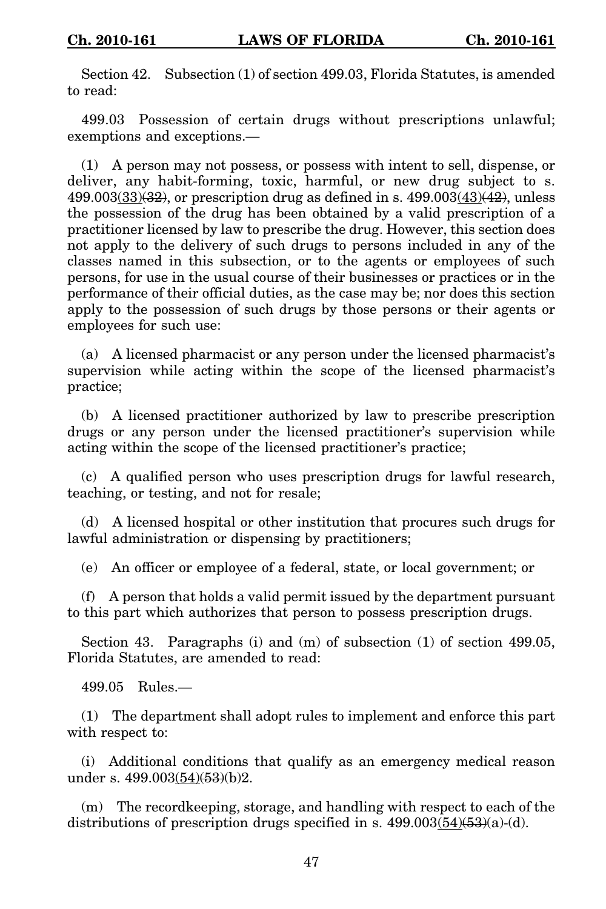Section 42. Subsection (1) of section 499.03, Florida Statutes, is amended to read:

499.03 Possession of certain drugs without prescriptions unlawful; exemptions and exceptions.—

(1) A person may not possess, or possess with intent to sell, dispense, or deliver, any habit-forming, toxic, harmful, or new drug subject to s. 499.003<u>(33)</u>~~(32)~~, or prescription drug as defined in s. 499.003<u>(43)</u>~~(42)~~, unless the possession of the drug has been obtained by a valid prescription of a practitioner licensed by law to prescribe the drug. However, this section does not apply to the delivery of such drugs to persons included in any of the classes named in this subsection, or to the agents or employees of such persons, for use in the usual course of their businesses or practices or in the performance of their official duties, as the case may be; nor does this section apply to the possession of such drugs by those persons or their agents or employees for such use:

(a) A licensed pharmacist or any person under the licensed pharmacist's supervision while acting within the scope of the licensed pharmacist's practice;

(b) A licensed practitioner authorized by law to prescribe prescription drugs or any person under the licensed practitioner's supervision while acting within the scope of the licensed practitioner's practice;

(c) A qualified person who uses prescription drugs for lawful research, teaching, or testing, and not for resale;

(d) A licensed hospital or other institution that procures such drugs for lawful administration or dispensing by practitioners;

(e) An officer or employee of a federal, state, or local government; or

(f) A person that holds a valid permit issued by the department pursuant to this part which authorizes that person to possess prescription drugs.

Section 43. Paragraphs (i) and (m) of subsection (1) of section 499.05, Florida Statutes, are amended to read:

499.05 Rules.—

(1) The department shall adopt rules to implement and enforce this part with respect to:

(i) Additional conditions that qualify as an emergency medical reason under s. 499.003<u>(54)</u>~~(53)~~(b)2.

(m) The recordkeeping, storage, and handling with respect to each of the distributions of prescription drugs specified in s. 499.003<u>(54)</u>~~(53)~~(a)-(d).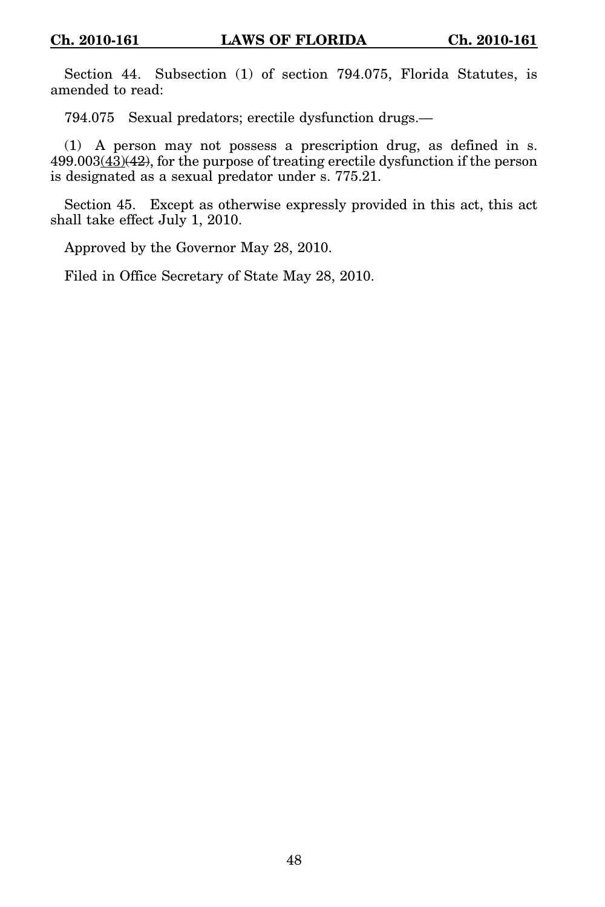Section 44. Subsection (1) of section 794.075, Florida Statutes, is amended to read:

794.075 Sexual predators; erectile dysfunction drugs.—

(1) A person may not possess a prescription drug, as defined in s. 499.003<u>(43)</u>~~(42)~~, for the purpose of treating erectile dysfunction if the person is designated as a sexual predator under s. 775.21.

Section 45. Except as otherwise expressly provided in this act, this act shall take effect July 1, 2010.

Approved by the Governor May 28, 2010.

Filed in Office Secretary of State May 28, 2010.